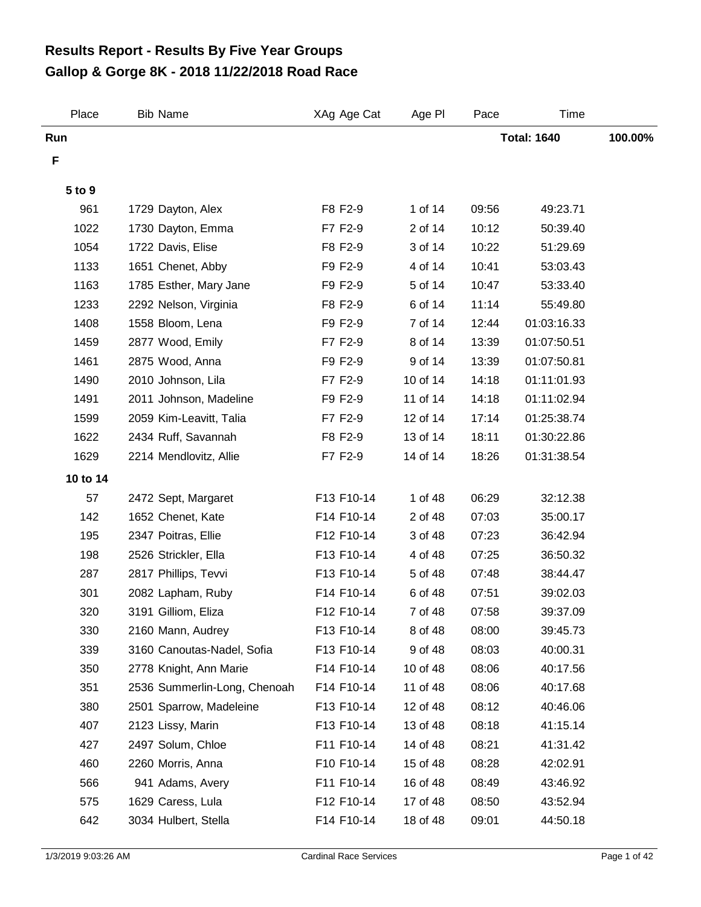# Results Report - Results By Five Year Groups
# Gallop & Gorge 8K - 2018 11/22/2018 Road Race

| Place | Bib | Name | XAg | Age Cat | Age Pl | Pace | Time | |
|---|---|---|---|---|---|---|---|---|
| **Run** | | | | | | | **Total: 1640** | **100.00%** |
| **F** | | | | | | | | |
| **5 to 9** | | | | | | | | |
| 961 | 1729 | Dayton, Alex | F8 | F2-9 | 1 of 14 | 09:56 | 49:23.71 | |
| 1022 | 1730 | Dayton, Emma | F7 | F2-9 | 2 of 14 | 10:12 | 50:39.40 | |
| 1054 | 1722 | Davis, Elise | F8 | F2-9 | 3 of 14 | 10:22 | 51:29.69 | |
| 1133 | 1651 | Chenet, Abby | F9 | F2-9 | 4 of 14 | 10:41 | 53:03.43 | |
| 1163 | 1785 | Esther, Mary Jane | F9 | F2-9 | 5 of 14 | 10:47 | 53:33.40 | |
| 1233 | 2292 | Nelson, Virginia | F8 | F2-9 | 6 of 14 | 11:14 | 55:49.80 | |
| 1408 | 1558 | Bloom, Lena | F9 | F2-9 | 7 of 14 | 12:44 | 01:03:16.33 | |
| 1459 | 2877 | Wood, Emily | F7 | F2-9 | 8 of 14 | 13:39 | 01:07:50.51 | |
| 1461 | 2875 | Wood, Anna | F9 | F2-9 | 9 of 14 | 13:39 | 01:07:50.81 | |
| 1490 | 2010 | Johnson, Lila | F7 | F2-9 | 10 of 14 | 14:18 | 01:11:01.93 | |
| 1491 | 2011 | Johnson, Madeline | F9 | F2-9 | 11 of 14 | 14:18 | 01:11:02.94 | |
| 1599 | 2059 | Kim-Leavitt, Talia | F7 | F2-9 | 12 of 14 | 17:14 | 01:25:38.74 | |
| 1622 | 2434 | Ruff, Savannah | F8 | F2-9 | 13 of 14 | 18:11 | 01:30:22.86 | |
| 1629 | 2214 | Mendlovitz, Allie | F7 | F2-9 | 14 of 14 | 18:26 | 01:31:38.54 | |
| **10 to 14** | | | | | | | | |
| 57 | 2472 | Sept, Margaret | F13 | F10-14 | 1 of 48 | 06:29 | 32:12.38 | |
| 142 | 1652 | Chenet, Kate | F14 | F10-14 | 2 of 48 | 07:03 | 35:00.17 | |
| 195 | 2347 | Poitras, Ellie | F12 | F10-14 | 3 of 48 | 07:23 | 36:42.94 | |
| 198 | 2526 | Strickler, Ella | F13 | F10-14 | 4 of 48 | 07:25 | 36:50.32 | |
| 287 | 2817 | Phillips, Tevvi | F13 | F10-14 | 5 of 48 | 07:48 | 38:44.47 | |
| 301 | 2082 | Lapham, Ruby | F14 | F10-14 | 6 of 48 | 07:51 | 39:02.03 | |
| 320 | 3191 | Gilliom, Eliza | F12 | F10-14 | 7 of 48 | 07:58 | 39:37.09 | |
| 330 | 2160 | Mann, Audrey | F13 | F10-14 | 8 of 48 | 08:00 | 39:45.73 | |
| 339 | 3160 | Canoutas-Nadel, Sofia | F13 | F10-14 | 9 of 48 | 08:03 | 40:00.31 | |
| 350 | 2778 | Knight, Ann Marie | F14 | F10-14 | 10 of 48 | 08:06 | 40:17.56 | |
| 351 | 2536 | Summerlin-Long, Chenoah | F14 | F10-14 | 11 of 48 | 08:06 | 40:17.68 | |
| 380 | 2501 | Sparrow, Madeleine | F13 | F10-14 | 12 of 48 | 08:12 | 40:46.06 | |
| 407 | 2123 | Lissy, Marin | F13 | F10-14 | 13 of 48 | 08:18 | 41:15.14 | |
| 427 | 2497 | Solum, Chloe | F11 | F10-14 | 14 of 48 | 08:21 | 41:31.42 | |
| 460 | 2260 | Morris, Anna | F10 | F10-14 | 15 of 48 | 08:28 | 42:02.91 | |
| 566 | 941 | Adams, Avery | F11 | F10-14 | 16 of 48 | 08:49 | 43:46.92 | |
| 575 | 1629 | Caress, Lula | F12 | F10-14 | 17 of 48 | 08:50 | 43:52.94 | |
| 642 | 3034 | Hulbert, Stella | F14 | F10-14 | 18 of 48 | 09:01 | 44:50.18 | |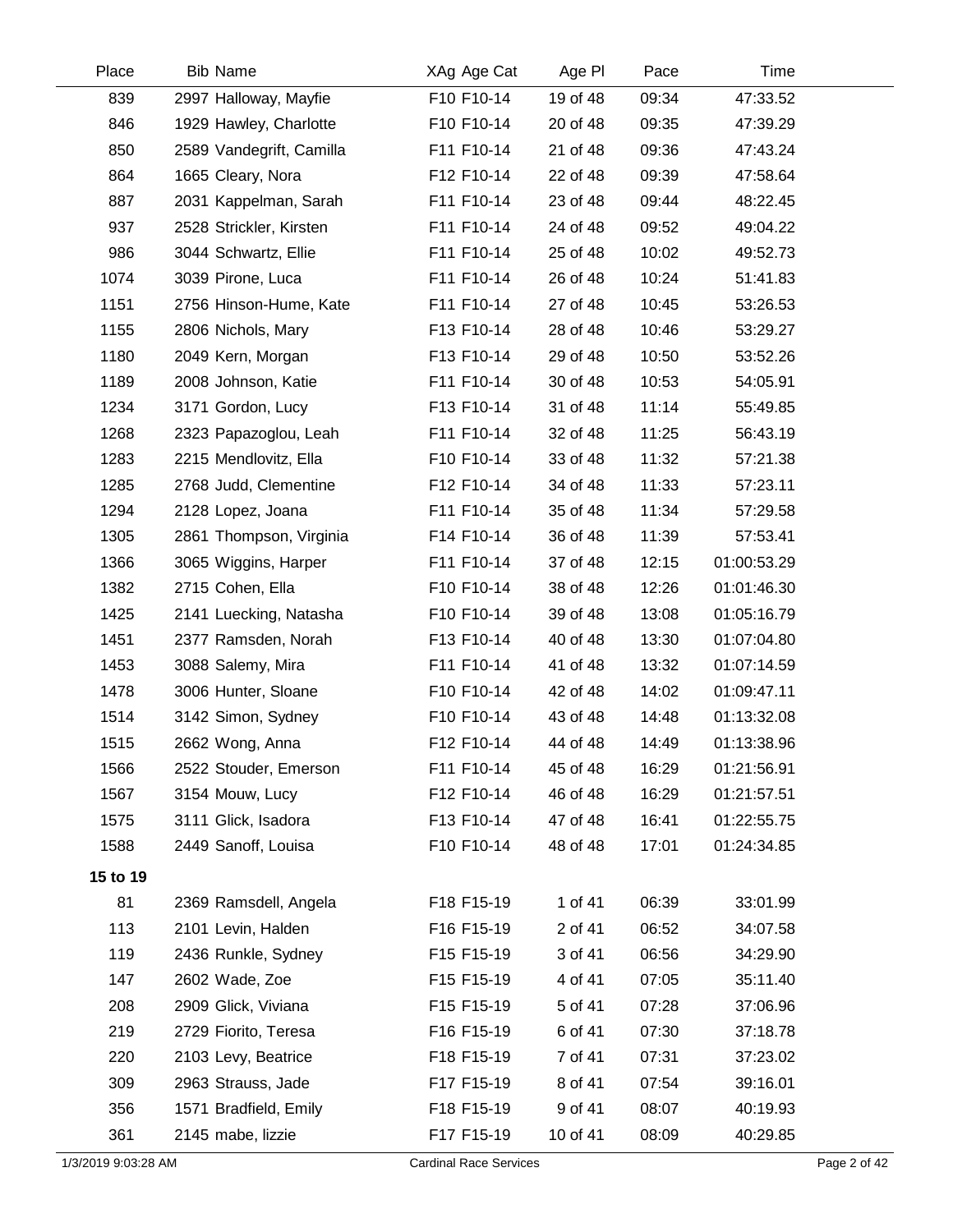| Place | Bib | Name | XAg | Age Cat | Age Pl | Pace | Time |
|---|---|---|---|---|---|---|---|
| 839 | 2997 | Halloway, Mayfie | F10 | F10-14 | 19 of 48 | 09:34 | 47:33.52 |
| 846 | 1929 | Hawley, Charlotte | F10 | F10-14 | 20 of 48 | 09:35 | 47:39.29 |
| 850 | 2589 | Vandegrift, Camilla | F11 | F10-14 | 21 of 48 | 09:36 | 47:43.24 |
| 864 | 1665 | Cleary, Nora | F12 | F10-14 | 22 of 48 | 09:39 | 47:58.64 |
| 887 | 2031 | Kappelman, Sarah | F11 | F10-14 | 23 of 48 | 09:44 | 48:22.45 |
| 937 | 2528 | Strickler, Kirsten | F11 | F10-14 | 24 of 48 | 09:52 | 49:04.22 |
| 986 | 3044 | Schwartz, Ellie | F11 | F10-14 | 25 of 48 | 10:02 | 49:52.73 |
| 1074 | 3039 | Pirone, Luca | F11 | F10-14 | 26 of 48 | 10:24 | 51:41.83 |
| 1151 | 2756 | Hinson-Hume, Kate | F11 | F10-14 | 27 of 48 | 10:45 | 53:26.53 |
| 1155 | 2806 | Nichols, Mary | F13 | F10-14 | 28 of 48 | 10:46 | 53:29.27 |
| 1180 | 2049 | Kern, Morgan | F13 | F10-14 | 29 of 48 | 10:50 | 53:52.26 |
| 1189 | 2008 | Johnson, Katie | F11 | F10-14 | 30 of 48 | 10:53 | 54:05.91 |
| 1234 | 3171 | Gordon, Lucy | F13 | F10-14 | 31 of 48 | 11:14 | 55:49.85 |
| 1268 | 2323 | Papazoglou, Leah | F11 | F10-14 | 32 of 48 | 11:25 | 56:43.19 |
| 1283 | 2215 | Mendlovitz, Ella | F10 | F10-14 | 33 of 48 | 11:32 | 57:21.38 |
| 1285 | 2768 | Judd, Clementine | F12 | F10-14 | 34 of 48 | 11:33 | 57:23.11 |
| 1294 | 2128 | Lopez, Joana | F11 | F10-14 | 35 of 48 | 11:34 | 57:29.58 |
| 1305 | 2861 | Thompson, Virginia | F14 | F10-14 | 36 of 48 | 11:39 | 57:53.41 |
| 1366 | 3065 | Wiggins, Harper | F11 | F10-14 | 37 of 48 | 12:15 | 01:00:53.29 |
| 1382 | 2715 | Cohen, Ella | F10 | F10-14 | 38 of 48 | 12:26 | 01:01:46.30 |
| 1425 | 2141 | Luecking, Natasha | F10 | F10-14 | 39 of 48 | 13:08 | 01:05:16.79 |
| 1451 | 2377 | Ramsden, Norah | F13 | F10-14 | 40 of 48 | 13:30 | 01:07:04.80 |
| 1453 | 3088 | Salemy, Mira | F11 | F10-14 | 41 of 48 | 13:32 | 01:07:14.59 |
| 1478 | 3006 | Hunter, Sloane | F10 | F10-14 | 42 of 48 | 14:02 | 01:09:47.11 |
| 1514 | 3142 | Simon, Sydney | F10 | F10-14 | 43 of 48 | 14:48 | 01:13:32.08 |
| 1515 | 2662 | Wong, Anna | F12 | F10-14 | 44 of 48 | 14:49 | 01:13:38.96 |
| 1566 | 2522 | Stouder, Emerson | F11 | F10-14 | 45 of 48 | 16:29 | 01:21:56.91 |
| 1567 | 3154 | Mouw, Lucy | F12 | F10-14 | 46 of 48 | 16:29 | 01:21:57.51 |
| 1575 | 3111 | Glick, Isadora | F13 | F10-14 | 47 of 48 | 16:41 | 01:22:55.75 |
| 1588 | 2449 | Sanoff, Louisa | F10 | F10-14 | 48 of 48 | 17:01 | 01:24:34.85 |
| **15 to 19** | | | | | | | |
| 81 | 2369 | Ramsdell, Angela | F18 | F15-19 | 1 of 41 | 06:39 | 33:01.99 |
| 113 | 2101 | Levin, Halden | F16 | F15-19 | 2 of 41 | 06:52 | 34:07.58 |
| 119 | 2436 | Runkle, Sydney | F15 | F15-19 | 3 of 41 | 06:56 | 34:29.90 |
| 147 | 2602 | Wade, Zoe | F15 | F15-19 | 4 of 41 | 07:05 | 35:11.40 |
| 208 | 2909 | Glick, Viviana | F15 | F15-19 | 5 of 41 | 07:28 | 37:06.96 |
| 219 | 2729 | Fiorito, Teresa | F16 | F15-19 | 6 of 41 | 07:30 | 37:18.78 |
| 220 | 2103 | Levy, Beatrice | F18 | F15-19 | 7 of 41 | 07:31 | 37:23.02 |
| 309 | 2963 | Strauss, Jade | F17 | F15-19 | 8 of 41 | 07:54 | 39:16.01 |
| 356 | 1571 | Bradfield, Emily | F18 | F15-19 | 9 of 41 | 08:07 | 40:19.93 |
| 361 | 2145 | mabe, lizzie | F17 | F15-19 | 10 of 41 | 08:09 | 40:29.85 |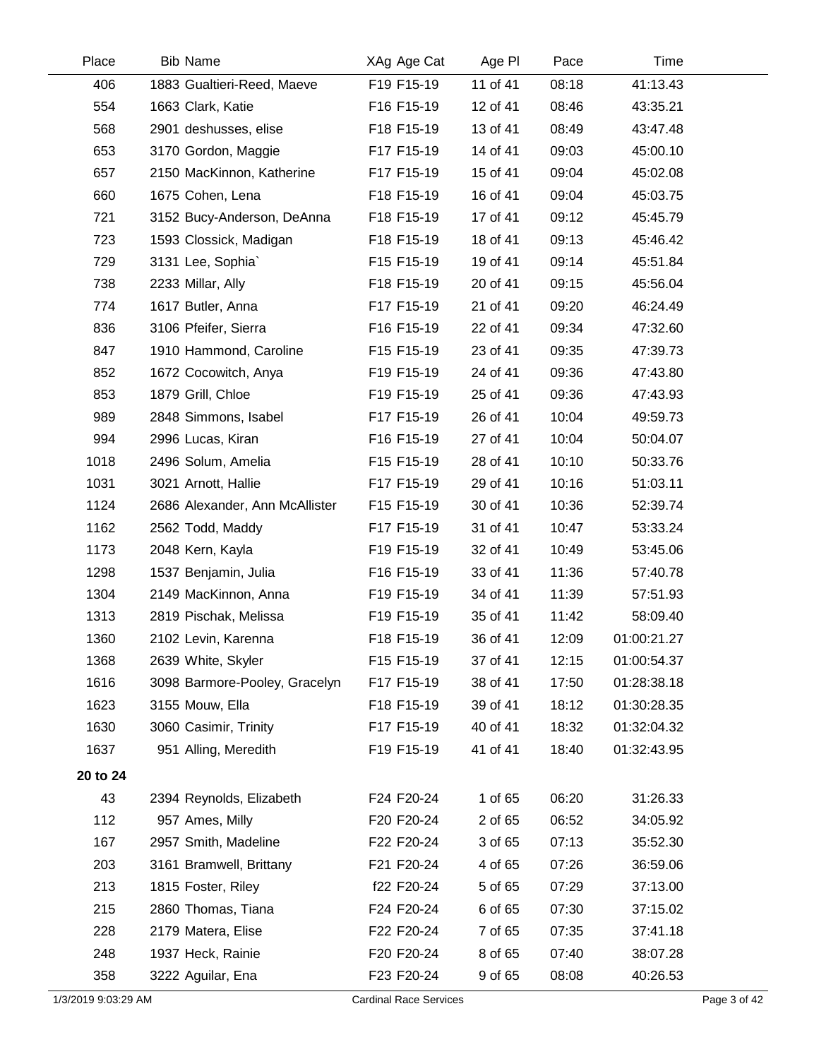| Place | Bib | Name | XAg | Age Cat | Age Pl | Pace | Time |
|---|---|---|---|---|---|---|---|
| 406 | 1883 | Gualtieri-Reed, Maeve | F19 | F15-19 | 11 of 41 | 08:18 | 41:13.43 |
| 554 | 1663 | Clark, Katie | F16 | F15-19 | 12 of 41 | 08:46 | 43:35.21 |
| 568 | 2901 | deshusses, elise | F18 | F15-19 | 13 of 41 | 08:49 | 43:47.48 |
| 653 | 3170 | Gordon, Maggie | F17 | F15-19 | 14 of 41 | 09:03 | 45:00.10 |
| 657 | 2150 | MacKinnon, Katherine | F17 | F15-19 | 15 of 41 | 09:04 | 45:02.08 |
| 660 | 1675 | Cohen, Lena | F18 | F15-19 | 16 of 41 | 09:04 | 45:03.75 |
| 721 | 3152 | Bucy-Anderson, DeAnna | F18 | F15-19 | 17 of 41 | 09:12 | 45:45.79 |
| 723 | 1593 | Clossick, Madigan | F18 | F15-19 | 18 of 41 | 09:13 | 45:46.42 |
| 729 | 3131 | Lee, Sophia` | F15 | F15-19 | 19 of 41 | 09:14 | 45:51.84 |
| 738 | 2233 | Millar, Ally | F18 | F15-19 | 20 of 41 | 09:15 | 45:56.04 |
| 774 | 1617 | Butler, Anna | F17 | F15-19 | 21 of 41 | 09:20 | 46:24.49 |
| 836 | 3106 | Pfeifer, Sierra | F16 | F15-19 | 22 of 41 | 09:34 | 47:32.60 |
| 847 | 1910 | Hammond, Caroline | F15 | F15-19 | 23 of 41 | 09:35 | 47:39.73 |
| 852 | 1672 | Cocowitch, Anya | F19 | F15-19 | 24 of 41 | 09:36 | 47:43.80 |
| 853 | 1879 | Grill, Chloe | F19 | F15-19 | 25 of 41 | 09:36 | 47:43.93 |
| 989 | 2848 | Simmons, Isabel | F17 | F15-19 | 26 of 41 | 10:04 | 49:59.73 |
| 994 | 2996 | Lucas, Kiran | F16 | F15-19 | 27 of 41 | 10:04 | 50:04.07 |
| 1018 | 2496 | Solum, Amelia | F15 | F15-19 | 28 of 41 | 10:10 | 50:33.76 |
| 1031 | 3021 | Arnott, Hallie | F17 | F15-19 | 29 of 41 | 10:16 | 51:03.11 |
| 1124 | 2686 | Alexander, Ann McAllister | F15 | F15-19 | 30 of 41 | 10:36 | 52:39.74 |
| 1162 | 2562 | Todd, Maddy | F17 | F15-19 | 31 of 41 | 10:47 | 53:33.24 |
| 1173 | 2048 | Kern, Kayla | F19 | F15-19 | 32 of 41 | 10:49 | 53:45.06 |
| 1298 | 1537 | Benjamin, Julia | F16 | F15-19 | 33 of 41 | 11:36 | 57:40.78 |
| 1304 | 2149 | MacKinnon, Anna | F19 | F15-19 | 34 of 41 | 11:39 | 57:51.93 |
| 1313 | 2819 | Pischak, Melissa | F19 | F15-19 | 35 of 41 | 11:42 | 58:09.40 |
| 1360 | 2102 | Levin, Karenna | F18 | F15-19 | 36 of 41 | 12:09 | 01:00:21.27 |
| 1368 | 2639 | White, Skyler | F15 | F15-19 | 37 of 41 | 12:15 | 01:00:54.37 |
| 1616 | 3098 | Barmore-Pooley, Gracelyn | F17 | F15-19 | 38 of 41 | 17:50 | 01:28:38.18 |
| 1623 | 3155 | Mouw, Ella | F18 | F15-19 | 39 of 41 | 18:12 | 01:30:28.35 |
| 1630 | 3060 | Casimir, Trinity | F17 | F15-19 | 40 of 41 | 18:32 | 01:32:04.32 |
| 1637 | 951 | Alling, Meredith | F19 | F15-19 | 41 of 41 | 18:40 | 01:32:43.95 |
| **20 to 24** | | | | | | | |
| 43 | 2394 | Reynolds, Elizabeth | F24 | F20-24 | 1 of 65 | 06:20 | 31:26.33 |
| 112 | 957 | Ames, Milly | F20 | F20-24 | 2 of 65 | 06:52 | 34:05.92 |
| 167 | 2957 | Smith, Madeline | F22 | F20-24 | 3 of 65 | 07:13 | 35:52.30 |
| 203 | 3161 | Bramwell, Brittany | F21 | F20-24 | 4 of 65 | 07:26 | 36:59.06 |
| 213 | 1815 | Foster, Riley | f22 | F20-24 | 5 of 65 | 07:29 | 37:13.00 |
| 215 | 2860 | Thomas, Tiana | F24 | F20-24 | 6 of 65 | 07:30 | 37:15.02 |
| 228 | 2179 | Matera, Elise | F22 | F20-24 | 7 of 65 | 07:35 | 37:41.18 |
| 248 | 1937 | Heck, Rainie | F20 | F20-24 | 8 of 65 | 07:40 | 38:07.28 |
| 358 | 3222 | Aguilar, Ena | F23 | F20-24 | 9 of 65 | 08:08 | 40:26.53 |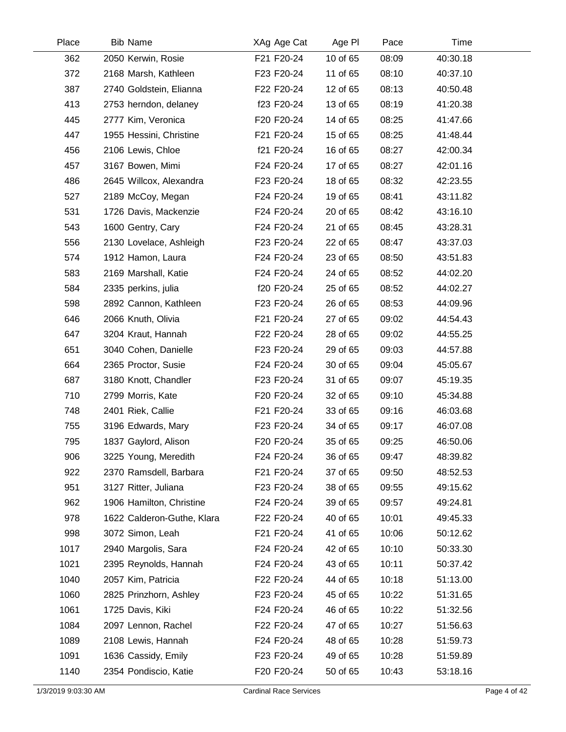| Place | Bib | Name | XAg | Age Cat | Age Pl | Pace | Time |
|---|---|---|---|---|---|---|---|
| 362 | 2050 | Kerwin, Rosie | F21 | F20-24 | 10 of 65 | 08:09 | 40:30.18 |
| 372 | 2168 | Marsh, Kathleen | F23 | F20-24 | 11 of 65 | 08:10 | 40:37.10 |
| 387 | 2740 | Goldstein, Elianna | F22 | F20-24 | 12 of 65 | 08:13 | 40:50.48 |
| 413 | 2753 | herndon, delaney | f23 | F20-24 | 13 of 65 | 08:19 | 41:20.38 |
| 445 | 2777 | Kim, Veronica | F20 | F20-24 | 14 of 65 | 08:25 | 41:47.66 |
| 447 | 1955 | Hessini, Christine | F21 | F20-24 | 15 of 65 | 08:25 | 41:48.44 |
| 456 | 2106 | Lewis, Chloe | f21 | F20-24 | 16 of 65 | 08:27 | 42:00.34 |
| 457 | 3167 | Bowen, Mimi | F24 | F20-24 | 17 of 65 | 08:27 | 42:01.16 |
| 486 | 2645 | Willcox, Alexandra | F23 | F20-24 | 18 of 65 | 08:32 | 42:23.55 |
| 527 | 2189 | McCoy, Megan | F24 | F20-24 | 19 of 65 | 08:41 | 43:11.82 |
| 531 | 1726 | Davis, Mackenzie | F24 | F20-24 | 20 of 65 | 08:42 | 43:16.10 |
| 543 | 1600 | Gentry, Cary | F24 | F20-24 | 21 of 65 | 08:45 | 43:28.31 |
| 556 | 2130 | Lovelace, Ashleigh | F23 | F20-24 | 22 of 65 | 08:47 | 43:37.03 |
| 574 | 1912 | Hamon, Laura | F24 | F20-24 | 23 of 65 | 08:50 | 43:51.83 |
| 583 | 2169 | Marshall, Katie | F24 | F20-24 | 24 of 65 | 08:52 | 44:02.20 |
| 584 | 2335 | perkins, julia | f20 | F20-24 | 25 of 65 | 08:52 | 44:02.27 |
| 598 | 2892 | Cannon, Kathleen | F23 | F20-24 | 26 of 65 | 08:53 | 44:09.96 |
| 646 | 2066 | Knuth, Olivia | F21 | F20-24 | 27 of 65 | 09:02 | 44:54.43 |
| 647 | 3204 | Kraut, Hannah | F22 | F20-24 | 28 of 65 | 09:02 | 44:55.25 |
| 651 | 3040 | Cohen, Danielle | F23 | F20-24 | 29 of 65 | 09:03 | 44:57.88 |
| 664 | 2365 | Proctor, Susie | F24 | F20-24 | 30 of 65 | 09:04 | 45:05.67 |
| 687 | 3180 | Knott, Chandler | F23 | F20-24 | 31 of 65 | 09:07 | 45:19.35 |
| 710 | 2799 | Morris, Kate | F20 | F20-24 | 32 of 65 | 09:10 | 45:34.88 |
| 748 | 2401 | Riek, Callie | F21 | F20-24 | 33 of 65 | 09:16 | 46:03.68 |
| 755 | 3196 | Edwards, Mary | F23 | F20-24 | 34 of 65 | 09:17 | 46:07.08 |
| 795 | 1837 | Gaylord, Alison | F20 | F20-24 | 35 of 65 | 09:25 | 46:50.06 |
| 906 | 3225 | Young, Meredith | F24 | F20-24 | 36 of 65 | 09:47 | 48:39.82 |
| 922 | 2370 | Ramsdell, Barbara | F21 | F20-24 | 37 of 65 | 09:50 | 48:52.53 |
| 951 | 3127 | Ritter, Juliana | F23 | F20-24 | 38 of 65 | 09:55 | 49:15.62 |
| 962 | 1906 | Hamilton, Christine | F24 | F20-24 | 39 of 65 | 09:57 | 49:24.81 |
| 978 | 1622 | Calderon-Guthe, Klara | F22 | F20-24 | 40 of 65 | 10:01 | 49:45.33 |
| 998 | 3072 | Simon, Leah | F21 | F20-24 | 41 of 65 | 10:06 | 50:12.62 |
| 1017 | 2940 | Margolis, Sara | F24 | F20-24 | 42 of 65 | 10:10 | 50:33.30 |
| 1021 | 2395 | Reynolds, Hannah | F24 | F20-24 | 43 of 65 | 10:11 | 50:37.42 |
| 1040 | 2057 | Kim, Patricia | F22 | F20-24 | 44 of 65 | 10:18 | 51:13.00 |
| 1060 | 2825 | Prinzhorn, Ashley | F23 | F20-24 | 45 of 65 | 10:22 | 51:31.65 |
| 1061 | 1725 | Davis, Kiki | F24 | F20-24 | 46 of 65 | 10:22 | 51:32.56 |
| 1084 | 2097 | Lennon, Rachel | F22 | F20-24 | 47 of 65 | 10:27 | 51:56.63 |
| 1089 | 2108 | Lewis, Hannah | F24 | F20-24 | 48 of 65 | 10:28 | 51:59.73 |
| 1091 | 1636 | Cassidy, Emily | F23 | F20-24 | 49 of 65 | 10:28 | 51:59.89 |
| 1140 | 2354 | Pondiscio, Katie | F20 | F20-24 | 50 of 65 | 10:43 | 53:18.16 |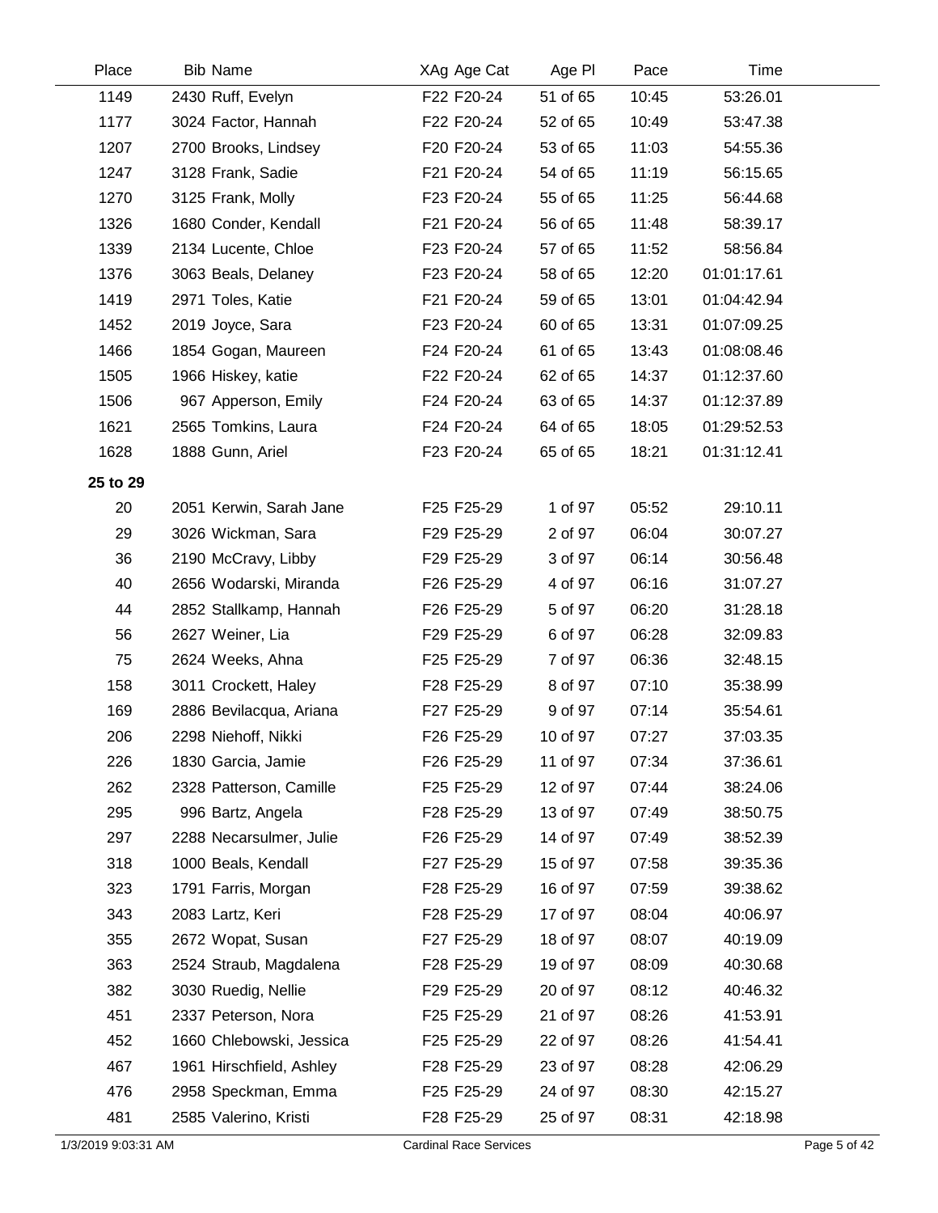| Place | Bib | Name | XAg | Age Cat | Age Pl | Pace | Time |
|---|---|---|---|---|---|---|---|
| 1149 | 2430 | Ruff, Evelyn | F22 | F20-24 | 51 of 65 | 10:45 | 53:26.01 |
| 1177 | 3024 | Factor, Hannah | F22 | F20-24 | 52 of 65 | 10:49 | 53:47.38 |
| 1207 | 2700 | Brooks, Lindsey | F20 | F20-24 | 53 of 65 | 11:03 | 54:55.36 |
| 1247 | 3128 | Frank, Sadie | F21 | F20-24 | 54 of 65 | 11:19 | 56:15.65 |
| 1270 | 3125 | Frank, Molly | F23 | F20-24 | 55 of 65 | 11:25 | 56:44.68 |
| 1326 | 1680 | Conder, Kendall | F21 | F20-24 | 56 of 65 | 11:48 | 58:39.17 |
| 1339 | 2134 | Lucente, Chloe | F23 | F20-24 | 57 of 65 | 11:52 | 58:56.84 |
| 1376 | 3063 | Beals, Delaney | F23 | F20-24 | 58 of 65 | 12:20 | 01:01:17.61 |
| 1419 | 2971 | Toles, Katie | F21 | F20-24 | 59 of 65 | 13:01 | 01:04:42.94 |
| 1452 | 2019 | Joyce, Sara | F23 | F20-24 | 60 of 65 | 13:31 | 01:07:09.25 |
| 1466 | 1854 | Gogan, Maureen | F24 | F20-24 | 61 of 65 | 13:43 | 01:08:08.46 |
| 1505 | 1966 | Hiskey, katie | F22 | F20-24 | 62 of 65 | 14:37 | 01:12:37.60 |
| 1506 | 967 | Apperson, Emily | F24 | F20-24 | 63 of 65 | 14:37 | 01:12:37.89 |
| 1621 | 2565 | Tomkins, Laura | F24 | F20-24 | 64 of 65 | 18:05 | 01:29:52.53 |
| 1628 | 1888 | Gunn, Ariel | F23 | F20-24 | 65 of 65 | 18:21 | 01:31:12.41 |
| **25 to 29** | | | | | | | |
| 20 | 2051 | Kerwin, Sarah Jane | F25 | F25-29 | 1 of 97 | 05:52 | 29:10.11 |
| 29 | 3026 | Wickman, Sara | F29 | F25-29 | 2 of 97 | 06:04 | 30:07.27 |
| 36 | 2190 | McCravy, Libby | F29 | F25-29 | 3 of 97 | 06:14 | 30:56.48 |
| 40 | 2656 | Wodarski, Miranda | F26 | F25-29 | 4 of 97 | 06:16 | 31:07.27 |
| 44 | 2852 | Stallkamp, Hannah | F26 | F25-29 | 5 of 97 | 06:20 | 31:28.18 |
| 56 | 2627 | Weiner, Lia | F29 | F25-29 | 6 of 97 | 06:28 | 32:09.83 |
| 75 | 2624 | Weeks, Ahna | F25 | F25-29 | 7 of 97 | 06:36 | 32:48.15 |
| 158 | 3011 | Crockett, Haley | F28 | F25-29 | 8 of 97 | 07:10 | 35:38.99 |
| 169 | 2886 | Bevilacqua, Ariana | F27 | F25-29 | 9 of 97 | 07:14 | 35:54.61 |
| 206 | 2298 | Niehoff, Nikki | F26 | F25-29 | 10 of 97 | 07:27 | 37:03.35 |
| 226 | 1830 | Garcia, Jamie | F26 | F25-29 | 11 of 97 | 07:34 | 37:36.61 |
| 262 | 2328 | Patterson, Camille | F25 | F25-29 | 12 of 97 | 07:44 | 38:24.06 |
| 295 | 996 | Bartz, Angela | F28 | F25-29 | 13 of 97 | 07:49 | 38:50.75 |
| 297 | 2288 | Necarsulmer, Julie | F26 | F25-29 | 14 of 97 | 07:49 | 38:52.39 |
| 318 | 1000 | Beals, Kendall | F27 | F25-29 | 15 of 97 | 07:58 | 39:35.36 |
| 323 | 1791 | Farris, Morgan | F28 | F25-29 | 16 of 97 | 07:59 | 39:38.62 |
| 343 | 2083 | Lartz, Keri | F28 | F25-29 | 17 of 97 | 08:04 | 40:06.97 |
| 355 | 2672 | Wopat, Susan | F27 | F25-29 | 18 of 97 | 08:07 | 40:19.09 |
| 363 | 2524 | Straub, Magdalena | F28 | F25-29 | 19 of 97 | 08:09 | 40:30.68 |
| 382 | 3030 | Ruedig, Nellie | F29 | F25-29 | 20 of 97 | 08:12 | 40:46.32 |
| 451 | 2337 | Peterson, Nora | F25 | F25-29 | 21 of 97 | 08:26 | 41:53.91 |
| 452 | 1660 | Chlebowski, Jessica | F25 | F25-29 | 22 of 97 | 08:26 | 41:54.41 |
| 467 | 1961 | Hirschfield, Ashley | F28 | F25-29 | 23 of 97 | 08:28 | 42:06.29 |
| 476 | 2958 | Speckman, Emma | F25 | F25-29 | 24 of 97 | 08:30 | 42:15.27 |
| 481 | 2585 | Valerino, Kristi | F28 | F25-29 | 25 of 97 | 08:31 | 42:18.98 |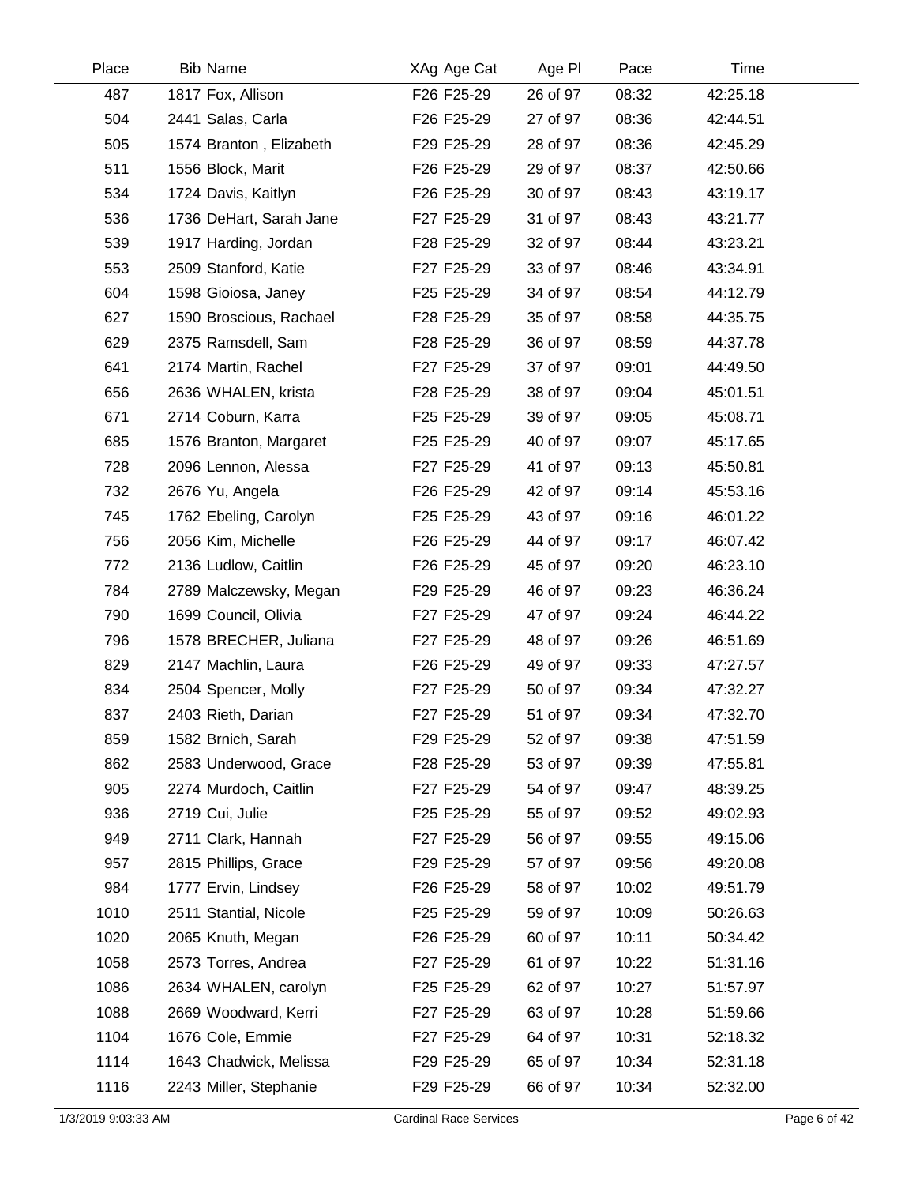| Place | Bib Name | XAg Age Cat | Age Pl | Pace | Time |
|---|---|---|---|---|---|
| 487 | 1817 Fox, Allison | F26 F25-29 | 26 of 97 | 08:32 | 42:25.18 |
| 504 | 2441 Salas, Carla | F26 F25-29 | 27 of 97 | 08:36 | 42:44.51 |
| 505 | 1574 Branton , Elizabeth | F29 F25-29 | 28 of 97 | 08:36 | 42:45.29 |
| 511 | 1556 Block, Marit | F26 F25-29 | 29 of 97 | 08:37 | 42:50.66 |
| 534 | 1724 Davis, Kaitlyn | F26 F25-29 | 30 of 97 | 08:43 | 43:19.17 |
| 536 | 1736 DeHart, Sarah Jane | F27 F25-29 | 31 of 97 | 08:43 | 43:21.77 |
| 539 | 1917 Harding, Jordan | F28 F25-29 | 32 of 97 | 08:44 | 43:23.21 |
| 553 | 2509 Stanford, Katie | F27 F25-29 | 33 of 97 | 08:46 | 43:34.91 |
| 604 | 1598 Gioiosa, Janey | F25 F25-29 | 34 of 97 | 08:54 | 44:12.79 |
| 627 | 1590 Broscious, Rachael | F28 F25-29 | 35 of 97 | 08:58 | 44:35.75 |
| 629 | 2375 Ramsdell, Sam | F28 F25-29 | 36 of 97 | 08:59 | 44:37.78 |
| 641 | 2174 Martin, Rachel | F27 F25-29 | 37 of 97 | 09:01 | 44:49.50 |
| 656 | 2636 WHALEN, krista | F28 F25-29 | 38 of 97 | 09:04 | 45:01.51 |
| 671 | 2714 Coburn, Karra | F25 F25-29 | 39 of 97 | 09:05 | 45:08.71 |
| 685 | 1576 Branton, Margaret | F25 F25-29 | 40 of 97 | 09:07 | 45:17.65 |
| 728 | 2096 Lennon, Alessa | F27 F25-29 | 41 of 97 | 09:13 | 45:50.81 |
| 732 | 2676 Yu, Angela | F26 F25-29 | 42 of 97 | 09:14 | 45:53.16 |
| 745 | 1762 Ebeling, Carolyn | F25 F25-29 | 43 of 97 | 09:16 | 46:01.22 |
| 756 | 2056 Kim, Michelle | F26 F25-29 | 44 of 97 | 09:17 | 46:07.42 |
| 772 | 2136 Ludlow, Caitlin | F26 F25-29 | 45 of 97 | 09:20 | 46:23.10 |
| 784 | 2789 Malczewsky, Megan | F29 F25-29 | 46 of 97 | 09:23 | 46:36.24 |
| 790 | 1699 Council, Olivia | F27 F25-29 | 47 of 97 | 09:24 | 46:44.22 |
| 796 | 1578 BRECHER, Juliana | F27 F25-29 | 48 of 97 | 09:26 | 46:51.69 |
| 829 | 2147 Machlin, Laura | F26 F25-29 | 49 of 97 | 09:33 | 47:27.57 |
| 834 | 2504 Spencer, Molly | F27 F25-29 | 50 of 97 | 09:34 | 47:32.27 |
| 837 | 2403 Rieth, Darian | F27 F25-29 | 51 of 97 | 09:34 | 47:32.70 |
| 859 | 1582 Brnich, Sarah | F29 F25-29 | 52 of 97 | 09:38 | 47:51.59 |
| 862 | 2583 Underwood, Grace | F28 F25-29 | 53 of 97 | 09:39 | 47:55.81 |
| 905 | 2274 Murdoch, Caitlin | F27 F25-29 | 54 of 97 | 09:47 | 48:39.25 |
| 936 | 2719 Cui, Julie | F25 F25-29 | 55 of 97 | 09:52 | 49:02.93 |
| 949 | 2711 Clark, Hannah | F27 F25-29 | 56 of 97 | 09:55 | 49:15.06 |
| 957 | 2815 Phillips, Grace | F29 F25-29 | 57 of 97 | 09:56 | 49:20.08 |
| 984 | 1777 Ervin, Lindsey | F26 F25-29 | 58 of 97 | 10:02 | 49:51.79 |
| 1010 | 2511 Stantial, Nicole | F25 F25-29 | 59 of 97 | 10:09 | 50:26.63 |
| 1020 | 2065 Knuth, Megan | F26 F25-29 | 60 of 97 | 10:11 | 50:34.42 |
| 1058 | 2573 Torres, Andrea | F27 F25-29 | 61 of 97 | 10:22 | 51:31.16 |
| 1086 | 2634 WHALEN, carolyn | F25 F25-29 | 62 of 97 | 10:27 | 51:57.97 |
| 1088 | 2669 Woodward, Kerri | F27 F25-29 | 63 of 97 | 10:28 | 51:59.66 |
| 1104 | 1676 Cole, Emmie | F27 F25-29 | 64 of 97 | 10:31 | 52:18.32 |
| 1114 | 1643 Chadwick, Melissa | F29 F25-29 | 65 of 97 | 10:34 | 52:31.18 |
| 1116 | 2243 Miller, Stephanie | F29 F25-29 | 66 of 97 | 10:34 | 52:32.00 |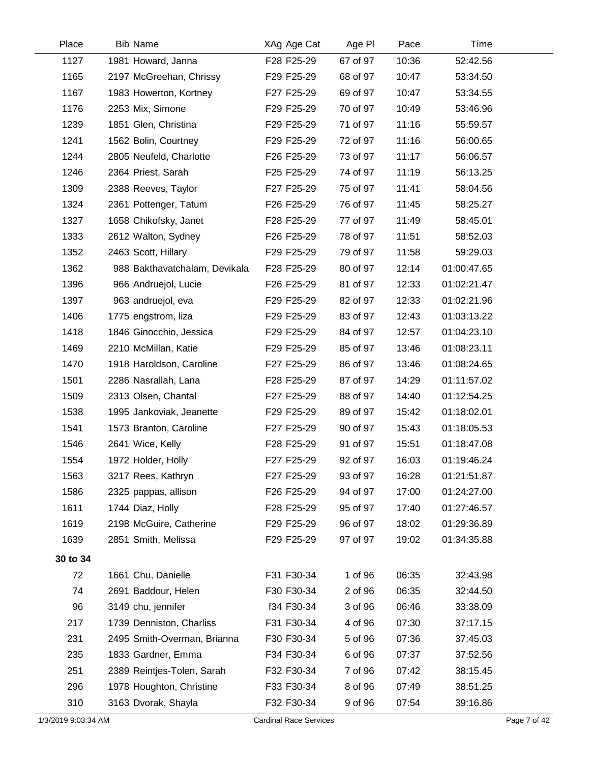| Place | Bib Name | XAg Age Cat | Age Pl | Pace | Time |
|---|---|---|---|---|---|
| 1127 | 1981 Howard, Janna | F28 F25-29 | 67 of 97 | 10:36 | 52:42.56 |
| 1165 | 2197 McGreehan, Chrissy | F29 F25-29 | 68 of 97 | 10:47 | 53:34.50 |
| 1167 | 1983 Howerton, Kortney | F27 F25-29 | 69 of 97 | 10:47 | 53:34.55 |
| 1176 | 2253 Mix, Simone | F29 F25-29 | 70 of 97 | 10:49 | 53:46.96 |
| 1239 | 1851 Glen, Christina | F29 F25-29 | 71 of 97 | 11:16 | 55:59.57 |
| 1241 | 1562 Bolin, Courtney | F29 F25-29 | 72 of 97 | 11:16 | 56:00.65 |
| 1244 | 2805 Neufeld, Charlotte | F26 F25-29 | 73 of 97 | 11:17 | 56:06.57 |
| 1246 | 2364 Priest, Sarah | F25 F25-29 | 74 of 97 | 11:19 | 56:13.25 |
| 1309 | 2388 Reeves, Taylor | F27 F25-29 | 75 of 97 | 11:41 | 58:04.56 |
| 1324 | 2361 Pottenger, Tatum | F26 F25-29 | 76 of 97 | 11:45 | 58:25.27 |
| 1327 | 1658 Chikofsky, Janet | F28 F25-29 | 77 of 97 | 11:49 | 58:45.01 |
| 1333 | 2612 Walton, Sydney | F26 F25-29 | 78 of 97 | 11:51 | 58:52.03 |
| 1352 | 2463 Scott, Hillary | F29 F25-29 | 79 of 97 | 11:58 | 59:29.03 |
| 1362 | 988 Bakthavatchalam, Devikala | F28 F25-29 | 80 of 97 | 12:14 | 01:00:47.65 |
| 1396 | 966 Andruejol, Lucie | F26 F25-29 | 81 of 97 | 12:33 | 01:02:21.47 |
| 1397 | 963 andruejol, eva | F29 F25-29 | 82 of 97 | 12:33 | 01:02:21.96 |
| 1406 | 1775 engstrom, liza | F29 F25-29 | 83 of 97 | 12:43 | 01:03:13.22 |
| 1418 | 1846 Ginocchio, Jessica | F29 F25-29 | 84 of 97 | 12:57 | 01:04:23.10 |
| 1469 | 2210 McMillan, Katie | F29 F25-29 | 85 of 97 | 13:46 | 01:08:23.11 |
| 1470 | 1918 Haroldson, Caroline | F27 F25-29 | 86 of 97 | 13:46 | 01:08:24.65 |
| 1501 | 2286 Nasrallah, Lana | F28 F25-29 | 87 of 97 | 14:29 | 01:11:57.02 |
| 1509 | 2313 Olsen, Chantal | F27 F25-29 | 88 of 97 | 14:40 | 01:12:54.25 |
| 1538 | 1995 Jankoviak, Jeanette | F29 F25-29 | 89 of 97 | 15:42 | 01:18:02.01 |
| 1541 | 1573 Branton, Caroline | F27 F25-29 | 90 of 97 | 15:43 | 01:18:05.53 |
| 1546 | 2641 Wice, Kelly | F28 F25-29 | 91 of 97 | 15:51 | 01:18:47.08 |
| 1554 | 1972 Holder, Holly | F27 F25-29 | 92 of 97 | 16:03 | 01:19:46.24 |
| 1563 | 3217 Rees, Kathryn | F27 F25-29 | 93 of 97 | 16:28 | 01:21:51.87 |
| 1586 | 2325 pappas, allison | F26 F25-29 | 94 of 97 | 17:00 | 01:24:27.00 |
| 1611 | 1744 Diaz, Holly | F28 F25-29 | 95 of 97 | 17:40 | 01:27:46.57 |
| 1619 | 2198 McGuire, Catherine | F29 F25-29 | 96 of 97 | 18:02 | 01:29:36.89 |
| 1639 | 2851 Smith, Melissa | F29 F25-29 | 97 of 97 | 19:02 | 01:34:35.88 |
| **30 to 34** | | | | | |
| 72 | 1661 Chu, Danielle | F31 F30-34 | 1 of 96 | 06:35 | 32:43.98 |
| 74 | 2691 Baddour, Helen | F30 F30-34 | 2 of 96 | 06:35 | 32:44.50 |
| 96 | 3149 chu, jennifer | f34 F30-34 | 3 of 96 | 06:46 | 33:38.09 |
| 217 | 1739 Denniston, Charliss | F31 F30-34 | 4 of 96 | 07:30 | 37:17.15 |
| 231 | 2495 Smith-Overman, Brianna | F30 F30-34 | 5 of 96 | 07:36 | 37:45.03 |
| 235 | 1833 Gardner, Emma | F34 F30-34 | 6 of 96 | 07:37 | 37:52.56 |
| 251 | 2389 Reintjes-Tolen, Sarah | F32 F30-34 | 7 of 96 | 07:42 | 38:15.45 |
| 296 | 1978 Houghton, Christine | F33 F30-34 | 8 of 96 | 07:49 | 38:51.25 |
| 310 | 3163 Dvorak, Shayla | F32 F30-34 | 9 of 96 | 07:54 | 39:16.86 |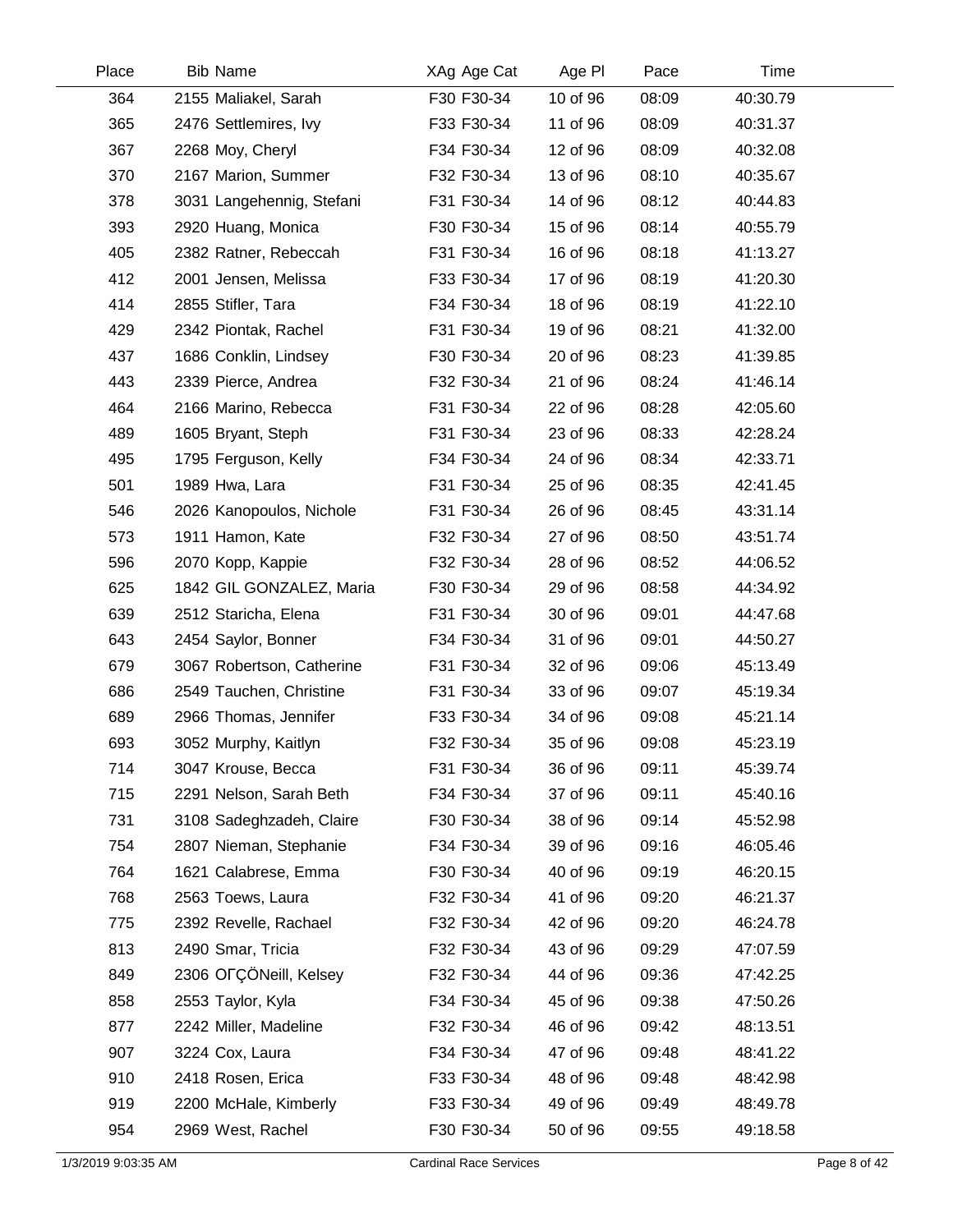| Place | Bib | Name | XAg | Age Cat | Age Pl | Pace | Time |
|---|---|---|---|---|---|---|---|
| 364 | 2155 | Maliakel, Sarah | F30 | F30-34 | 10 of 96 | 08:09 | 40:30.79 |
| 365 | 2476 | Settlemires, Ivy | F33 | F30-34 | 11 of 96 | 08:09 | 40:31.37 |
| 367 | 2268 | Moy, Cheryl | F34 | F30-34 | 12 of 96 | 08:09 | 40:32.08 |
| 370 | 2167 | Marion, Summer | F32 | F30-34 | 13 of 96 | 08:10 | 40:35.67 |
| 378 | 3031 | Langehennig, Stefani | F31 | F30-34 | 14 of 96 | 08:12 | 40:44.83 |
| 393 | 2920 | Huang, Monica | F30 | F30-34 | 15 of 96 | 08:14 | 40:55.79 |
| 405 | 2382 | Ratner, Rebeccah | F31 | F30-34 | 16 of 96 | 08:18 | 41:13.27 |
| 412 | 2001 | Jensen, Melissa | F33 | F30-34 | 17 of 96 | 08:19 | 41:20.30 |
| 414 | 2855 | Stifler, Tara | F34 | F30-34 | 18 of 96 | 08:19 | 41:22.10 |
| 429 | 2342 | Piontak, Rachel | F31 | F30-34 | 19 of 96 | 08:21 | 41:32.00 |
| 437 | 1686 | Conklin, Lindsey | F30 | F30-34 | 20 of 96 | 08:23 | 41:39.85 |
| 443 | 2339 | Pierce, Andrea | F32 | F30-34 | 21 of 96 | 08:24 | 41:46.14 |
| 464 | 2166 | Marino, Rebecca | F31 | F30-34 | 22 of 96 | 08:28 | 42:05.60 |
| 489 | 1605 | Bryant, Steph | F31 | F30-34 | 23 of 96 | 08:33 | 42:28.24 |
| 495 | 1795 | Ferguson, Kelly | F34 | F30-34 | 24 of 96 | 08:34 | 42:33.71 |
| 501 | 1989 | Hwa, Lara | F31 | F30-34 | 25 of 96 | 08:35 | 42:41.45 |
| 546 | 2026 | Kanopoulos, Nichole | F31 | F30-34 | 26 of 96 | 08:45 | 43:31.14 |
| 573 | 1911 | Hamon, Kate | F32 | F30-34 | 27 of 96 | 08:50 | 43:51.74 |
| 596 | 2070 | Kopp, Kappie | F32 | F30-34 | 28 of 96 | 08:52 | 44:06.52 |
| 625 | 1842 | GIL GONZALEZ, Maria | F30 | F30-34 | 29 of 96 | 08:58 | 44:34.92 |
| 639 | 2512 | Staricha, Elena | F31 | F30-34 | 30 of 96 | 09:01 | 44:47.68 |
| 643 | 2454 | Saylor, Bonner | F34 | F30-34 | 31 of 96 | 09:01 | 44:50.27 |
| 679 | 3067 | Robertson, Catherine | F31 | F30-34 | 32 of 96 | 09:06 | 45:13.49 |
| 686 | 2549 | Tauchen, Christine | F31 | F30-34 | 33 of 96 | 09:07 | 45:19.34 |
| 689 | 2966 | Thomas, Jennifer | F33 | F30-34 | 34 of 96 | 09:08 | 45:21.14 |
| 693 | 3052 | Murphy, Kaitlyn | F32 | F30-34 | 35 of 96 | 09:08 | 45:23.19 |
| 714 | 3047 | Krouse, Becca | F31 | F30-34 | 36 of 96 | 09:11 | 45:39.74 |
| 715 | 2291 | Nelson, Sarah Beth | F34 | F30-34 | 37 of 96 | 09:11 | 45:40.16 |
| 731 | 3108 | Sadeghzadeh, Claire | F30 | F30-34 | 38 of 96 | 09:14 | 45:52.98 |
| 754 | 2807 | Nieman, Stephanie | F34 | F30-34 | 39 of 96 | 09:16 | 46:05.46 |
| 764 | 1621 | Calabrese, Emma | F30 | F30-34 | 40 of 96 | 09:19 | 46:20.15 |
| 768 | 2563 | Toews, Laura | F32 | F30-34 | 41 of 96 | 09:20 | 46:21.37 |
| 775 | 2392 | Revelle, Rachael | F32 | F30-34 | 42 of 96 | 09:20 | 46:24.78 |
| 813 | 2490 | Smar, Tricia | F32 | F30-34 | 43 of 96 | 09:29 | 47:07.59 |
| 849 | 2306 | OΓÇÖNeill, Kelsey | F32 | F30-34 | 44 of 96 | 09:36 | 47:42.25 |
| 858 | 2553 | Taylor, Kyla | F34 | F30-34 | 45 of 96 | 09:38 | 47:50.26 |
| 877 | 2242 | Miller, Madeline | F32 | F30-34 | 46 of 96 | 09:42 | 48:13.51 |
| 907 | 3224 | Cox, Laura | F34 | F30-34 | 47 of 96 | 09:48 | 48:41.22 |
| 910 | 2418 | Rosen, Erica | F33 | F30-34 | 48 of 96 | 09:48 | 48:42.98 |
| 919 | 2200 | McHale, Kimberly | F33 | F30-34 | 49 of 96 | 09:49 | 48:49.78 |
| 954 | 2969 | West, Rachel | F30 | F30-34 | 50 of 96 | 09:55 | 49:18.58 |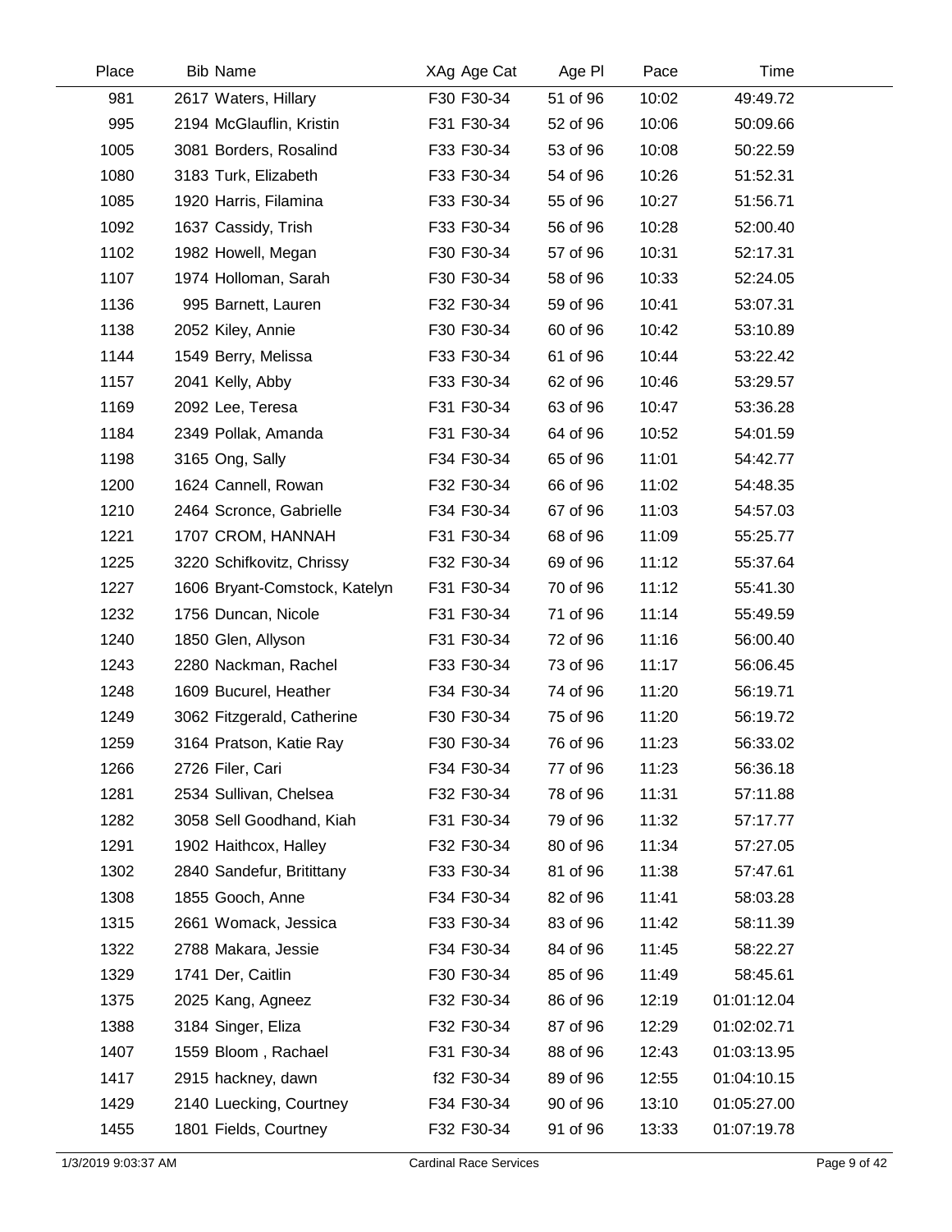| Place | Bib | Name | XAg | Age Cat | Age Pl | Pace | Time |
|---|---|---|---|---|---|---|---|
| 981 | 2617 | Waters, Hillary | F30 | F30-34 | 51 of 96 | 10:02 | 49:49.72 |
| 995 | 2194 | McGlauflin, Kristin | F31 | F30-34 | 52 of 96 | 10:06 | 50:09.66 |
| 1005 | 3081 | Borders, Rosalind | F33 | F30-34 | 53 of 96 | 10:08 | 50:22.59 |
| 1080 | 3183 | Turk, Elizabeth | F33 | F30-34 | 54 of 96 | 10:26 | 51:52.31 |
| 1085 | 1920 | Harris, Filamina | F33 | F30-34 | 55 of 96 | 10:27 | 51:56.71 |
| 1092 | 1637 | Cassidy, Trish | F33 | F30-34 | 56 of 96 | 10:28 | 52:00.40 |
| 1102 | 1982 | Howell, Megan | F30 | F30-34 | 57 of 96 | 10:31 | 52:17.31 |
| 1107 | 1974 | Holloman, Sarah | F30 | F30-34 | 58 of 96 | 10:33 | 52:24.05 |
| 1136 | 995 | Barnett, Lauren | F32 | F30-34 | 59 of 96 | 10:41 | 53:07.31 |
| 1138 | 2052 | Kiley, Annie | F30 | F30-34 | 60 of 96 | 10:42 | 53:10.89 |
| 1144 | 1549 | Berry, Melissa | F33 | F30-34 | 61 of 96 | 10:44 | 53:22.42 |
| 1157 | 2041 | Kelly, Abby | F33 | F30-34 | 62 of 96 | 10:46 | 53:29.57 |
| 1169 | 2092 | Lee, Teresa | F31 | F30-34 | 63 of 96 | 10:47 | 53:36.28 |
| 1184 | 2349 | Pollak, Amanda | F31 | F30-34 | 64 of 96 | 10:52 | 54:01.59 |
| 1198 | 3165 | Ong, Sally | F34 | F30-34 | 65 of 96 | 11:01 | 54:42.77 |
| 1200 | 1624 | Cannell, Rowan | F32 | F30-34 | 66 of 96 | 11:02 | 54:48.35 |
| 1210 | 2464 | Scronce, Gabrielle | F34 | F30-34 | 67 of 96 | 11:03 | 54:57.03 |
| 1221 | 1707 | CROM, HANNAH | F31 | F30-34 | 68 of 96 | 11:09 | 55:25.77 |
| 1225 | 3220 | Schifkovitz, Chrissy | F32 | F30-34 | 69 of 96 | 11:12 | 55:37.64 |
| 1227 | 1606 | Bryant-Comstock, Katelyn | F31 | F30-34 | 70 of 96 | 11:12 | 55:41.30 |
| 1232 | 1756 | Duncan, Nicole | F31 | F30-34 | 71 of 96 | 11:14 | 55:49.59 |
| 1240 | 1850 | Glen, Allyson | F31 | F30-34 | 72 of 96 | 11:16 | 56:00.40 |
| 1243 | 2280 | Nackman, Rachel | F33 | F30-34 | 73 of 96 | 11:17 | 56:06.45 |
| 1248 | 1609 | Bucurel, Heather | F34 | F30-34 | 74 of 96 | 11:20 | 56:19.71 |
| 1249 | 3062 | Fitzgerald, Catherine | F30 | F30-34 | 75 of 96 | 11:20 | 56:19.72 |
| 1259 | 3164 | Pratson, Katie Ray | F30 | F30-34 | 76 of 96 | 11:23 | 56:33.02 |
| 1266 | 2726 | Filer, Cari | F34 | F30-34 | 77 of 96 | 11:23 | 56:36.18 |
| 1281 | 2534 | Sullivan, Chelsea | F32 | F30-34 | 78 of 96 | 11:31 | 57:11.88 |
| 1282 | 3058 | Sell Goodhand, Kiah | F31 | F30-34 | 79 of 96 | 11:32 | 57:17.77 |
| 1291 | 1902 | Haithcox, Halley | F32 | F30-34 | 80 of 96 | 11:34 | 57:27.05 |
| 1302 | 2840 | Sandefur, Britittany | F33 | F30-34 | 81 of 96 | 11:38 | 57:47.61 |
| 1308 | 1855 | Gooch, Anne | F34 | F30-34 | 82 of 96 | 11:41 | 58:03.28 |
| 1315 | 2661 | Womack, Jessica | F33 | F30-34 | 83 of 96 | 11:42 | 58:11.39 |
| 1322 | 2788 | Makara, Jessie | F34 | F30-34 | 84 of 96 | 11:45 | 58:22.27 |
| 1329 | 1741 | Der, Caitlin | F30 | F30-34 | 85 of 96 | 11:49 | 58:45.61 |
| 1375 | 2025 | Kang, Agneez | F32 | F30-34 | 86 of 96 | 12:19 | 01:01:12.04 |
| 1388 | 3184 | Singer, Eliza | F32 | F30-34 | 87 of 96 | 12:29 | 01:02:02.71 |
| 1407 | 1559 | Bloom , Rachael | F31 | F30-34 | 88 of 96 | 12:43 | 01:03:13.95 |
| 1417 | 2915 | hackney, dawn | f32 | F30-34 | 89 of 96 | 12:55 | 01:04:10.15 |
| 1429 | 2140 | Luecking, Courtney | F34 | F30-34 | 90 of 96 | 13:10 | 01:05:27.00 |
| 1455 | 1801 | Fields, Courtney | F32 | F30-34 | 91 of 96 | 13:33 | 01:07:19.78 |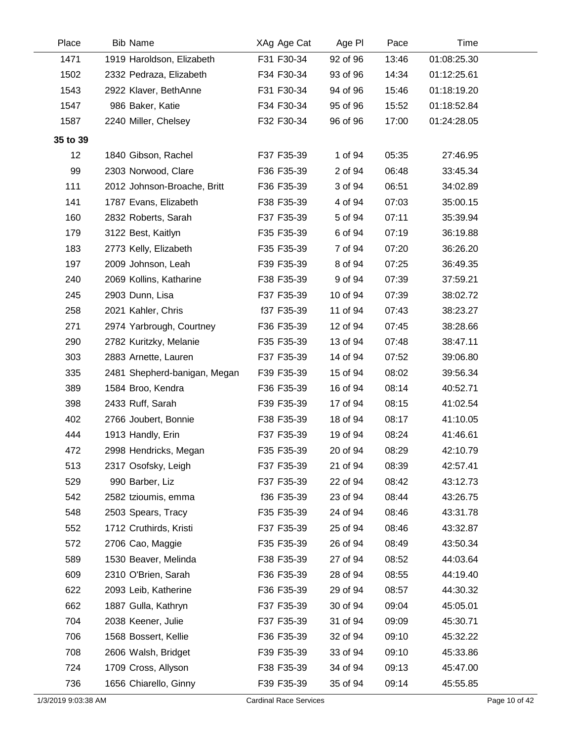| Place | Bib | Name | XAg | Age Cat | Age Pl | Pace | Time |
|---|---|---|---|---|---|---|---|
| 1471 | 1919 | Haroldson, Elizabeth | F31 | F30-34 | 92 of 96 | 13:46 | 01:08:25.30 |
| 1502 | 2332 | Pedraza, Elizabeth | F34 | F30-34 | 93 of 96 | 14:34 | 01:12:25.61 |
| 1543 | 2922 | Klaver, BethAnne | F31 | F30-34 | 94 of 96 | 15:46 | 01:18:19.20 |
| 1547 | 986 | Baker, Katie | F34 | F30-34 | 95 of 96 | 15:52 | 01:18:52.84 |
| 1587 | 2240 | Miller, Chelsey | F32 | F30-34 | 96 of 96 | 17:00 | 01:24:28.05 |
| **35 to 39** | | | | | | | |
| 12 | 1840 | Gibson, Rachel | F37 | F35-39 | 1 of 94 | 05:35 | 27:46.95 |
| 99 | 2303 | Norwood, Clare | F36 | F35-39 | 2 of 94 | 06:48 | 33:45.34 |
| 111 | 2012 | Johnson-Broache, Britt | F36 | F35-39 | 3 of 94 | 06:51 | 34:02.89 |
| 141 | 1787 | Evans, Elizabeth | F38 | F35-39 | 4 of 94 | 07:03 | 35:00.15 |
| 160 | 2832 | Roberts, Sarah | F37 | F35-39 | 5 of 94 | 07:11 | 35:39.94 |
| 179 | 3122 | Best, Kaitlyn | F35 | F35-39 | 6 of 94 | 07:19 | 36:19.88 |
| 183 | 2773 | Kelly, Elizabeth | F35 | F35-39 | 7 of 94 | 07:20 | 36:26.20 |
| 197 | 2009 | Johnson, Leah | F39 | F35-39 | 8 of 94 | 07:25 | 36:49.35 |
| 240 | 2069 | Kollins, Katharine | F38 | F35-39 | 9 of 94 | 07:39 | 37:59.21 |
| 245 | 2903 | Dunn, Lisa | F37 | F35-39 | 10 of 94 | 07:39 | 38:02.72 |
| 258 | 2021 | Kahler, Chris | f37 | F35-39 | 11 of 94 | 07:43 | 38:23.27 |
| 271 | 2974 | Yarbrough, Courtney | F36 | F35-39 | 12 of 94 | 07:45 | 38:28.66 |
| 290 | 2782 | Kuritzky, Melanie | F35 | F35-39 | 13 of 94 | 07:48 | 38:47.11 |
| 303 | 2883 | Arnette, Lauren | F37 | F35-39 | 14 of 94 | 07:52 | 39:06.80 |
| 335 | 2481 | Shepherd-banigan, Megan | F39 | F35-39 | 15 of 94 | 08:02 | 39:56.34 |
| 389 | 1584 | Broo, Kendra | F36 | F35-39 | 16 of 94 | 08:14 | 40:52.71 |
| 398 | 2433 | Ruff, Sarah | F39 | F35-39 | 17 of 94 | 08:15 | 41:02.54 |
| 402 | 2766 | Joubert, Bonnie | F38 | F35-39 | 18 of 94 | 08:17 | 41:10.05 |
| 444 | 1913 | Handly, Erin | F37 | F35-39 | 19 of 94 | 08:24 | 41:46.61 |
| 472 | 2998 | Hendricks, Megan | F35 | F35-39 | 20 of 94 | 08:29 | 42:10.79 |
| 513 | 2317 | Osofsky, Leigh | F37 | F35-39 | 21 of 94 | 08:39 | 42:57.41 |
| 529 | 990 | Barber, Liz | F37 | F35-39 | 22 of 94 | 08:42 | 43:12.73 |
| 542 | 2582 | tzioumis, emma | f36 | F35-39 | 23 of 94 | 08:44 | 43:26.75 |
| 548 | 2503 | Spears, Tracy | F35 | F35-39 | 24 of 94 | 08:46 | 43:31.78 |
| 552 | 1712 | Cruthirds, Kristi | F37 | F35-39 | 25 of 94 | 08:46 | 43:32.87 |
| 572 | 2706 | Cao, Maggie | F35 | F35-39 | 26 of 94 | 08:49 | 43:50.34 |
| 589 | 1530 | Beaver, Melinda | F38 | F35-39 | 27 of 94 | 08:52 | 44:03.64 |
| 609 | 2310 | O'Brien, Sarah | F36 | F35-39 | 28 of 94 | 08:55 | 44:19.40 |
| 622 | 2093 | Leib, Katherine | F36 | F35-39 | 29 of 94 | 08:57 | 44:30.32 |
| 662 | 1887 | Gulla, Kathryn | F37 | F35-39 | 30 of 94 | 09:04 | 45:05.01 |
| 704 | 2038 | Keener, Julie | F37 | F35-39 | 31 of 94 | 09:09 | 45:30.71 |
| 706 | 1568 | Bossert, Kellie | F36 | F35-39 | 32 of 94 | 09:10 | 45:32.22 |
| 708 | 2606 | Walsh, Bridget | F39 | F35-39 | 33 of 94 | 09:10 | 45:33.86 |
| 724 | 1709 | Cross, Allyson | F38 | F35-39 | 34 of 94 | 09:13 | 45:47.00 |
| 736 | 1656 | Chiarello, Ginny | F39 | F35-39 | 35 of 94 | 09:14 | 45:55.85 |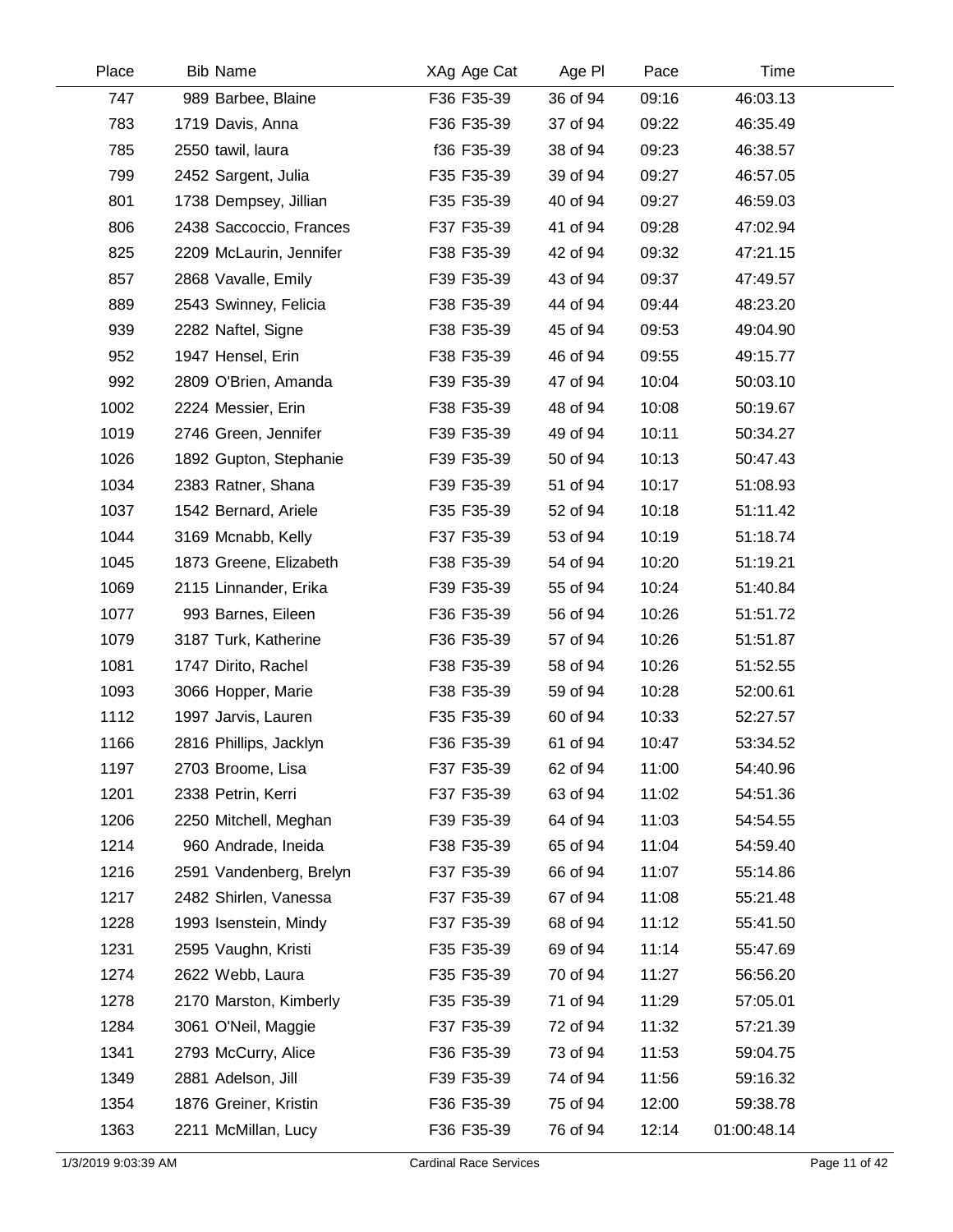| Place | Bib | Name | XAg | Age Cat | Age Pl | Pace | Time |
|---|---|---|---|---|---|---|---|
| 747 | 989 | Barbee, Blaine | F36 | F35-39 | 36 of 94 | 09:16 | 46:03.13 |
| 783 | 1719 | Davis, Anna | F36 | F35-39 | 37 of 94 | 09:22 | 46:35.49 |
| 785 | 2550 | tawil, laura | f36 | F35-39 | 38 of 94 | 09:23 | 46:38.57 |
| 799 | 2452 | Sargent, Julia | F35 | F35-39 | 39 of 94 | 09:27 | 46:57.05 |
| 801 | 1738 | Dempsey, Jillian | F35 | F35-39 | 40 of 94 | 09:27 | 46:59.03 |
| 806 | 2438 | Saccoccio, Frances | F37 | F35-39 | 41 of 94 | 09:28 | 47:02.94 |
| 825 | 2209 | McLaurin, Jennifer | F38 | F35-39 | 42 of 94 | 09:32 | 47:21.15 |
| 857 | 2868 | Vavalle, Emily | F39 | F35-39 | 43 of 94 | 09:37 | 47:49.57 |
| 889 | 2543 | Swinney, Felicia | F38 | F35-39 | 44 of 94 | 09:44 | 48:23.20 |
| 939 | 2282 | Naftel, Signe | F38 | F35-39 | 45 of 94 | 09:53 | 49:04.90 |
| 952 | 1947 | Hensel, Erin | F38 | F35-39 | 46 of 94 | 09:55 | 49:15.77 |
| 992 | 2809 | O'Brien, Amanda | F39 | F35-39 | 47 of 94 | 10:04 | 50:03.10 |
| 1002 | 2224 | Messier, Erin | F38 | F35-39 | 48 of 94 | 10:08 | 50:19.67 |
| 1019 | 2746 | Green, Jennifer | F39 | F35-39 | 49 of 94 | 10:11 | 50:34.27 |
| 1026 | 1892 | Gupton, Stephanie | F39 | F35-39 | 50 of 94 | 10:13 | 50:47.43 |
| 1034 | 2383 | Ratner, Shana | F39 | F35-39 | 51 of 94 | 10:17 | 51:08.93 |
| 1037 | 1542 | Bernard, Ariele | F35 | F35-39 | 52 of 94 | 10:18 | 51:11.42 |
| 1044 | 3169 | Mcnabb, Kelly | F37 | F35-39 | 53 of 94 | 10:19 | 51:18.74 |
| 1045 | 1873 | Greene, Elizabeth | F38 | F35-39 | 54 of 94 | 10:20 | 51:19.21 |
| 1069 | 2115 | Linnander, Erika | F39 | F35-39 | 55 of 94 | 10:24 | 51:40.84 |
| 1077 | 993 | Barnes, Eileen | F36 | F35-39 | 56 of 94 | 10:26 | 51:51.72 |
| 1079 | 3187 | Turk, Katherine | F36 | F35-39 | 57 of 94 | 10:26 | 51:51.87 |
| 1081 | 1747 | Dirito, Rachel | F38 | F35-39 | 58 of 94 | 10:26 | 51:52.55 |
| 1093 | 3066 | Hopper, Marie | F38 | F35-39 | 59 of 94 | 10:28 | 52:00.61 |
| 1112 | 1997 | Jarvis, Lauren | F35 | F35-39 | 60 of 94 | 10:33 | 52:27.57 |
| 1166 | 2816 | Phillips, Jacklyn | F36 | F35-39 | 61 of 94 | 10:47 | 53:34.52 |
| 1197 | 2703 | Broome, Lisa | F37 | F35-39 | 62 of 94 | 11:00 | 54:40.96 |
| 1201 | 2338 | Petrin, Kerri | F37 | F35-39 | 63 of 94 | 11:02 | 54:51.36 |
| 1206 | 2250 | Mitchell, Meghan | F39 | F35-39 | 64 of 94 | 11:03 | 54:54.55 |
| 1214 | 960 | Andrade, Ineida | F38 | F35-39 | 65 of 94 | 11:04 | 54:59.40 |
| 1216 | 2591 | Vandenberg, Brelyn | F37 | F35-39 | 66 of 94 | 11:07 | 55:14.86 |
| 1217 | 2482 | Shirlen, Vanessa | F37 | F35-39 | 67 of 94 | 11:08 | 55:21.48 |
| 1228 | 1993 | Isenstein, Mindy | F37 | F35-39 | 68 of 94 | 11:12 | 55:41.50 |
| 1231 | 2595 | Vaughn, Kristi | F35 | F35-39 | 69 of 94 | 11:14 | 55:47.69 |
| 1274 | 2622 | Webb, Laura | F35 | F35-39 | 70 of 94 | 11:27 | 56:56.20 |
| 1278 | 2170 | Marston, Kimberly | F35 | F35-39 | 71 of 94 | 11:29 | 57:05.01 |
| 1284 | 3061 | O'Neil, Maggie | F37 | F35-39 | 72 of 94 | 11:32 | 57:21.39 |
| 1341 | 2793 | McCurry, Alice | F36 | F35-39 | 73 of 94 | 11:53 | 59:04.75 |
| 1349 | 2881 | Adelson, Jill | F39 | F35-39 | 74 of 94 | 11:56 | 59:16.32 |
| 1354 | 1876 | Greiner, Kristin | F36 | F35-39 | 75 of 94 | 12:00 | 59:38.78 |
| 1363 | 2211 | McMillan, Lucy | F36 | F35-39 | 76 of 94 | 12:14 | 01:00:48.14 |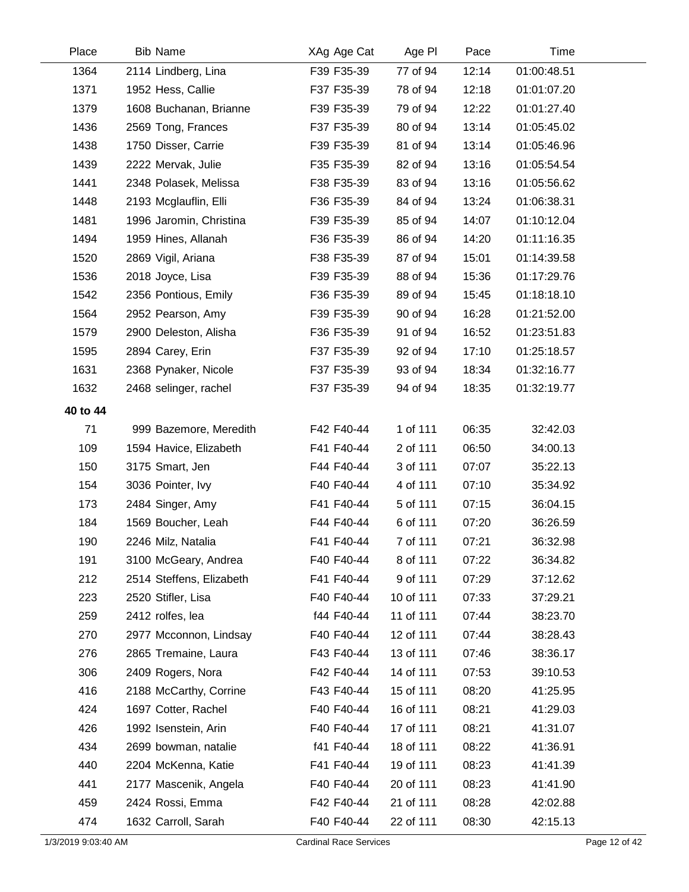| Place | Bib | Name | XAg | Age Cat | Age Pl | Pace | Time |
|---|---|---|---|---|---|---|---|
| 1364 | 2114 | Lindberg, Lina | F39 | F35-39 | 77 of 94 | 12:14 | 01:00:48.51 |
| 1371 | 1952 | Hess, Callie | F37 | F35-39 | 78 of 94 | 12:18 | 01:01:07.20 |
| 1379 | 1608 | Buchanan, Brianne | F39 | F35-39 | 79 of 94 | 12:22 | 01:01:27.40 |
| 1436 | 2569 | Tong, Frances | F37 | F35-39 | 80 of 94 | 13:14 | 01:05:45.02 |
| 1438 | 1750 | Disser, Carrie | F39 | F35-39 | 81 of 94 | 13:14 | 01:05:46.96 |
| 1439 | 2222 | Mervak, Julie | F35 | F35-39 | 82 of 94 | 13:16 | 01:05:54.54 |
| 1441 | 2348 | Polasek, Melissa | F38 | F35-39 | 83 of 94 | 13:16 | 01:05:56.62 |
| 1448 | 2193 | Mcglauflin, Elli | F36 | F35-39 | 84 of 94 | 13:24 | 01:06:38.31 |
| 1481 | 1996 | Jaromin, Christina | F39 | F35-39 | 85 of 94 | 14:07 | 01:10:12.04 |
| 1494 | 1959 | Hines, Allanah | F36 | F35-39 | 86 of 94 | 14:20 | 01:11:16.35 |
| 1520 | 2869 | Vigil, Ariana | F38 | F35-39 | 87 of 94 | 15:01 | 01:14:39.58 |
| 1536 | 2018 | Joyce, Lisa | F39 | F35-39 | 88 of 94 | 15:36 | 01:17:29.76 |
| 1542 | 2356 | Pontious, Emily | F36 | F35-39 | 89 of 94 | 15:45 | 01:18:18.10 |
| 1564 | 2952 | Pearson, Amy | F39 | F35-39 | 90 of 94 | 16:28 | 01:21:52.00 |
| 1579 | 2900 | Deleston, Alisha | F36 | F35-39 | 91 of 94 | 16:52 | 01:23:51.83 |
| 1595 | 2894 | Carey, Erin | F37 | F35-39 | 92 of 94 | 17:10 | 01:25:18.57 |
| 1631 | 2368 | Pynaker, Nicole | F37 | F35-39 | 93 of 94 | 18:34 | 01:32:16.77 |
| 1632 | 2468 | selinger, rachel | F37 | F35-39 | 94 of 94 | 18:35 | 01:32:19.77 |
| **40 to 44** | | | | | | | |
| 71 | 999 | Bazemore, Meredith | F42 | F40-44 | 1 of 111 | 06:35 | 32:42.03 |
| 109 | 1594 | Havice, Elizabeth | F41 | F40-44 | 2 of 111 | 06:50 | 34:00.13 |
| 150 | 3175 | Smart, Jen | F44 | F40-44 | 3 of 111 | 07:07 | 35:22.13 |
| 154 | 3036 | Pointer, Ivy | F40 | F40-44 | 4 of 111 | 07:10 | 35:34.92 |
| 173 | 2484 | Singer, Amy | F41 | F40-44 | 5 of 111 | 07:15 | 36:04.15 |
| 184 | 1569 | Boucher, Leah | F44 | F40-44 | 6 of 111 | 07:20 | 36:26.59 |
| 190 | 2246 | Milz, Natalia | F41 | F40-44 | 7 of 111 | 07:21 | 36:32.98 |
| 191 | 3100 | McGeary, Andrea | F40 | F40-44 | 8 of 111 | 07:22 | 36:34.82 |
| 212 | 2514 | Steffens, Elizabeth | F41 | F40-44 | 9 of 111 | 07:29 | 37:12.62 |
| 223 | 2520 | Stifler, Lisa | F40 | F40-44 | 10 of 111 | 07:33 | 37:29.21 |
| 259 | 2412 | rolfes, lea | f44 | F40-44 | 11 of 111 | 07:44 | 38:23.70 |
| 270 | 2977 | Mcconnon, Lindsay | F40 | F40-44 | 12 of 111 | 07:44 | 38:28.43 |
| 276 | 2865 | Tremaine, Laura | F43 | F40-44 | 13 of 111 | 07:46 | 38:36.17 |
| 306 | 2409 | Rogers, Nora | F42 | F40-44 | 14 of 111 | 07:53 | 39:10.53 |
| 416 | 2188 | McCarthy, Corrine | F43 | F40-44 | 15 of 111 | 08:20 | 41:25.95 |
| 424 | 1697 | Cotter, Rachel | F40 | F40-44 | 16 of 111 | 08:21 | 41:29.03 |
| 426 | 1992 | Isenstein, Arin | F40 | F40-44 | 17 of 111 | 08:21 | 41:31.07 |
| 434 | 2699 | bowman, natalie | f41 | F40-44 | 18 of 111 | 08:22 | 41:36.91 |
| 440 | 2204 | McKenna, Katie | F41 | F40-44 | 19 of 111 | 08:23 | 41:41.39 |
| 441 | 2177 | Mascenik, Angela | F40 | F40-44 | 20 of 111 | 08:23 | 41:41.90 |
| 459 | 2424 | Rossi, Emma | F42 | F40-44 | 21 of 111 | 08:28 | 42:02.88 |
| 474 | 1632 | Carroll, Sarah | F40 | F40-44 | 22 of 111 | 08:30 | 42:15.13 |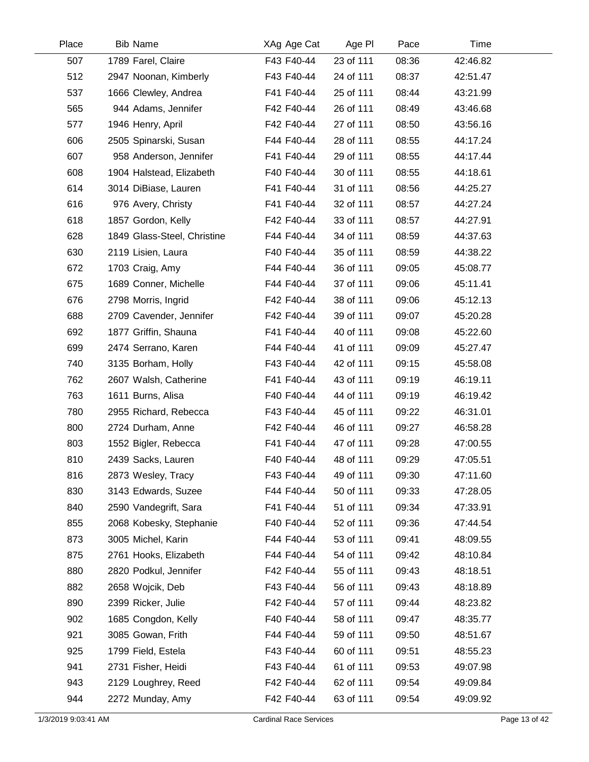| Place | Bib | Name | XAg | Age Cat | Age Pl | Pace | Time |
|---|---|---|---|---|---|---|---|
| 507 | 1789 | Farel, Claire | F43 | F40-44 | 23 of 111 | 08:36 | 42:46.82 |
| 512 | 2947 | Noonan, Kimberly | F43 | F40-44 | 24 of 111 | 08:37 | 42:51.47 |
| 537 | 1666 | Clewley, Andrea | F41 | F40-44 | 25 of 111 | 08:44 | 43:21.99 |
| 565 | 944 | Adams, Jennifer | F42 | F40-44 | 26 of 111 | 08:49 | 43:46.68 |
| 577 | 1946 | Henry, April | F42 | F40-44 | 27 of 111 | 08:50 | 43:56.16 |
| 606 | 2505 | Spinarski, Susan | F44 | F40-44 | 28 of 111 | 08:55 | 44:17.24 |
| 607 | 958 | Anderson, Jennifer | F41 | F40-44 | 29 of 111 | 08:55 | 44:17.44 |
| 608 | 1904 | Halstead, Elizabeth | F40 | F40-44 | 30 of 111 | 08:55 | 44:18.61 |
| 614 | 3014 | DiBiase, Lauren | F41 | F40-44 | 31 of 111 | 08:56 | 44:25.27 |
| 616 | 976 | Avery, Christy | F41 | F40-44 | 32 of 111 | 08:57 | 44:27.24 |
| 618 | 1857 | Gordon, Kelly | F42 | F40-44 | 33 of 111 | 08:57 | 44:27.91 |
| 628 | 1849 | Glass-Steel, Christine | F44 | F40-44 | 34 of 111 | 08:59 | 44:37.63 |
| 630 | 2119 | Lisien, Laura | F40 | F40-44 | 35 of 111 | 08:59 | 44:38.22 |
| 672 | 1703 | Craig, Amy | F44 | F40-44 | 36 of 111 | 09:05 | 45:08.77 |
| 675 | 1689 | Conner, Michelle | F44 | F40-44 | 37 of 111 | 09:06 | 45:11.41 |
| 676 | 2798 | Morris, Ingrid | F42 | F40-44 | 38 of 111 | 09:06 | 45:12.13 |
| 688 | 2709 | Cavender, Jennifer | F42 | F40-44 | 39 of 111 | 09:07 | 45:20.28 |
| 692 | 1877 | Griffin, Shauna | F41 | F40-44 | 40 of 111 | 09:08 | 45:22.60 |
| 699 | 2474 | Serrano, Karen | F44 | F40-44 | 41 of 111 | 09:09 | 45:27.47 |
| 740 | 3135 | Borham, Holly | F43 | F40-44 | 42 of 111 | 09:15 | 45:58.08 |
| 762 | 2607 | Walsh, Catherine | F41 | F40-44 | 43 of 111 | 09:19 | 46:19.11 |
| 763 | 1611 | Burns, Alisa | F40 | F40-44 | 44 of 111 | 09:19 | 46:19.42 |
| 780 | 2955 | Richard, Rebecca | F43 | F40-44 | 45 of 111 | 09:22 | 46:31.01 |
| 800 | 2724 | Durham, Anne | F42 | F40-44 | 46 of 111 | 09:27 | 46:58.28 |
| 803 | 1552 | Bigler, Rebecca | F41 | F40-44 | 47 of 111 | 09:28 | 47:00.55 |
| 810 | 2439 | Sacks, Lauren | F40 | F40-44 | 48 of 111 | 09:29 | 47:05.51 |
| 816 | 2873 | Wesley, Tracy | F43 | F40-44 | 49 of 111 | 09:30 | 47:11.60 |
| 830 | 3143 | Edwards, Suzee | F44 | F40-44 | 50 of 111 | 09:33 | 47:28.05 |
| 840 | 2590 | Vandegrift, Sara | F41 | F40-44 | 51 of 111 | 09:34 | 47:33.91 |
| 855 | 2068 | Kobesky, Stephanie | F40 | F40-44 | 52 of 111 | 09:36 | 47:44.54 |
| 873 | 3005 | Michel, Karin | F44 | F40-44 | 53 of 111 | 09:41 | 48:09.55 |
| 875 | 2761 | Hooks, Elizabeth | F44 | F40-44 | 54 of 111 | 09:42 | 48:10.84 |
| 880 | 2820 | Podkul, Jennifer | F42 | F40-44 | 55 of 111 | 09:43 | 48:18.51 |
| 882 | 2658 | Wojcik, Deb | F43 | F40-44 | 56 of 111 | 09:43 | 48:18.89 |
| 890 | 2399 | Ricker, Julie | F42 | F40-44 | 57 of 111 | 09:44 | 48:23.82 |
| 902 | 1685 | Congdon, Kelly | F40 | F40-44 | 58 of 111 | 09:47 | 48:35.77 |
| 921 | 3085 | Gowan, Frith | F44 | F40-44 | 59 of 111 | 09:50 | 48:51.67 |
| 925 | 1799 | Field, Estela | F43 | F40-44 | 60 of 111 | 09:51 | 48:55.23 |
| 941 | 2731 | Fisher, Heidi | F43 | F40-44 | 61 of 111 | 09:53 | 49:07.98 |
| 943 | 2129 | Loughrey, Reed | F42 | F40-44 | 62 of 111 | 09:54 | 49:09.84 |
| 944 | 2272 | Munday, Amy | F42 | F40-44 | 63 of 111 | 09:54 | 49:09.92 |

1/3/2019 9:03:41 AM    Cardinal Race Services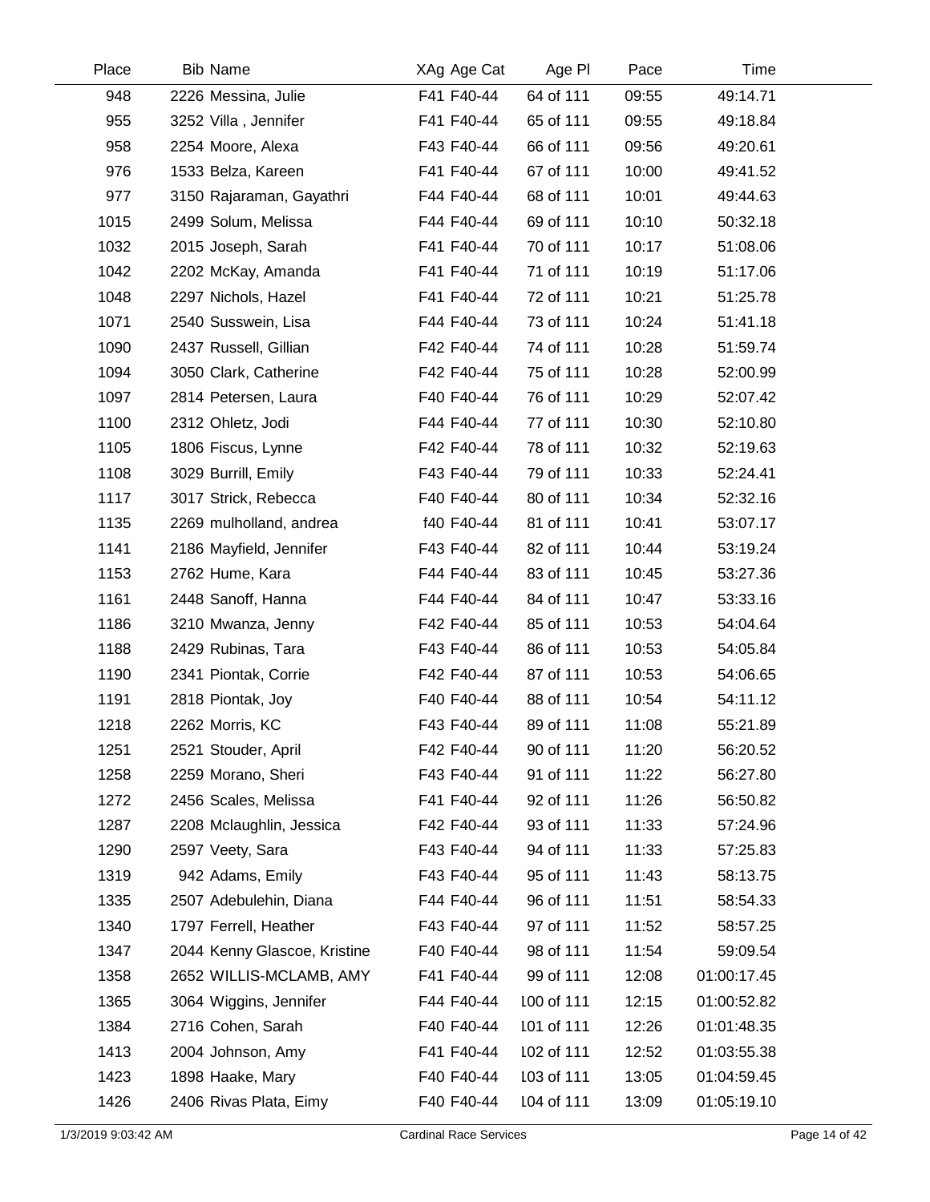| Place | Bib | Name | XAg | Age Cat | Age Pl | Pace | Time |
|---|---|---|---|---|---|---|---|
| 948 | 2226 | Messina, Julie | F41 | F40-44 | 64 of 111 | 09:55 | 49:14.71 |
| 955 | 3252 | Villa , Jennifer | F41 | F40-44 | 65 of 111 | 09:55 | 49:18.84 |
| 958 | 2254 | Moore, Alexa | F43 | F40-44 | 66 of 111 | 09:56 | 49:20.61 |
| 976 | 1533 | Belza, Kareen | F41 | F40-44 | 67 of 111 | 10:00 | 49:41.52 |
| 977 | 3150 | Rajaraman, Gayathri | F44 | F40-44 | 68 of 111 | 10:01 | 49:44.63 |
| 1015 | 2499 | Solum, Melissa | F44 | F40-44 | 69 of 111 | 10:10 | 50:32.18 |
| 1032 | 2015 | Joseph, Sarah | F41 | F40-44 | 70 of 111 | 10:17 | 51:08.06 |
| 1042 | 2202 | McKay, Amanda | F41 | F40-44 | 71 of 111 | 10:19 | 51:17.06 |
| 1048 | 2297 | Nichols, Hazel | F41 | F40-44 | 72 of 111 | 10:21 | 51:25.78 |
| 1071 | 2540 | Susswein, Lisa | F44 | F40-44 | 73 of 111 | 10:24 | 51:41.18 |
| 1090 | 2437 | Russell, Gillian | F42 | F40-44 | 74 of 111 | 10:28 | 51:59.74 |
| 1094 | 3050 | Clark, Catherine | F42 | F40-44 | 75 of 111 | 10:28 | 52:00.99 |
| 1097 | 2814 | Petersen, Laura | F40 | F40-44 | 76 of 111 | 10:29 | 52:07.42 |
| 1100 | 2312 | Ohletz, Jodi | F44 | F40-44 | 77 of 111 | 10:30 | 52:10.80 |
| 1105 | 1806 | Fiscus, Lynne | F42 | F40-44 | 78 of 111 | 10:32 | 52:19.63 |
| 1108 | 3029 | Burrill, Emily | F43 | F40-44 | 79 of 111 | 10:33 | 52:24.41 |
| 1117 | 3017 | Strick, Rebecca | F40 | F40-44 | 80 of 111 | 10:34 | 52:32.16 |
| 1135 | 2269 | mulholland, andrea | f40 | F40-44 | 81 of 111 | 10:41 | 53:07.17 |
| 1141 | 2186 | Mayfield, Jennifer | F43 | F40-44 | 82 of 111 | 10:44 | 53:19.24 |
| 1153 | 2762 | Hume, Kara | F44 | F40-44 | 83 of 111 | 10:45 | 53:27.36 |
| 1161 | 2448 | Sanoff, Hanna | F44 | F40-44 | 84 of 111 | 10:47 | 53:33.16 |
| 1186 | 3210 | Mwanza, Jenny | F42 | F40-44 | 85 of 111 | 10:53 | 54:04.64 |
| 1188 | 2429 | Rubinas, Tara | F43 | F40-44 | 86 of 111 | 10:53 | 54:05.84 |
| 1190 | 2341 | Piontak, Corrie | F42 | F40-44 | 87 of 111 | 10:53 | 54:06.65 |
| 1191 | 2818 | Piontak, Joy | F40 | F40-44 | 88 of 111 | 10:54 | 54:11.12 |
| 1218 | 2262 | Morris, KC | F43 | F40-44 | 89 of 111 | 11:08 | 55:21.89 |
| 1251 | 2521 | Stouder, April | F42 | F40-44 | 90 of 111 | 11:20 | 56:20.52 |
| 1258 | 2259 | Morano, Sheri | F43 | F40-44 | 91 of 111 | 11:22 | 56:27.80 |
| 1272 | 2456 | Scales, Melissa | F41 | F40-44 | 92 of 111 | 11:26 | 56:50.82 |
| 1287 | 2208 | Mclaughlin, Jessica | F42 | F40-44 | 93 of 111 | 11:33 | 57:24.96 |
| 1290 | 2597 | Veety, Sara | F43 | F40-44 | 94 of 111 | 11:33 | 57:25.83 |
| 1319 | 942 | Adams, Emily | F43 | F40-44 | 95 of 111 | 11:43 | 58:13.75 |
| 1335 | 2507 | Adebulehin, Diana | F44 | F40-44 | 96 of 111 | 11:51 | 58:54.33 |
| 1340 | 1797 | Ferrell, Heather | F43 | F40-44 | 97 of 111 | 11:52 | 58:57.25 |
| 1347 | 2044 | Kenny Glascoe, Kristine | F40 | F40-44 | 98 of 111 | 11:54 | 59:09.54 |
| 1358 | 2652 | WILLIS-MCLAMB, AMY | F41 | F40-44 | 99 of 111 | 12:08 | 01:00:17.45 |
| 1365 | 3064 | Wiggins, Jennifer | F44 | F40-44 | 100 of 111 | 12:15 | 01:00:52.82 |
| 1384 | 2716 | Cohen, Sarah | F40 | F40-44 | 101 of 111 | 12:26 | 01:01:48.35 |
| 1413 | 2004 | Johnson, Amy | F41 | F40-44 | 102 of 111 | 12:52 | 01:03:55.38 |
| 1423 | 1898 | Haake, Mary | F40 | F40-44 | 103 of 111 | 13:05 | 01:04:59.45 |
| 1426 | 2406 | Rivas Plata, Eimy | F40 | F40-44 | 104 of 111 | 13:09 | 01:05:19.10 |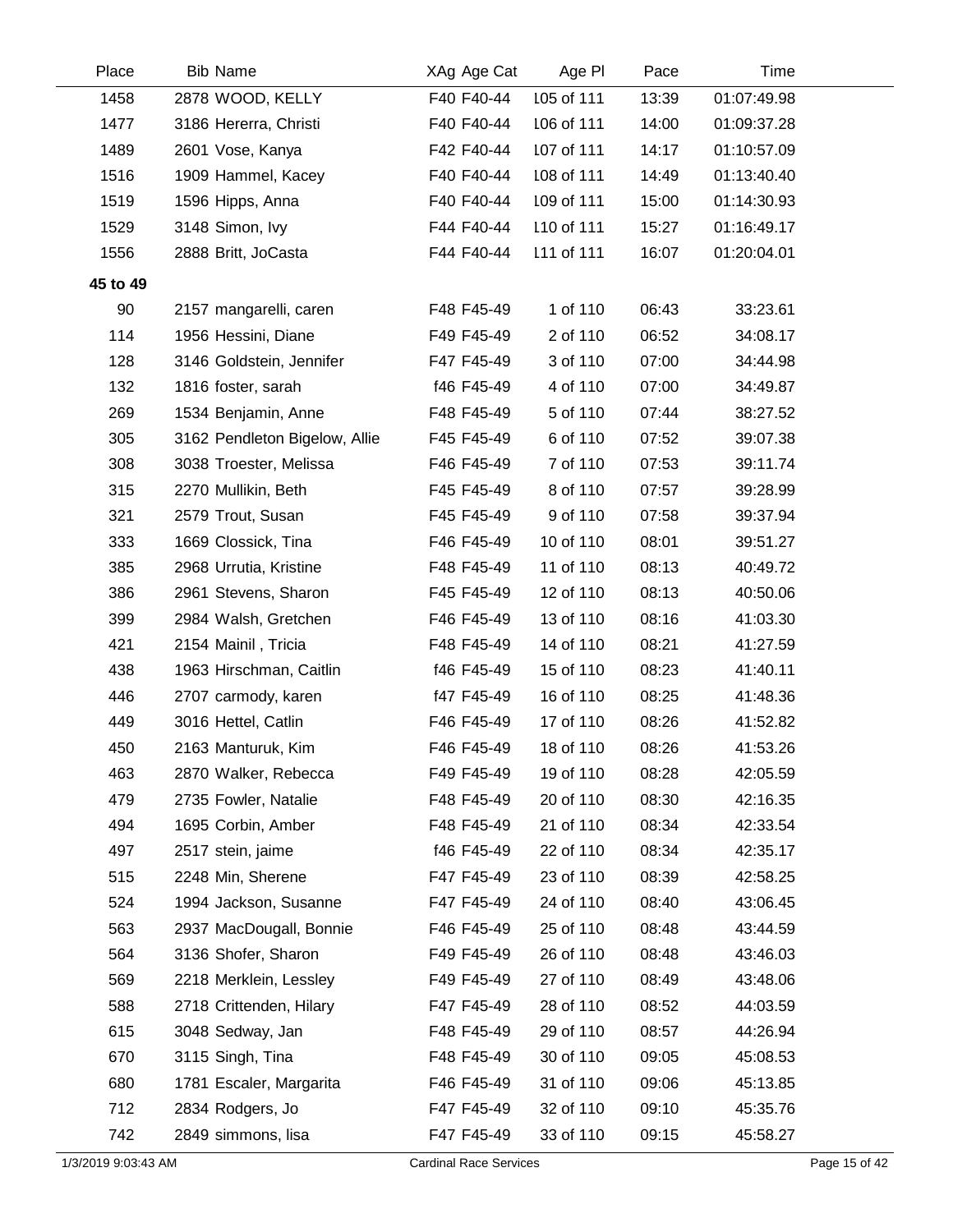| Place | Bib | Name | XAg | Age Cat | Age Pl | Pace | Time |
|---|---|---|---|---|---|---|---|
| 1458 | 2878 | WOOD, KELLY | F40 | F40-44 | 105 of 111 | 13:39 | 01:07:49.98 |
| 1477 | 3186 | Hererra, Christi | F40 | F40-44 | 106 of 111 | 14:00 | 01:09:37.28 |
| 1489 | 2601 | Vose, Kanya | F42 | F40-44 | 107 of 111 | 14:17 | 01:10:57.09 |
| 1516 | 1909 | Hammel, Kacey | F40 | F40-44 | 108 of 111 | 14:49 | 01:13:40.40 |
| 1519 | 1596 | Hipps, Anna | F40 | F40-44 | 109 of 111 | 15:00 | 01:14:30.93 |
| 1529 | 3148 | Simon, Ivy | F44 | F40-44 | 110 of 111 | 15:27 | 01:16:49.17 |
| 1556 | 2888 | Britt, JoCasta | F44 | F40-44 | 111 of 111 | 16:07 | 01:20:04.01 |
| **45 to 49** | | | | | | | |
| 90 | 2157 | mangarelli, caren | F48 | F45-49 | 1 of 110 | 06:43 | 33:23.61 |
| 114 | 1956 | Hessini, Diane | F49 | F45-49 | 2 of 110 | 06:52 | 34:08.17 |
| 128 | 3146 | Goldstein, Jennifer | F47 | F45-49 | 3 of 110 | 07:00 | 34:44.98 |
| 132 | 1816 | foster, sarah | f46 | F45-49 | 4 of 110 | 07:00 | 34:49.87 |
| 269 | 1534 | Benjamin, Anne | F48 | F45-49 | 5 of 110 | 07:44 | 38:27.52 |
| 305 | 3162 | Pendleton Bigelow, Allie | F45 | F45-49 | 6 of 110 | 07:52 | 39:07.38 |
| 308 | 3038 | Troester, Melissa | F46 | F45-49 | 7 of 110 | 07:53 | 39:11.74 |
| 315 | 2270 | Mullikin, Beth | F45 | F45-49 | 8 of 110 | 07:57 | 39:28.99 |
| 321 | 2579 | Trout, Susan | F45 | F45-49 | 9 of 110 | 07:58 | 39:37.94 |
| 333 | 1669 | Clossick, Tina | F46 | F45-49 | 10 of 110 | 08:01 | 39:51.27 |
| 385 | 2968 | Urrutia, Kristine | F48 | F45-49 | 11 of 110 | 08:13 | 40:49.72 |
| 386 | 2961 | Stevens, Sharon | F45 | F45-49 | 12 of 110 | 08:13 | 40:50.06 |
| 399 | 2984 | Walsh, Gretchen | F46 | F45-49 | 13 of 110 | 08:16 | 41:03.30 |
| 421 | 2154 | Mainil , Tricia | F48 | F45-49 | 14 of 110 | 08:21 | 41:27.59 |
| 438 | 1963 | Hirschman, Caitlin | f46 | F45-49 | 15 of 110 | 08:23 | 41:40.11 |
| 446 | 2707 | carmody, karen | f47 | F45-49 | 16 of 110 | 08:25 | 41:48.36 |
| 449 | 3016 | Hettel, Catlin | F46 | F45-49 | 17 of 110 | 08:26 | 41:52.82 |
| 450 | 2163 | Manturuk, Kim | F46 | F45-49 | 18 of 110 | 08:26 | 41:53.26 |
| 463 | 2870 | Walker, Rebecca | F49 | F45-49 | 19 of 110 | 08:28 | 42:05.59 |
| 479 | 2735 | Fowler, Natalie | F48 | F45-49 | 20 of 110 | 08:30 | 42:16.35 |
| 494 | 1695 | Corbin, Amber | F48 | F45-49 | 21 of 110 | 08:34 | 42:33.54 |
| 497 | 2517 | stein, jaime | f46 | F45-49 | 22 of 110 | 08:34 | 42:35.17 |
| 515 | 2248 | Min, Sherene | F47 | F45-49 | 23 of 110 | 08:39 | 42:58.25 |
| 524 | 1994 | Jackson, Susanne | F47 | F45-49 | 24 of 110 | 08:40 | 43:06.45 |
| 563 | 2937 | MacDougall, Bonnie | F46 | F45-49 | 25 of 110 | 08:48 | 43:44.59 |
| 564 | 3136 | Shofer, Sharon | F49 | F45-49 | 26 of 110 | 08:48 | 43:46.03 |
| 569 | 2218 | Merklein, Lessley | F49 | F45-49 | 27 of 110 | 08:49 | 43:48.06 |
| 588 | 2718 | Crittenden, Hilary | F47 | F45-49 | 28 of 110 | 08:52 | 44:03.59 |
| 615 | 3048 | Sedway, Jan | F48 | F45-49 | 29 of 110 | 08:57 | 44:26.94 |
| 670 | 3115 | Singh, Tina | F48 | F45-49 | 30 of 110 | 09:05 | 45:08.53 |
| 680 | 1781 | Escaler, Margarita | F46 | F45-49 | 31 of 110 | 09:06 | 45:13.85 |
| 712 | 2834 | Rodgers, Jo | F47 | F45-49 | 32 of 110 | 09:10 | 45:35.76 |
| 742 | 2849 | simmons, lisa | F47 | F45-49 | 33 of 110 | 09:15 | 45:58.27 |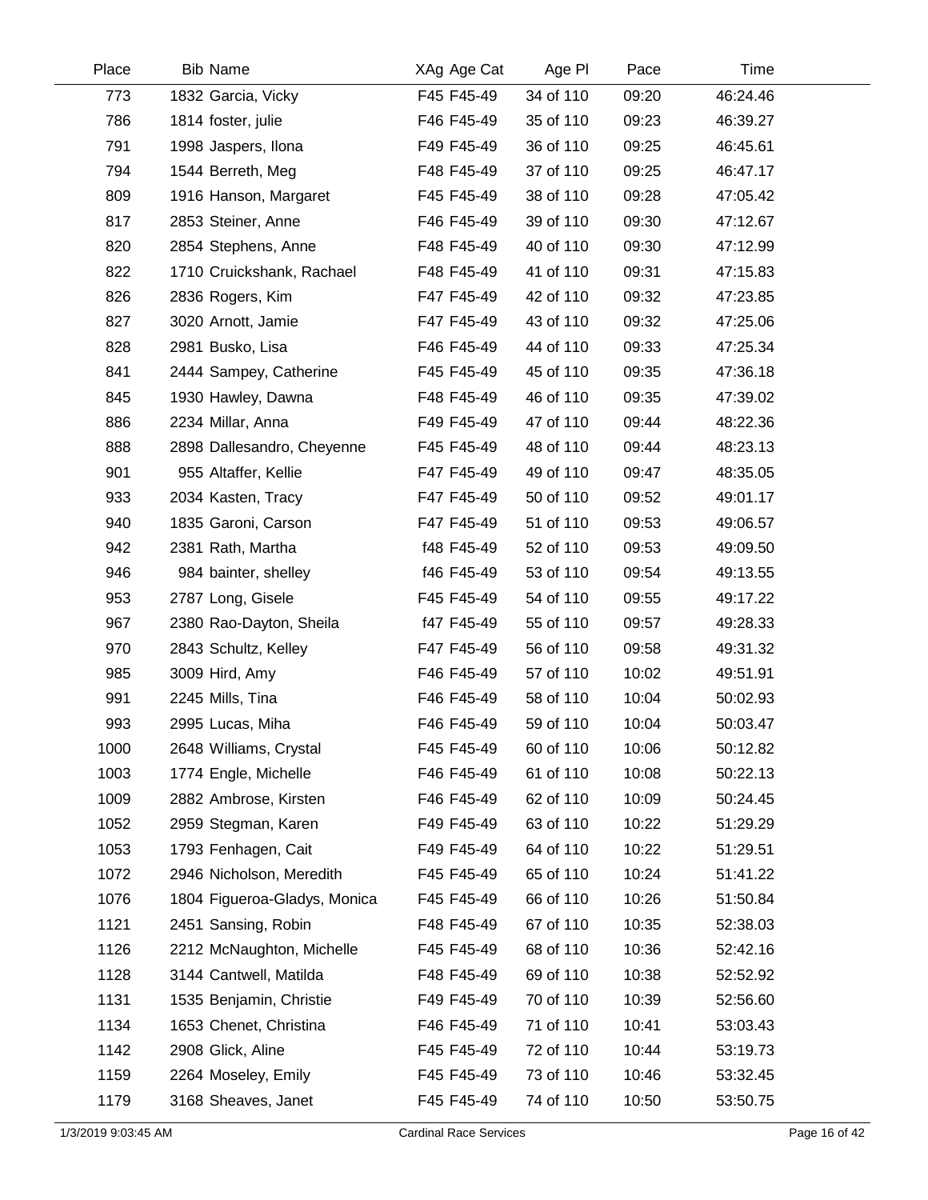| Place | Bib | Name | XAg | Age Cat | Age Pl | Pace | Time |
|---|---|---|---|---|---|---|---|
| 773 | 1832 | Garcia, Vicky | F45 | F45-49 | 34 of 110 | 09:20 | 46:24.46 |
| 786 | 1814 | foster, julie | F46 | F45-49 | 35 of 110 | 09:23 | 46:39.27 |
| 791 | 1998 | Jaspers, Ilona | F49 | F45-49 | 36 of 110 | 09:25 | 46:45.61 |
| 794 | 1544 | Berreth, Meg | F48 | F45-49 | 37 of 110 | 09:25 | 46:47.17 |
| 809 | 1916 | Hanson, Margaret | F45 | F45-49 | 38 of 110 | 09:28 | 47:05.42 |
| 817 | 2853 | Steiner, Anne | F46 | F45-49 | 39 of 110 | 09:30 | 47:12.67 |
| 820 | 2854 | Stephens, Anne | F48 | F45-49 | 40 of 110 | 09:30 | 47:12.99 |
| 822 | 1710 | Cruickshank, Rachael | F48 | F45-49 | 41 of 110 | 09:31 | 47:15.83 |
| 826 | 2836 | Rogers, Kim | F47 | F45-49 | 42 of 110 | 09:32 | 47:23.85 |
| 827 | 3020 | Arnott, Jamie | F47 | F45-49 | 43 of 110 | 09:32 | 47:25.06 |
| 828 | 2981 | Busko, Lisa | F46 | F45-49 | 44 of 110 | 09:33 | 47:25.34 |
| 841 | 2444 | Sampey, Catherine | F45 | F45-49 | 45 of 110 | 09:35 | 47:36.18 |
| 845 | 1930 | Hawley, Dawna | F48 | F45-49 | 46 of 110 | 09:35 | 47:39.02 |
| 886 | 2234 | Millar, Anna | F49 | F45-49 | 47 of 110 | 09:44 | 48:22.36 |
| 888 | 2898 | Dallesandro, Cheyenne | F45 | F45-49 | 48 of 110 | 09:44 | 48:23.13 |
| 901 | 955 | Altaffer, Kellie | F47 | F45-49 | 49 of 110 | 09:47 | 48:35.05 |
| 933 | 2034 | Kasten, Tracy | F47 | F45-49 | 50 of 110 | 09:52 | 49:01.17 |
| 940 | 1835 | Garoni, Carson | F47 | F45-49 | 51 of 110 | 09:53 | 49:06.57 |
| 942 | 2381 | Rath, Martha | f48 | F45-49 | 52 of 110 | 09:53 | 49:09.50 |
| 946 | 984 | bainter, shelley | f46 | F45-49 | 53 of 110 | 09:54 | 49:13.55 |
| 953 | 2787 | Long, Gisele | F45 | F45-49 | 54 of 110 | 09:55 | 49:17.22 |
| 967 | 2380 | Rao-Dayton, Sheila | f47 | F45-49 | 55 of 110 | 09:57 | 49:28.33 |
| 970 | 2843 | Schultz, Kelley | F47 | F45-49 | 56 of 110 | 09:58 | 49:31.32 |
| 985 | 3009 | Hird, Amy | F46 | F45-49 | 57 of 110 | 10:02 | 49:51.91 |
| 991 | 2245 | Mills, Tina | F46 | F45-49 | 58 of 110 | 10:04 | 50:02.93 |
| 993 | 2995 | Lucas, Miha | F46 | F45-49 | 59 of 110 | 10:04 | 50:03.47 |
| 1000 | 2648 | Williams, Crystal | F45 | F45-49 | 60 of 110 | 10:06 | 50:12.82 |
| 1003 | 1774 | Engle, Michelle | F46 | F45-49 | 61 of 110 | 10:08 | 50:22.13 |
| 1009 | 2882 | Ambrose, Kirsten | F46 | F45-49 | 62 of 110 | 10:09 | 50:24.45 |
| 1052 | 2959 | Stegman, Karen | F49 | F45-49 | 63 of 110 | 10:22 | 51:29.29 |
| 1053 | 1793 | Fenhagen, Cait | F49 | F45-49 | 64 of 110 | 10:22 | 51:29.51 |
| 1072 | 2946 | Nicholson, Meredith | F45 | F45-49 | 65 of 110 | 10:24 | 51:41.22 |
| 1076 | 1804 | Figueroa-Gladys, Monica | F45 | F45-49 | 66 of 110 | 10:26 | 51:50.84 |
| 1121 | 2451 | Sansing, Robin | F48 | F45-49 | 67 of 110 | 10:35 | 52:38.03 |
| 1126 | 2212 | McNaughton, Michelle | F45 | F45-49 | 68 of 110 | 10:36 | 52:42.16 |
| 1128 | 3144 | Cantwell, Matilda | F48 | F45-49 | 69 of 110 | 10:38 | 52:52.92 |
| 1131 | 1535 | Benjamin, Christie | F49 | F45-49 | 70 of 110 | 10:39 | 52:56.60 |
| 1134 | 1653 | Chenet, Christina | F46 | F45-49 | 71 of 110 | 10:41 | 53:03.43 |
| 1142 | 2908 | Glick, Aline | F45 | F45-49 | 72 of 110 | 10:44 | 53:19.73 |
| 1159 | 2264 | Moseley, Emily | F45 | F45-49 | 73 of 110 | 10:46 | 53:32.45 |
| 1179 | 3168 | Sheaves, Janet | F45 | F45-49 | 74 of 110 | 10:50 | 53:50.75 |

1/3/2019 9:03:45 AM Cardinal Race Services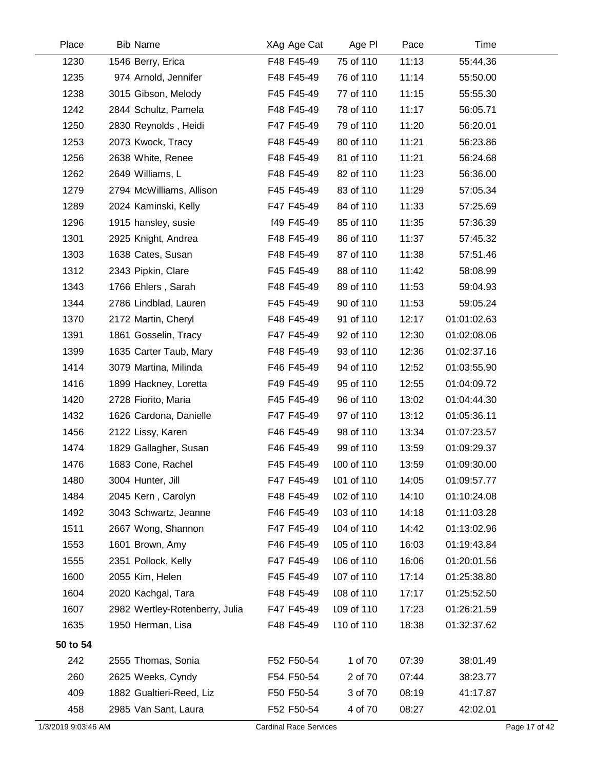| Place | Bib Name | XAg Age Cat | Age Pl | Pace | Time |
|---|---|---|---|---|---|
| 1230 | 1546 Berry, Erica | F48 F45-49 | 75 of 110 | 11:13 | 55:44.36 |
| 1235 | 974 Arnold, Jennifer | F48 F45-49 | 76 of 110 | 11:14 | 55:50.00 |
| 1238 | 3015 Gibson, Melody | F45 F45-49 | 77 of 110 | 11:15 | 55:55.30 |
| 1242 | 2844 Schultz, Pamela | F48 F45-49 | 78 of 110 | 11:17 | 56:05.71 |
| 1250 | 2830 Reynolds , Heidi | F47 F45-49 | 79 of 110 | 11:20 | 56:20.01 |
| 1253 | 2073 Kwock, Tracy | F48 F45-49 | 80 of 110 | 11:21 | 56:23.86 |
| 1256 | 2638 White, Renee | F48 F45-49 | 81 of 110 | 11:21 | 56:24.68 |
| 1262 | 2649 Williams, L | F48 F45-49 | 82 of 110 | 11:23 | 56:36.00 |
| 1279 | 2794 McWilliams, Allison | F45 F45-49 | 83 of 110 | 11:29 | 57:05.34 |
| 1289 | 2024 Kaminski, Kelly | F47 F45-49 | 84 of 110 | 11:33 | 57:25.69 |
| 1296 | 1915 hansley, susie | f49 F45-49 | 85 of 110 | 11:35 | 57:36.39 |
| 1301 | 2925 Knight, Andrea | F48 F45-49 | 86 of 110 | 11:37 | 57:45.32 |
| 1303 | 1638 Cates, Susan | F48 F45-49 | 87 of 110 | 11:38 | 57:51.46 |
| 1312 | 2343 Pipkin, Clare | F45 F45-49 | 88 of 110 | 11:42 | 58:08.99 |
| 1343 | 1766 Ehlers , Sarah | F48 F45-49 | 89 of 110 | 11:53 | 59:04.93 |
| 1344 | 2786 Lindblad, Lauren | F45 F45-49 | 90 of 110 | 11:53 | 59:05.24 |
| 1370 | 2172 Martin, Cheryl | F48 F45-49 | 91 of 110 | 12:17 | 01:01:02.63 |
| 1391 | 1861 Gosselin, Tracy | F47 F45-49 | 92 of 110 | 12:30 | 01:02:08.06 |
| 1399 | 1635 Carter Taub, Mary | F48 F45-49 | 93 of 110 | 12:36 | 01:02:37.16 |
| 1414 | 3079 Martina, Milinda | F46 F45-49 | 94 of 110 | 12:52 | 01:03:55.90 |
| 1416 | 1899 Hackney, Loretta | F49 F45-49 | 95 of 110 | 12:55 | 01:04:09.72 |
| 1420 | 2728 Fiorito, Maria | F45 F45-49 | 96 of 110 | 13:02 | 01:04:44.30 |
| 1432 | 1626 Cardona, Danielle | F47 F45-49 | 97 of 110 | 13:12 | 01:05:36.11 |
| 1456 | 2122 Lissy, Karen | F46 F45-49 | 98 of 110 | 13:34 | 01:07:23.57 |
| 1474 | 1829 Gallagher, Susan | F46 F45-49 | 99 of 110 | 13:59 | 01:09:29.37 |
| 1476 | 1683 Cone, Rachel | F45 F45-49 | 100 of 110 | 13:59 | 01:09:30.00 |
| 1480 | 3004 Hunter, Jill | F47 F45-49 | 101 of 110 | 14:05 | 01:09:57.77 |
| 1484 | 2045 Kern , Carolyn | F48 F45-49 | 102 of 110 | 14:10 | 01:10:24.08 |
| 1492 | 3043 Schwartz, Jeanne | F46 F45-49 | 103 of 110 | 14:18 | 01:11:03.28 |
| 1511 | 2667 Wong, Shannon | F47 F45-49 | 104 of 110 | 14:42 | 01:13:02.96 |
| 1553 | 1601 Brown, Amy | F46 F45-49 | 105 of 110 | 16:03 | 01:19:43.84 |
| 1555 | 2351 Pollock, Kelly | F47 F45-49 | 106 of 110 | 16:06 | 01:20:01.56 |
| 1600 | 2055 Kim, Helen | F45 F45-49 | 107 of 110 | 17:14 | 01:25:38.80 |
| 1604 | 2020 Kachgal, Tara | F48 F45-49 | 108 of 110 | 17:17 | 01:25:52.50 |
| 1607 | 2982 Wertley-Rotenberry, Julia | F47 F45-49 | 109 of 110 | 17:23 | 01:26:21.59 |
| 1635 | 1950 Herman, Lisa | F48 F45-49 | 110 of 110 | 18:38 | 01:32:37.62 |
| **50 to 54** | | | | | |
| 242 | 2555 Thomas, Sonia | F52 F50-54 | 1 of 70 | 07:39 | 38:01.49 |
| 260 | 2625 Weeks, Cyndy | F54 F50-54 | 2 of 70 | 07:44 | 38:23.77 |
| 409 | 1882 Gualtieri-Reed, Liz | F50 F50-54 | 3 of 70 | 08:19 | 41:17.87 |
| 458 | 2985 Van Sant, Laura | F52 F50-54 | 4 of 70 | 08:27 | 42:02.01 |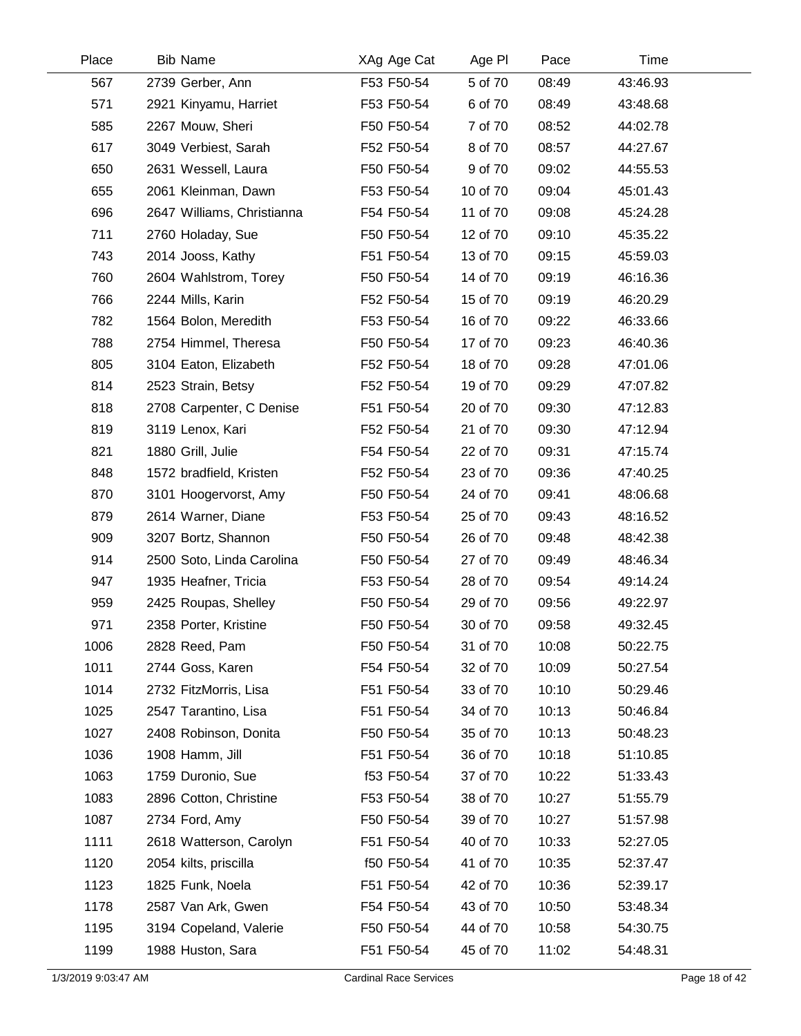| Place | Bib | Name | XAg | Age Cat | Age Pl | Pace | Time |
|---|---|---|---|---|---|---|---|
| 567 | 2739 | Gerber, Ann | F53 | F50-54 | 5 of 70 | 08:49 | 43:46.93 |
| 571 | 2921 | Kinyamu, Harriet | F53 | F50-54 | 6 of 70 | 08:49 | 43:48.68 |
| 585 | 2267 | Mouw, Sheri | F50 | F50-54 | 7 of 70 | 08:52 | 44:02.78 |
| 617 | 3049 | Verbiest, Sarah | F52 | F50-54 | 8 of 70 | 08:57 | 44:27.67 |
| 650 | 2631 | Wessell, Laura | F50 | F50-54 | 9 of 70 | 09:02 | 44:55.53 |
| 655 | 2061 | Kleinman, Dawn | F53 | F50-54 | 10 of 70 | 09:04 | 45:01.43 |
| 696 | 2647 | Williams, Christianna | F54 | F50-54 | 11 of 70 | 09:08 | 45:24.28 |
| 711 | 2760 | Holaday, Sue | F50 | F50-54 | 12 of 70 | 09:10 | 45:35.22 |
| 743 | 2014 | Jooss, Kathy | F51 | F50-54 | 13 of 70 | 09:15 | 45:59.03 |
| 760 | 2604 | Wahlstrom, Torey | F50 | F50-54 | 14 of 70 | 09:19 | 46:16.36 |
| 766 | 2244 | Mills, Karin | F52 | F50-54 | 15 of 70 | 09:19 | 46:20.29 |
| 782 | 1564 | Bolon, Meredith | F53 | F50-54 | 16 of 70 | 09:22 | 46:33.66 |
| 788 | 2754 | Himmel, Theresa | F50 | F50-54 | 17 of 70 | 09:23 | 46:40.36 |
| 805 | 3104 | Eaton, Elizabeth | F52 | F50-54 | 18 of 70 | 09:28 | 47:01.06 |
| 814 | 2523 | Strain, Betsy | F52 | F50-54 | 19 of 70 | 09:29 | 47:07.82 |
| 818 | 2708 | Carpenter, C Denise | F51 | F50-54 | 20 of 70 | 09:30 | 47:12.83 |
| 819 | 3119 | Lenox, Kari | F52 | F50-54 | 21 of 70 | 09:30 | 47:12.94 |
| 821 | 1880 | Grill, Julie | F54 | F50-54 | 22 of 70 | 09:31 | 47:15.74 |
| 848 | 1572 | bradfield, Kristen | F52 | F50-54 | 23 of 70 | 09:36 | 47:40.25 |
| 870 | 3101 | Hoogervorst, Amy | F50 | F50-54 | 24 of 70 | 09:41 | 48:06.68 |
| 879 | 2614 | Warner, Diane | F53 | F50-54 | 25 of 70 | 09:43 | 48:16.52 |
| 909 | 3207 | Bortz, Shannon | F50 | F50-54 | 26 of 70 | 09:48 | 48:42.38 |
| 914 | 2500 | Soto, Linda Carolina | F50 | F50-54 | 27 of 70 | 09:49 | 48:46.34 |
| 947 | 1935 | Heafner, Tricia | F53 | F50-54 | 28 of 70 | 09:54 | 49:14.24 |
| 959 | 2425 | Roupas, Shelley | F50 | F50-54 | 29 of 70 | 09:56 | 49:22.97 |
| 971 | 2358 | Porter, Kristine | F50 | F50-54 | 30 of 70 | 09:58 | 49:32.45 |
| 1006 | 2828 | Reed, Pam | F50 | F50-54 | 31 of 70 | 10:08 | 50:22.75 |
| 1011 | 2744 | Goss, Karen | F54 | F50-54 | 32 of 70 | 10:09 | 50:27.54 |
| 1014 | 2732 | FitzMorris, Lisa | F51 | F50-54 | 33 of 70 | 10:10 | 50:29.46 |
| 1025 | 2547 | Tarantino, Lisa | F51 | F50-54 | 34 of 70 | 10:13 | 50:46.84 |
| 1027 | 2408 | Robinson, Donita | F50 | F50-54 | 35 of 70 | 10:13 | 50:48.23 |
| 1036 | 1908 | Hamm, Jill | F51 | F50-54 | 36 of 70 | 10:18 | 51:10.85 |
| 1063 | 1759 | Duronio, Sue | f53 | F50-54 | 37 of 70 | 10:22 | 51:33.43 |
| 1083 | 2896 | Cotton, Christine | F53 | F50-54 | 38 of 70 | 10:27 | 51:55.79 |
| 1087 | 2734 | Ford, Amy | F50 | F50-54 | 39 of 70 | 10:27 | 51:57.98 |
| 1111 | 2618 | Watterson, Carolyn | F51 | F50-54 | 40 of 70 | 10:33 | 52:27.05 |
| 1120 | 2054 | kilts, priscilla | f50 | F50-54 | 41 of 70 | 10:35 | 52:37.47 |
| 1123 | 1825 | Funk, Noela | F51 | F50-54 | 42 of 70 | 10:36 | 52:39.17 |
| 1178 | 2587 | Van Ark, Gwen | F54 | F50-54 | 43 of 70 | 10:50 | 53:48.34 |
| 1195 | 3194 | Copeland, Valerie | F50 | F50-54 | 44 of 70 | 10:58 | 54:30.75 |
| 1199 | 1988 | Huston, Sara | F51 | F50-54 | 45 of 70 | 11:02 | 54:48.31 |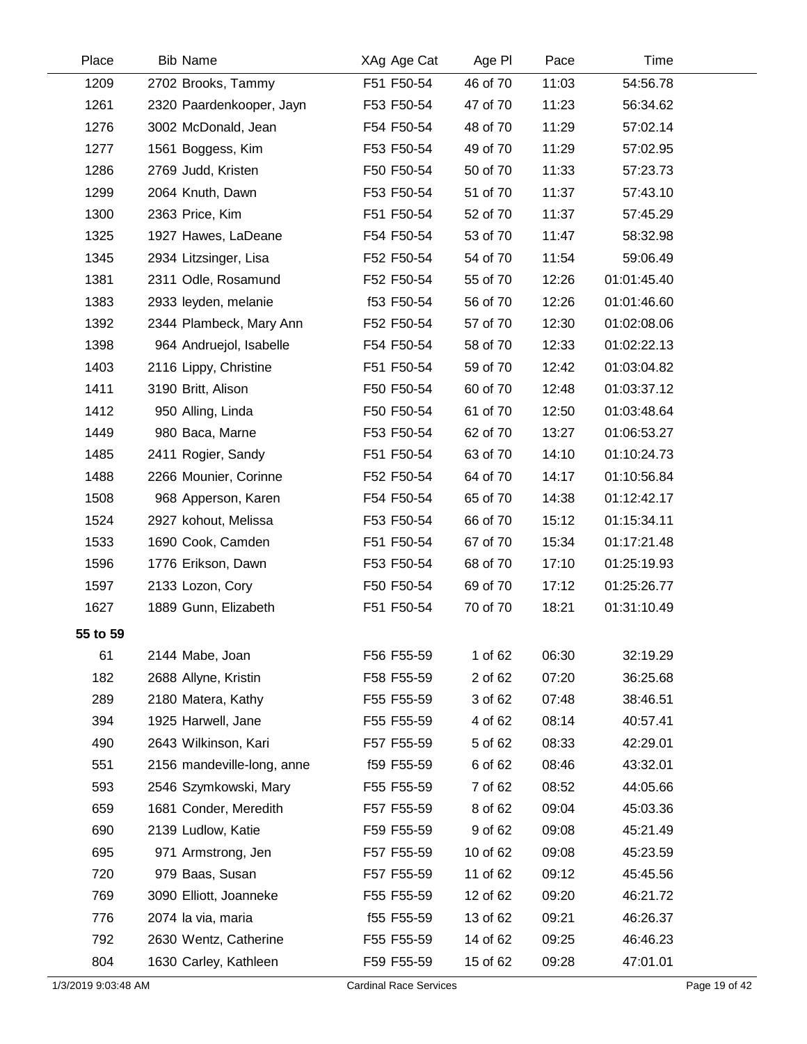| Place | Bib | Name | XAg | Age Cat | Age Pl | Pace | Time |
|---|---|---|---|---|---|---|---|
| 1209 | 2702 | Brooks, Tammy | F51 | F50-54 | 46 of 70 | 11:03 | 54:56.78 |
| 1261 | 2320 | Paardenkooper, Jayn | F53 | F50-54 | 47 of 70 | 11:23 | 56:34.62 |
| 1276 | 3002 | McDonald, Jean | F54 | F50-54 | 48 of 70 | 11:29 | 57:02.14 |
| 1277 | 1561 | Boggess, Kim | F53 | F50-54 | 49 of 70 | 11:29 | 57:02.95 |
| 1286 | 2769 | Judd, Kristen | F50 | F50-54 | 50 of 70 | 11:33 | 57:23.73 |
| 1299 | 2064 | Knuth, Dawn | F53 | F50-54 | 51 of 70 | 11:37 | 57:43.10 |
| 1300 | 2363 | Price, Kim | F51 | F50-54 | 52 of 70 | 11:37 | 57:45.29 |
| 1325 | 1927 | Hawes, LaDeane | F54 | F50-54 | 53 of 70 | 11:47 | 58:32.98 |
| 1345 | 2934 | Litzsinger, Lisa | F52 | F50-54 | 54 of 70 | 11:54 | 59:06.49 |
| 1381 | 2311 | Odle, Rosamund | F52 | F50-54 | 55 of 70 | 12:26 | 01:01:45.40 |
| 1383 | 2933 | leyden, melanie | f53 | F50-54 | 56 of 70 | 12:26 | 01:01:46.60 |
| 1392 | 2344 | Plambeck, Mary Ann | F52 | F50-54 | 57 of 70 | 12:30 | 01:02:08.06 |
| 1398 | 964 | Andruejol, Isabelle | F54 | F50-54 | 58 of 70 | 12:33 | 01:02:22.13 |
| 1403 | 2116 | Lippy, Christine | F51 | F50-54 | 59 of 70 | 12:42 | 01:03:04.82 |
| 1411 | 3190 | Britt, Alison | F50 | F50-54 | 60 of 70 | 12:48 | 01:03:37.12 |
| 1412 | 950 | Alling, Linda | F50 | F50-54 | 61 of 70 | 12:50 | 01:03:48.64 |
| 1449 | 980 | Baca, Marne | F53 | F50-54 | 62 of 70 | 13:27 | 01:06:53.27 |
| 1485 | 2411 | Rogier, Sandy | F51 | F50-54 | 63 of 70 | 14:10 | 01:10:24.73 |
| 1488 | 2266 | Mounier, Corinne | F52 | F50-54 | 64 of 70 | 14:17 | 01:10:56.84 |
| 1508 | 968 | Apperson, Karen | F54 | F50-54 | 65 of 70 | 14:38 | 01:12:42.17 |
| 1524 | 2927 | kohout, Melissa | F53 | F50-54 | 66 of 70 | 15:12 | 01:15:34.11 |
| 1533 | 1690 | Cook, Camden | F51 | F50-54 | 67 of 70 | 15:34 | 01:17:21.48 |
| 1596 | 1776 | Erikson, Dawn | F53 | F50-54 | 68 of 70 | 17:10 | 01:25:19.93 |
| 1597 | 2133 | Lozon, Cory | F50 | F50-54 | 69 of 70 | 17:12 | 01:25:26.77 |
| 1627 | 1889 | Gunn, Elizabeth | F51 | F50-54 | 70 of 70 | 18:21 | 01:31:10.49 |
| **55 to 59** | | | | | | | |
| 61 | 2144 | Mabe, Joan | F56 | F55-59 | 1 of 62 | 06:30 | 32:19.29 |
| 182 | 2688 | Allyne, Kristin | F58 | F55-59 | 2 of 62 | 07:20 | 36:25.68 |
| 289 | 2180 | Matera, Kathy | F55 | F55-59 | 3 of 62 | 07:48 | 38:46.51 |
| 394 | 1925 | Harwell, Jane | F55 | F55-59 | 4 of 62 | 08:14 | 40:57.41 |
| 490 | 2643 | Wilkinson, Kari | F57 | F55-59 | 5 of 62 | 08:33 | 42:29.01 |
| 551 | 2156 | mandeville-long, anne | f59 | F55-59 | 6 of 62 | 08:46 | 43:32.01 |
| 593 | 2546 | Szymkowski, Mary | F55 | F55-59 | 7 of 62 | 08:52 | 44:05.66 |
| 659 | 1681 | Conder, Meredith | F57 | F55-59 | 8 of 62 | 09:04 | 45:03.36 |
| 690 | 2139 | Ludlow, Katie | F59 | F55-59 | 9 of 62 | 09:08 | 45:21.49 |
| 695 | 971 | Armstrong, Jen | F57 | F55-59 | 10 of 62 | 09:08 | 45:23.59 |
| 720 | 979 | Baas, Susan | F57 | F55-59 | 11 of 62 | 09:12 | 45:45.56 |
| 769 | 3090 | Elliott, Joanneke | F55 | F55-59 | 12 of 62 | 09:20 | 46:21.72 |
| 776 | 2074 | la via, maria | f55 | F55-59 | 13 of 62 | 09:21 | 46:26.37 |
| 792 | 2630 | Wentz, Catherine | F55 | F55-59 | 14 of 62 | 09:25 | 46:46.23 |
| 804 | 1630 | Carley, Kathleen | F59 | F55-59 | 15 of 62 | 09:28 | 47:01.01 |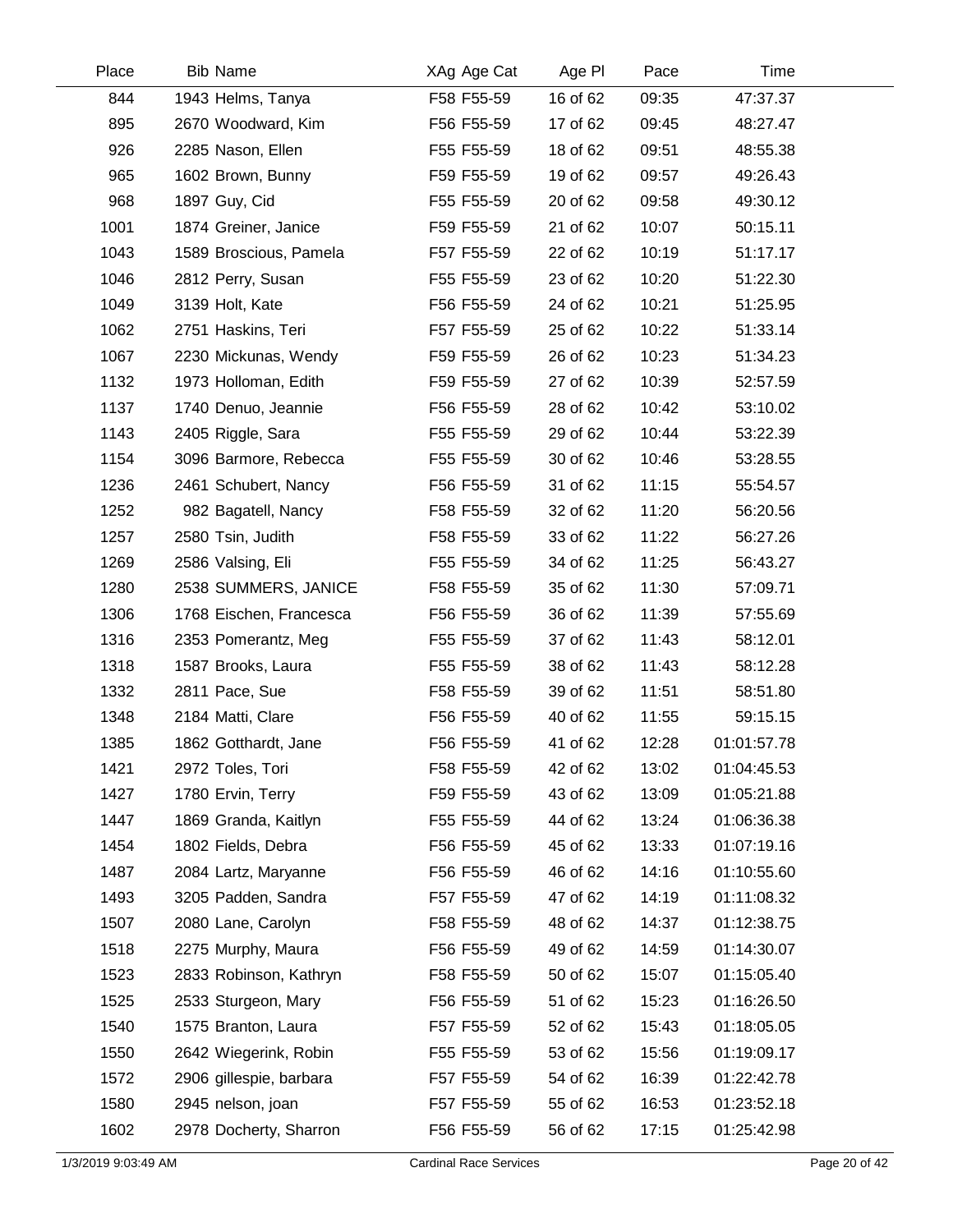| Place | Bib | Name | XAg | Age Cat | Age Pl | Pace | Time |
|---|---|---|---|---|---|---|---|
| 844 | 1943 | Helms, Tanya | F58 | F55-59 | 16 of 62 | 09:35 | 47:37.37 |
| 895 | 2670 | Woodward, Kim | F56 | F55-59 | 17 of 62 | 09:45 | 48:27.47 |
| 926 | 2285 | Nason, Ellen | F55 | F55-59 | 18 of 62 | 09:51 | 48:55.38 |
| 965 | 1602 | Brown, Bunny | F59 | F55-59 | 19 of 62 | 09:57 | 49:26.43 |
| 968 | 1897 | Guy, Cid | F55 | F55-59 | 20 of 62 | 09:58 | 49:30.12 |
| 1001 | 1874 | Greiner, Janice | F59 | F55-59 | 21 of 62 | 10:07 | 50:15.11 |
| 1043 | 1589 | Broscious, Pamela | F57 | F55-59 | 22 of 62 | 10:19 | 51:17.17 |
| 1046 | 2812 | Perry, Susan | F55 | F55-59 | 23 of 62 | 10:20 | 51:22.30 |
| 1049 | 3139 | Holt, Kate | F56 | F55-59 | 24 of 62 | 10:21 | 51:25.95 |
| 1062 | 2751 | Haskins, Teri | F57 | F55-59 | 25 of 62 | 10:22 | 51:33.14 |
| 1067 | 2230 | Mickunas, Wendy | F59 | F55-59 | 26 of 62 | 10:23 | 51:34.23 |
| 1132 | 1973 | Holloman, Edith | F59 | F55-59 | 27 of 62 | 10:39 | 52:57.59 |
| 1137 | 1740 | Denuo, Jeannie | F56 | F55-59 | 28 of 62 | 10:42 | 53:10.02 |
| 1143 | 2405 | Riggle, Sara | F55 | F55-59 | 29 of 62 | 10:44 | 53:22.39 |
| 1154 | 3096 | Barmore, Rebecca | F55 | F55-59 | 30 of 62 | 10:46 | 53:28.55 |
| 1236 | 2461 | Schubert, Nancy | F56 | F55-59 | 31 of 62 | 11:15 | 55:54.57 |
| 1252 | 982 | Bagatell, Nancy | F58 | F55-59 | 32 of 62 | 11:20 | 56:20.56 |
| 1257 | 2580 | Tsin, Judith | F58 | F55-59 | 33 of 62 | 11:22 | 56:27.26 |
| 1269 | 2586 | Valsing, Eli | F55 | F55-59 | 34 of 62 | 11:25 | 56:43.27 |
| 1280 | 2538 | SUMMERS, JANICE | F58 | F55-59 | 35 of 62 | 11:30 | 57:09.71 |
| 1306 | 1768 | Eischen, Francesca | F56 | F55-59 | 36 of 62 | 11:39 | 57:55.69 |
| 1316 | 2353 | Pomerantz, Meg | F55 | F55-59 | 37 of 62 | 11:43 | 58:12.01 |
| 1318 | 1587 | Brooks, Laura | F55 | F55-59 | 38 of 62 | 11:43 | 58:12.28 |
| 1332 | 2811 | Pace, Sue | F58 | F55-59 | 39 of 62 | 11:51 | 58:51.80 |
| 1348 | 2184 | Matti, Clare | F56 | F55-59 | 40 of 62 | 11:55 | 59:15.15 |
| 1385 | 1862 | Gotthardt, Jane | F56 | F55-59 | 41 of 62 | 12:28 | 01:01:57.78 |
| 1421 | 2972 | Toles, Tori | F58 | F55-59 | 42 of 62 | 13:02 | 01:04:45.53 |
| 1427 | 1780 | Ervin, Terry | F59 | F55-59 | 43 of 62 | 13:09 | 01:05:21.88 |
| 1447 | 1869 | Granda, Kaitlyn | F55 | F55-59 | 44 of 62 | 13:24 | 01:06:36.38 |
| 1454 | 1802 | Fields, Debra | F56 | F55-59 | 45 of 62 | 13:33 | 01:07:19.16 |
| 1487 | 2084 | Lartz, Maryanne | F56 | F55-59 | 46 of 62 | 14:16 | 01:10:55.60 |
| 1493 | 3205 | Padden, Sandra | F57 | F55-59 | 47 of 62 | 14:19 | 01:11:08.32 |
| 1507 | 2080 | Lane, Carolyn | F58 | F55-59 | 48 of 62 | 14:37 | 01:12:38.75 |
| 1518 | 2275 | Murphy, Maura | F56 | F55-59 | 49 of 62 | 14:59 | 01:14:30.07 |
| 1523 | 2833 | Robinson, Kathryn | F58 | F55-59 | 50 of 62 | 15:07 | 01:15:05.40 |
| 1525 | 2533 | Sturgeon, Mary | F56 | F55-59 | 51 of 62 | 15:23 | 01:16:26.50 |
| 1540 | 1575 | Branton, Laura | F57 | F55-59 | 52 of 62 | 15:43 | 01:18:05.05 |
| 1550 | 2642 | Wiegerink, Robin | F55 | F55-59 | 53 of 62 | 15:56 | 01:19:09.17 |
| 1572 | 2906 | gillespie, barbara | F57 | F55-59 | 54 of 62 | 16:39 | 01:22:42.78 |
| 1580 | 2945 | nelson, joan | F57 | F55-59 | 55 of 62 | 16:53 | 01:23:52.18 |
| 1602 | 2978 | Docherty, Sharron | F56 | F55-59 | 56 of 62 | 17:15 | 01:25:42.98 |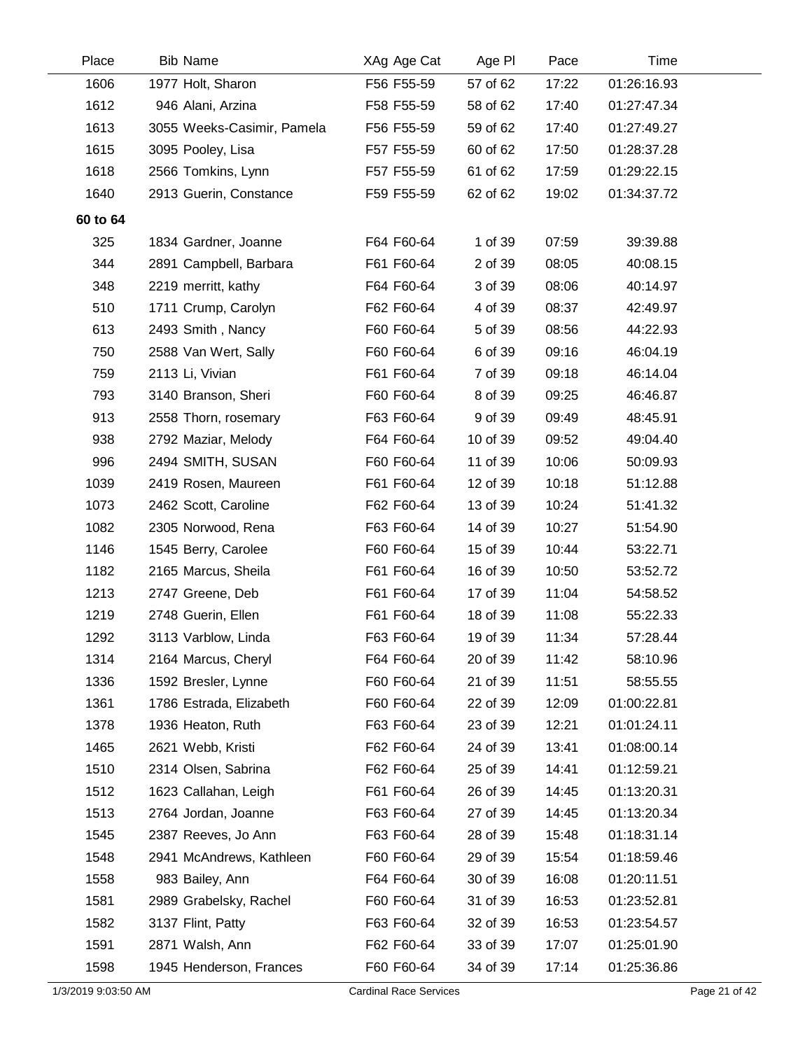| Place | Bib | Name | XAg | Age Cat | Age Pl | Pace | Time |
|---|---|---|---|---|---|---|---|
| 1606 | 1977 | Holt, Sharon | F56 | F55-59 | 57 of 62 | 17:22 | 01:26:16.93 |
| 1612 | 946 | Alani, Arzina | F58 | F55-59 | 58 of 62 | 17:40 | 01:27:47.34 |
| 1613 | 3055 | Weeks-Casimir, Pamela | F56 | F55-59 | 59 of 62 | 17:40 | 01:27:49.27 |
| 1615 | 3095 | Pooley, Lisa | F57 | F55-59 | 60 of 62 | 17:50 | 01:28:37.28 |
| 1618 | 2566 | Tomkins, Lynn | F57 | F55-59 | 61 of 62 | 17:59 | 01:29:22.15 |
| 1640 | 2913 | Guerin, Constance | F59 | F55-59 | 62 of 62 | 19:02 | 01:34:37.72 |
| **60 to 64** | | | | | | | |
| 325 | 1834 | Gardner, Joanne | F64 | F60-64 | 1 of 39 | 07:59 | 39:39.88 |
| 344 | 2891 | Campbell, Barbara | F61 | F60-64 | 2 of 39 | 08:05 | 40:08.15 |
| 348 | 2219 | merritt, kathy | F64 | F60-64 | 3 of 39 | 08:06 | 40:14.97 |
| 510 | 1711 | Crump, Carolyn | F62 | F60-64 | 4 of 39 | 08:37 | 42:49.97 |
| 613 | 2493 | Smith , Nancy | F60 | F60-64 | 5 of 39 | 08:56 | 44:22.93 |
| 750 | 2588 | Van Wert, Sally | F60 | F60-64 | 6 of 39 | 09:16 | 46:04.19 |
| 759 | 2113 | Li, Vivian | F61 | F60-64 | 7 of 39 | 09:18 | 46:14.04 |
| 793 | 3140 | Branson, Sheri | F60 | F60-64 | 8 of 39 | 09:25 | 46:46.87 |
| 913 | 2558 | Thorn, rosemary | F63 | F60-64 | 9 of 39 | 09:49 | 48:45.91 |
| 938 | 2792 | Maziar, Melody | F64 | F60-64 | 10 of 39 | 09:52 | 49:04.40 |
| 996 | 2494 | SMITH, SUSAN | F60 | F60-64 | 11 of 39 | 10:06 | 50:09.93 |
| 1039 | 2419 | Rosen, Maureen | F61 | F60-64 | 12 of 39 | 10:18 | 51:12.88 |
| 1073 | 2462 | Scott, Caroline | F62 | F60-64 | 13 of 39 | 10:24 | 51:41.32 |
| 1082 | 2305 | Norwood, Rena | F63 | F60-64 | 14 of 39 | 10:27 | 51:54.90 |
| 1146 | 1545 | Berry, Carolee | F60 | F60-64 | 15 of 39 | 10:44 | 53:22.71 |
| 1182 | 2165 | Marcus, Sheila | F61 | F60-64 | 16 of 39 | 10:50 | 53:52.72 |
| 1213 | 2747 | Greene, Deb | F61 | F60-64 | 17 of 39 | 11:04 | 54:58.52 |
| 1219 | 2748 | Guerin, Ellen | F61 | F60-64 | 18 of 39 | 11:08 | 55:22.33 |
| 1292 | 3113 | Varblow, Linda | F63 | F60-64 | 19 of 39 | 11:34 | 57:28.44 |
| 1314 | 2164 | Marcus, Cheryl | F64 | F60-64 | 20 of 39 | 11:42 | 58:10.96 |
| 1336 | 1592 | Bresler, Lynne | F60 | F60-64 | 21 of 39 | 11:51 | 58:55.55 |
| 1361 | 1786 | Estrada, Elizabeth | F60 | F60-64 | 22 of 39 | 12:09 | 01:00:22.81 |
| 1378 | 1936 | Heaton, Ruth | F63 | F60-64 | 23 of 39 | 12:21 | 01:01:24.11 |
| 1465 | 2621 | Webb, Kristi | F62 | F60-64 | 24 of 39 | 13:41 | 01:08:00.14 |
| 1510 | 2314 | Olsen, Sabrina | F62 | F60-64 | 25 of 39 | 14:41 | 01:12:59.21 |
| 1512 | 1623 | Callahan, Leigh | F61 | F60-64 | 26 of 39 | 14:45 | 01:13:20.31 |
| 1513 | 2764 | Jordan, Joanne | F63 | F60-64 | 27 of 39 | 14:45 | 01:13:20.34 |
| 1545 | 2387 | Reeves, Jo Ann | F63 | F60-64 | 28 of 39 | 15:48 | 01:18:31.14 |
| 1548 | 2941 | McAndrews, Kathleen | F60 | F60-64 | 29 of 39 | 15:54 | 01:18:59.46 |
| 1558 | 983 | Bailey, Ann | F64 | F60-64 | 30 of 39 | 16:08 | 01:20:11.51 |
| 1581 | 2989 | Grabelsky, Rachel | F60 | F60-64 | 31 of 39 | 16:53 | 01:23:52.81 |
| 1582 | 3137 | Flint, Patty | F63 | F60-64 | 32 of 39 | 16:53 | 01:23:54.57 |
| 1591 | 2871 | Walsh, Ann | F62 | F60-64 | 33 of 39 | 17:07 | 01:25:01.90 |
| 1598 | 1945 | Henderson, Frances | F60 | F60-64 | 34 of 39 | 17:14 | 01:25:36.86 |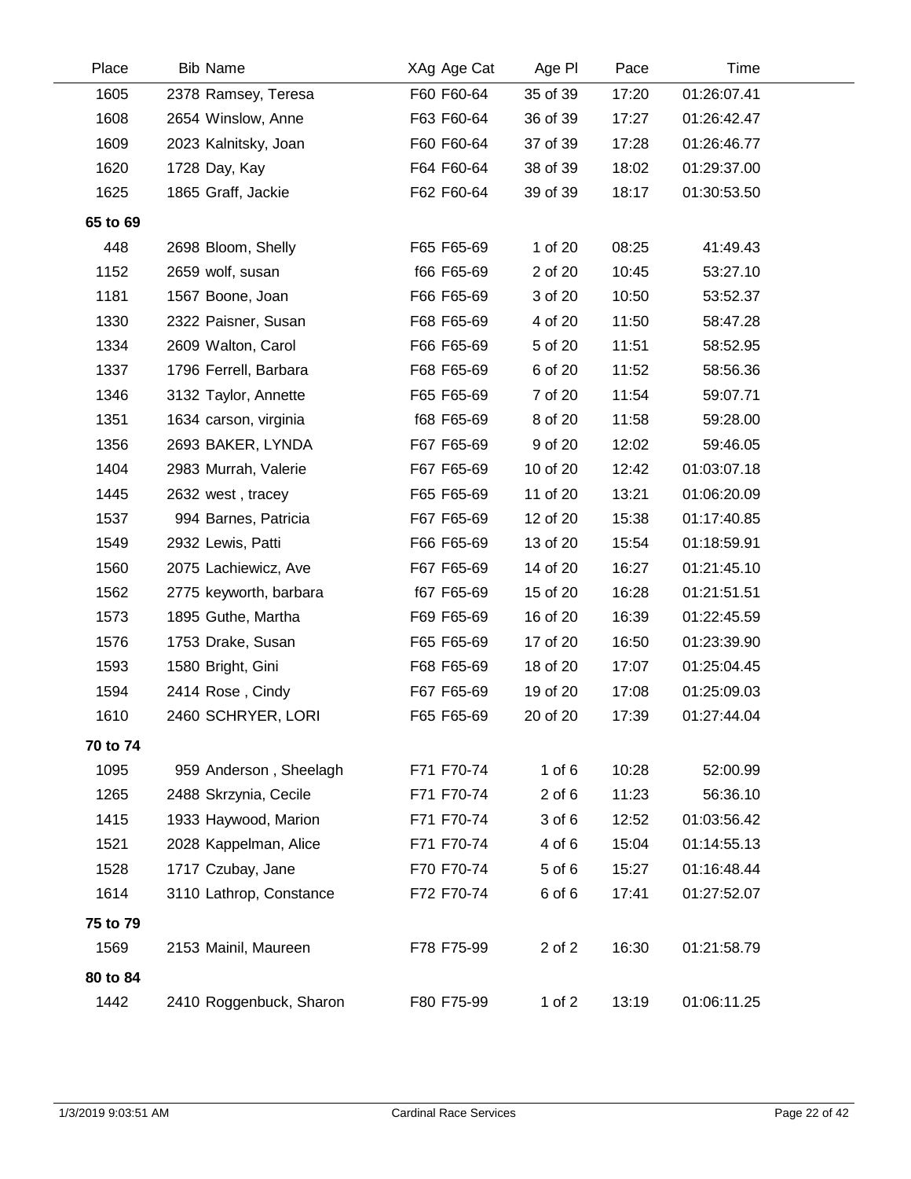| Place | Bib | Name | XAg | Age Cat | Age Pl | Pace | Time |
|---|---|---|---|---|---|---|---|
| 1605 | 2378 | Ramsey, Teresa | F60 | F60-64 | 35 of 39 | 17:20 | 01:26:07.41 |
| 1608 | 2654 | Winslow, Anne | F63 | F60-64 | 36 of 39 | 17:27 | 01:26:42.47 |
| 1609 | 2023 | Kalnitsky, Joan | F60 | F60-64 | 37 of 39 | 17:28 | 01:26:46.77 |
| 1620 | 1728 | Day, Kay | F64 | F60-64 | 38 of 39 | 18:02 | 01:29:37.00 |
| 1625 | 1865 | Graff, Jackie | F62 | F60-64 | 39 of 39 | 18:17 | 01:30:53.50 |
| **65 to 69** | | | | | | | |
| 448 | 2698 | Bloom, Shelly | F65 | F65-69 | 1 of 20 | 08:25 | 41:49.43 |
| 1152 | 2659 | wolf, susan | f66 | F65-69 | 2 of 20 | 10:45 | 53:27.10 |
| 1181 | 1567 | Boone, Joan | F66 | F65-69 | 3 of 20 | 10:50 | 53:52.37 |
| 1330 | 2322 | Paisner, Susan | F68 | F65-69 | 4 of 20 | 11:50 | 58:47.28 |
| 1334 | 2609 | Walton, Carol | F66 | F65-69 | 5 of 20 | 11:51 | 58:52.95 |
| 1337 | 1796 | Ferrell, Barbara | F68 | F65-69 | 6 of 20 | 11:52 | 58:56.36 |
| 1346 | 3132 | Taylor, Annette | F65 | F65-69 | 7 of 20 | 11:54 | 59:07.71 |
| 1351 | 1634 | carson, virginia | f68 | F65-69 | 8 of 20 | 11:58 | 59:28.00 |
| 1356 | 2693 | BAKER, LYNDA | F67 | F65-69 | 9 of 20 | 12:02 | 59:46.05 |
| 1404 | 2983 | Murrah, Valerie | F67 | F65-69 | 10 of 20 | 12:42 | 01:03:07.18 |
| 1445 | 2632 | west , tracey | F65 | F65-69 | 11 of 20 | 13:21 | 01:06:20.09 |
| 1537 | 994 | Barnes, Patricia | F67 | F65-69 | 12 of 20 | 15:38 | 01:17:40.85 |
| 1549 | 2932 | Lewis, Patti | F66 | F65-69 | 13 of 20 | 15:54 | 01:18:59.91 |
| 1560 | 2075 | Lachiewicz, Ave | F67 | F65-69 | 14 of 20 | 16:27 | 01:21:45.10 |
| 1562 | 2775 | keyworth, barbara | f67 | F65-69 | 15 of 20 | 16:28 | 01:21:51.51 |
| 1573 | 1895 | Guthe, Martha | F69 | F65-69 | 16 of 20 | 16:39 | 01:22:45.59 |
| 1576 | 1753 | Drake, Susan | F65 | F65-69 | 17 of 20 | 16:50 | 01:23:39.90 |
| 1593 | 1580 | Bright, Gini | F68 | F65-69 | 18 of 20 | 17:07 | 01:25:04.45 |
| 1594 | 2414 | Rose , Cindy | F67 | F65-69 | 19 of 20 | 17:08 | 01:25:09.03 |
| 1610 | 2460 | SCHRYER, LORI | F65 | F65-69 | 20 of 20 | 17:39 | 01:27:44.04 |
| **70 to 74** | | | | | | | |
| 1095 | 959 | Anderson , Sheelagh | F71 | F70-74 | 1 of 6 | 10:28 | 52:00.99 |
| 1265 | 2488 | Skrzynia, Cecile | F71 | F70-74 | 2 of 6 | 11:23 | 56:36.10 |
| 1415 | 1933 | Haywood, Marion | F71 | F70-74 | 3 of 6 | 12:52 | 01:03:56.42 |
| 1521 | 2028 | Kappelman, Alice | F71 | F70-74 | 4 of 6 | 15:04 | 01:14:55.13 |
| 1528 | 1717 | Czubay, Jane | F70 | F70-74 | 5 of 6 | 15:27 | 01:16:48.44 |
| 1614 | 3110 | Lathrop, Constance | F72 | F70-74 | 6 of 6 | 17:41 | 01:27:52.07 |
| **75 to 79** | | | | | | | |
| 1569 | 2153 | Mainil, Maureen | F78 | F75-99 | 2 of 2 | 16:30 | 01:21:58.79 |
| **80 to 84** | | | | | | | |
| 1442 | 2410 | Roggenbuck, Sharon | F80 | F75-99 | 1 of 2 | 13:19 | 01:06:11.25 |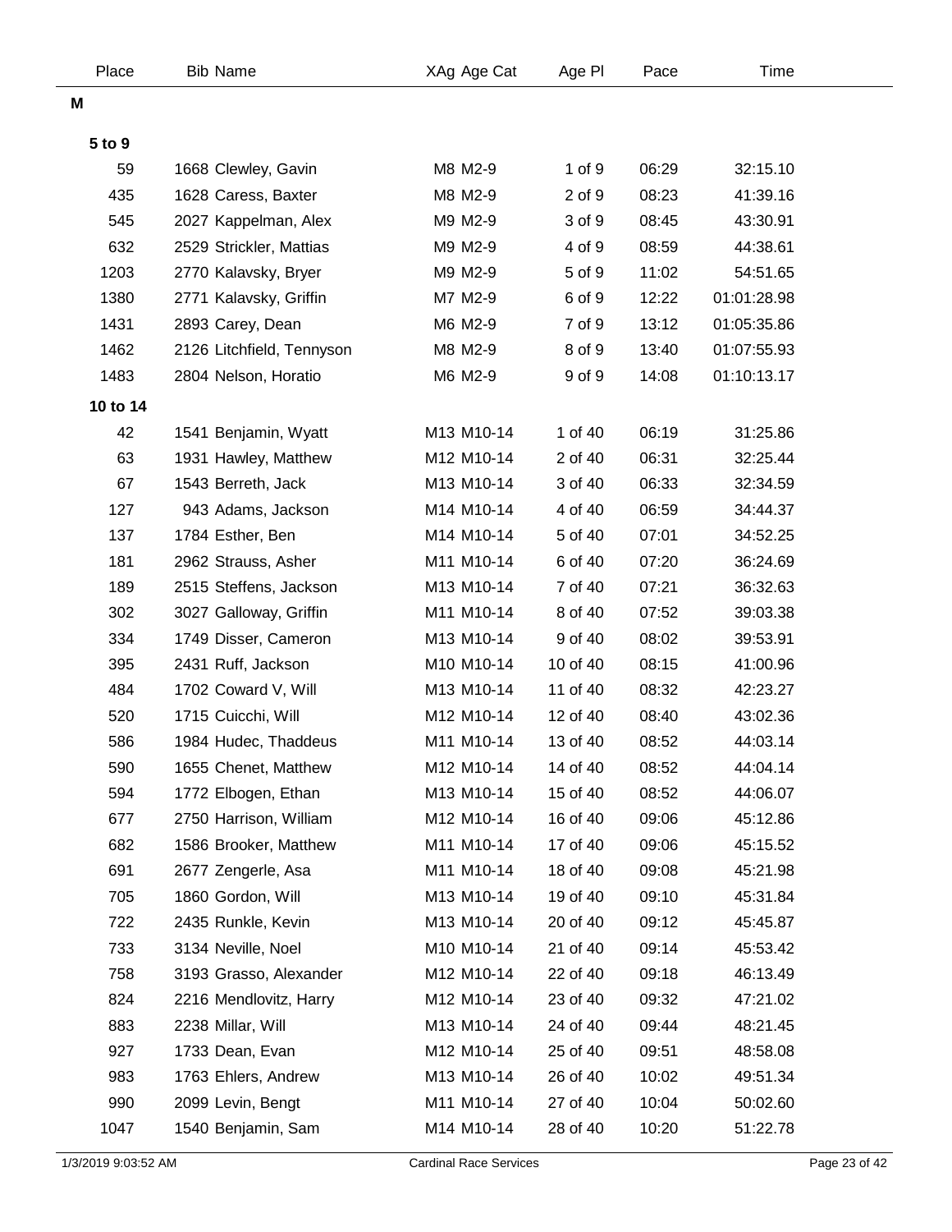| Place | Bib | Name | XAg | Age Cat | Age Pl | Pace | Time |
|---|---|---|---|---|---|---|---|
| **M** | | | | | | | |
| **5 to 9** | | | | | | | |
| 59 | 1668 | Clewley, Gavin | M8 | M2-9 | 1 of 9 | 06:29 | 32:15.10 |
| 435 | 1628 | Caress, Baxter | M8 | M2-9 | 2 of 9 | 08:23 | 41:39.16 |
| 545 | 2027 | Kappelman, Alex | M9 | M2-9 | 3 of 9 | 08:45 | 43:30.91 |
| 632 | 2529 | Strickler, Mattias | M9 | M2-9 | 4 of 9 | 08:59 | 44:38.61 |
| 1203 | 2770 | Kalavsky, Bryer | M9 | M2-9 | 5 of 9 | 11:02 | 54:51.65 |
| 1380 | 2771 | Kalavsky, Griffin | M7 | M2-9 | 6 of 9 | 12:22 | 01:01:28.98 |
| 1431 | 2893 | Carey, Dean | M6 | M2-9 | 7 of 9 | 13:12 | 01:05:35.86 |
| 1462 | 2126 | Litchfield, Tennyson | M8 | M2-9 | 8 of 9 | 13:40 | 01:07:55.93 |
| 1483 | 2804 | Nelson, Horatio | M6 | M2-9 | 9 of 9 | 14:08 | 01:10:13.17 |
| **10 to 14** | | | | | | | |
| 42 | 1541 | Benjamin, Wyatt | M13 | M10-14 | 1 of 40 | 06:19 | 31:25.86 |
| 63 | 1931 | Hawley, Matthew | M12 | M10-14 | 2 of 40 | 06:31 | 32:25.44 |
| 67 | 1543 | Berreth, Jack | M13 | M10-14 | 3 of 40 | 06:33 | 32:34.59 |
| 127 | 943 | Adams, Jackson | M14 | M10-14 | 4 of 40 | 06:59 | 34:44.37 |
| 137 | 1784 | Esther, Ben | M14 | M10-14 | 5 of 40 | 07:01 | 34:52.25 |
| 181 | 2962 | Strauss, Asher | M11 | M10-14 | 6 of 40 | 07:20 | 36:24.69 |
| 189 | 2515 | Steffens, Jackson | M13 | M10-14 | 7 of 40 | 07:21 | 36:32.63 |
| 302 | 3027 | Galloway, Griffin | M11 | M10-14 | 8 of 40 | 07:52 | 39:03.38 |
| 334 | 1749 | Disser, Cameron | M13 | M10-14 | 9 of 40 | 08:02 | 39:53.91 |
| 395 | 2431 | Ruff, Jackson | M10 | M10-14 | 10 of 40 | 08:15 | 41:00.96 |
| 484 | 1702 | Coward V, Will | M13 | M10-14 | 11 of 40 | 08:32 | 42:23.27 |
| 520 | 1715 | Cuicchi, Will | M12 | M10-14 | 12 of 40 | 08:40 | 43:02.36 |
| 586 | 1984 | Hudec, Thaddeus | M11 | M10-14 | 13 of 40 | 08:52 | 44:03.14 |
| 590 | 1655 | Chenet, Matthew | M12 | M10-14 | 14 of 40 | 08:52 | 44:04.14 |
| 594 | 1772 | Elbogen, Ethan | M13 | M10-14 | 15 of 40 | 08:52 | 44:06.07 |
| 677 | 2750 | Harrison, William | M12 | M10-14 | 16 of 40 | 09:06 | 45:12.86 |
| 682 | 1586 | Brooker, Matthew | M11 | M10-14 | 17 of 40 | 09:06 | 45:15.52 |
| 691 | 2677 | Zengerle, Asa | M11 | M10-14 | 18 of 40 | 09:08 | 45:21.98 |
| 705 | 1860 | Gordon, Will | M13 | M10-14 | 19 of 40 | 09:10 | 45:31.84 |
| 722 | 2435 | Runkle, Kevin | M13 | M10-14 | 20 of 40 | 09:12 | 45:45.87 |
| 733 | 3134 | Neville, Noel | M10 | M10-14 | 21 of 40 | 09:14 | 45:53.42 |
| 758 | 3193 | Grasso, Alexander | M12 | M10-14 | 22 of 40 | 09:18 | 46:13.49 |
| 824 | 2216 | Mendlovitz, Harry | M12 | M10-14 | 23 of 40 | 09:32 | 47:21.02 |
| 883 | 2238 | Millar, Will | M13 | M10-14 | 24 of 40 | 09:44 | 48:21.45 |
| 927 | 1733 | Dean, Evan | M12 | M10-14 | 25 of 40 | 09:51 | 48:58.08 |
| 983 | 1763 | Ehlers, Andrew | M13 | M10-14 | 26 of 40 | 10:02 | 49:51.34 |
| 990 | 2099 | Levin, Bengt | M11 | M10-14 | 27 of 40 | 10:04 | 50:02.60 |
| 1047 | 1540 | Benjamin, Sam | M14 | M10-14 | 28 of 40 | 10:20 | 51:22.78 |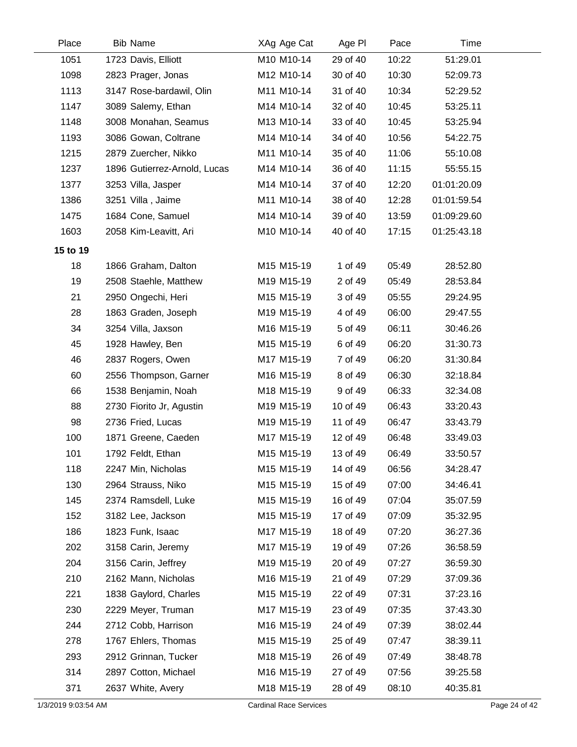| Place | Bib | Name | XAg | Age Cat | Age Pl | Pace | Time |
|---|---|---|---|---|---|---|---|
| 1051 | 1723 | Davis, Elliott | M10 | M10-14 | 29 of 40 | 10:22 | 51:29.01 |
| 1098 | 2823 | Prager, Jonas | M12 | M10-14 | 30 of 40 | 10:30 | 52:09.73 |
| 1113 | 3147 | Rose-bardawil, Olin | M11 | M10-14 | 31 of 40 | 10:34 | 52:29.52 |
| 1147 | 3089 | Salemy, Ethan | M14 | M10-14 | 32 of 40 | 10:45 | 53:25.11 |
| 1148 | 3008 | Monahan, Seamus | M13 | M10-14 | 33 of 40 | 10:45 | 53:25.94 |
| 1193 | 3086 | Gowan, Coltrane | M14 | M10-14 | 34 of 40 | 10:56 | 54:22.75 |
| 1215 | 2879 | Zuercher, Nikko | M11 | M10-14 | 35 of 40 | 11:06 | 55:10.08 |
| 1237 | 1896 | Gutierrez-Arnold, Lucas | M14 | M10-14 | 36 of 40 | 11:15 | 55:55.15 |
| 1377 | 3253 | Villa, Jasper | M14 | M10-14 | 37 of 40 | 12:20 | 01:01:20.09 |
| 1386 | 3251 | Villa , Jaime | M11 | M10-14 | 38 of 40 | 12:28 | 01:01:59.54 |
| 1475 | 1684 | Cone, Samuel | M14 | M10-14 | 39 of 40 | 13:59 | 01:09:29.60 |
| 1603 | 2058 | Kim-Leavitt, Ari | M10 | M10-14 | 40 of 40 | 17:15 | 01:25:43.18 |
| **15 to 19** | | | | | | | |
| 18 | 1866 | Graham, Dalton | M15 | M15-19 | 1 of 49 | 05:49 | 28:52.80 |
| 19 | 2508 | Staehle, Matthew | M19 | M15-19 | 2 of 49 | 05:49 | 28:53.84 |
| 21 | 2950 | Ongechi, Heri | M15 | M15-19 | 3 of 49 | 05:55 | 29:24.95 |
| 28 | 1863 | Graden, Joseph | M19 | M15-19 | 4 of 49 | 06:00 | 29:47.55 |
| 34 | 3254 | Villa, Jaxson | M16 | M15-19 | 5 of 49 | 06:11 | 30:46.26 |
| 45 | 1928 | Hawley, Ben | M15 | M15-19 | 6 of 49 | 06:20 | 31:30.73 |
| 46 | 2837 | Rogers, Owen | M17 | M15-19 | 7 of 49 | 06:20 | 31:30.84 |
| 60 | 2556 | Thompson, Garner | M16 | M15-19 | 8 of 49 | 06:30 | 32:18.84 |
| 66 | 1538 | Benjamin, Noah | M18 | M15-19 | 9 of 49 | 06:33 | 32:34.08 |
| 88 | 2730 | Fiorito Jr, Agustin | M19 | M15-19 | 10 of 49 | 06:43 | 33:20.43 |
| 98 | 2736 | Fried, Lucas | M19 | M15-19 | 11 of 49 | 06:47 | 33:43.79 |
| 100 | 1871 | Greene, Caeden | M17 | M15-19 | 12 of 49 | 06:48 | 33:49.03 |
| 101 | 1792 | Feldt, Ethan | M15 | M15-19 | 13 of 49 | 06:49 | 33:50.57 |
| 118 | 2247 | Min, Nicholas | M15 | M15-19 | 14 of 49 | 06:56 | 34:28.47 |
| 130 | 2964 | Strauss, Niko | M15 | M15-19 | 15 of 49 | 07:00 | 34:46.41 |
| 145 | 2374 | Ramsdell, Luke | M15 | M15-19 | 16 of 49 | 07:04 | 35:07.59 |
| 152 | 3182 | Lee, Jackson | M15 | M15-19 | 17 of 49 | 07:09 | 35:32.95 |
| 186 | 1823 | Funk, Isaac | M17 | M15-19 | 18 of 49 | 07:20 | 36:27.36 |
| 202 | 3158 | Carin, Jeremy | M17 | M15-19 | 19 of 49 | 07:26 | 36:58.59 |
| 204 | 3156 | Carin, Jeffrey | M19 | M15-19 | 20 of 49 | 07:27 | 36:59.30 |
| 210 | 2162 | Mann, Nicholas | M16 | M15-19 | 21 of 49 | 07:29 | 37:09.36 |
| 221 | 1838 | Gaylord, Charles | M15 | M15-19 | 22 of 49 | 07:31 | 37:23.16 |
| 230 | 2229 | Meyer, Truman | M17 | M15-19 | 23 of 49 | 07:35 | 37:43.30 |
| 244 | 2712 | Cobb, Harrison | M16 | M15-19 | 24 of 49 | 07:39 | 38:02.44 |
| 278 | 1767 | Ehlers, Thomas | M15 | M15-19 | 25 of 49 | 07:47 | 38:39.11 |
| 293 | 2912 | Grinnan, Tucker | M18 | M15-19 | 26 of 49 | 07:49 | 38:48.78 |
| 314 | 2897 | Cotton, Michael | M16 | M15-19 | 27 of 49 | 07:56 | 39:25.58 |
| 371 | 2637 | White, Avery | M18 | M15-19 | 28 of 49 | 08:10 | 40:35.81 |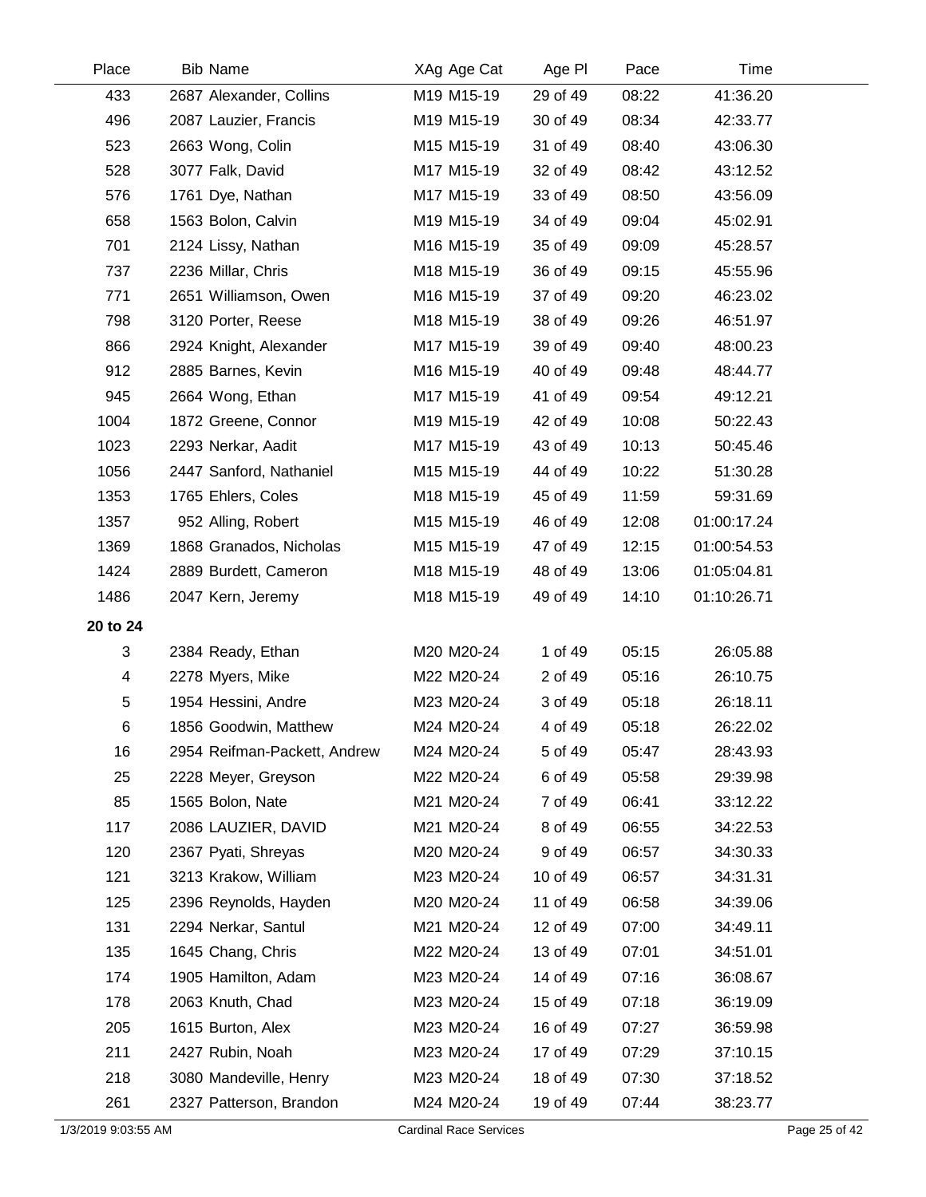| Place | Bib | Name | XAg | Age Cat | Age Pl | Pace | Time |
|---|---|---|---|---|---|---|---|
| 433 | 2687 | Alexander, Collins | M19 | M15-19 | 29 of 49 | 08:22 | 41:36.20 |
| 496 | 2087 | Lauzier, Francis | M19 | M15-19 | 30 of 49 | 08:34 | 42:33.77 |
| 523 | 2663 | Wong, Colin | M15 | M15-19 | 31 of 49 | 08:40 | 43:06.30 |
| 528 | 3077 | Falk, David | M17 | M15-19 | 32 of 49 | 08:42 | 43:12.52 |
| 576 | 1761 | Dye, Nathan | M17 | M15-19 | 33 of 49 | 08:50 | 43:56.09 |
| 658 | 1563 | Bolon, Calvin | M19 | M15-19 | 34 of 49 | 09:04 | 45:02.91 |
| 701 | 2124 | Lissy, Nathan | M16 | M15-19 | 35 of 49 | 09:09 | 45:28.57 |
| 737 | 2236 | Millar, Chris | M18 | M15-19 | 36 of 49 | 09:15 | 45:55.96 |
| 771 | 2651 | Williamson, Owen | M16 | M15-19 | 37 of 49 | 09:20 | 46:23.02 |
| 798 | 3120 | Porter, Reese | M18 | M15-19 | 38 of 49 | 09:26 | 46:51.97 |
| 866 | 2924 | Knight, Alexander | M17 | M15-19 | 39 of 49 | 09:40 | 48:00.23 |
| 912 | 2885 | Barnes, Kevin | M16 | M15-19 | 40 of 49 | 09:48 | 48:44.77 |
| 945 | 2664 | Wong, Ethan | M17 | M15-19 | 41 of 49 | 09:54 | 49:12.21 |
| 1004 | 1872 | Greene, Connor | M19 | M15-19 | 42 of 49 | 10:08 | 50:22.43 |
| 1023 | 2293 | Nerkar, Aadit | M17 | M15-19 | 43 of 49 | 10:13 | 50:45.46 |
| 1056 | 2447 | Sanford, Nathaniel | M15 | M15-19 | 44 of 49 | 10:22 | 51:30.28 |
| 1353 | 1765 | Ehlers, Coles | M18 | M15-19 | 45 of 49 | 11:59 | 59:31.69 |
| 1357 | 952 | Alling, Robert | M15 | M15-19 | 46 of 49 | 12:08 | 01:00:17.24 |
| 1369 | 1868 | Granados, Nicholas | M15 | M15-19 | 47 of 49 | 12:15 | 01:00:54.53 |
| 1424 | 2889 | Burdett, Cameron | M18 | M15-19 | 48 of 49 | 13:06 | 01:05:04.81 |
| 1486 | 2047 | Kern, Jeremy | M18 | M15-19 | 49 of 49 | 14:10 | 01:10:26.71 |
| **20 to 24** | | | | | | | |
| 3 | 2384 | Ready, Ethan | M20 | M20-24 | 1 of 49 | 05:15 | 26:05.88 |
| 4 | 2278 | Myers, Mike | M22 | M20-24 | 2 of 49 | 05:16 | 26:10.75 |
| 5 | 1954 | Hessini, Andre | M23 | M20-24 | 3 of 49 | 05:18 | 26:18.11 |
| 6 | 1856 | Goodwin, Matthew | M24 | M20-24 | 4 of 49 | 05:18 | 26:22.02 |
| 16 | 2954 | Reifman-Packett, Andrew | M24 | M20-24 | 5 of 49 | 05:47 | 28:43.93 |
| 25 | 2228 | Meyer, Greyson | M22 | M20-24 | 6 of 49 | 05:58 | 29:39.98 |
| 85 | 1565 | Bolon, Nate | M21 | M20-24 | 7 of 49 | 06:41 | 33:12.22 |
| 117 | 2086 | LAUZIER, DAVID | M21 | M20-24 | 8 of 49 | 06:55 | 34:22.53 |
| 120 | 2367 | Pyati, Shreyas | M20 | M20-24 | 9 of 49 | 06:57 | 34:30.33 |
| 121 | 3213 | Krakow, William | M23 | M20-24 | 10 of 49 | 06:57 | 34:31.31 |
| 125 | 2396 | Reynolds, Hayden | M20 | M20-24 | 11 of 49 | 06:58 | 34:39.06 |
| 131 | 2294 | Nerkar, Santul | M21 | M20-24 | 12 of 49 | 07:00 | 34:49.11 |
| 135 | 1645 | Chang, Chris | M22 | M20-24 | 13 of 49 | 07:01 | 34:51.01 |
| 174 | 1905 | Hamilton, Adam | M23 | M20-24 | 14 of 49 | 07:16 | 36:08.67 |
| 178 | 2063 | Knuth, Chad | M23 | M20-24 | 15 of 49 | 07:18 | 36:19.09 |
| 205 | 1615 | Burton, Alex | M23 | M20-24 | 16 of 49 | 07:27 | 36:59.98 |
| 211 | 2427 | Rubin, Noah | M23 | M20-24 | 17 of 49 | 07:29 | 37:10.15 |
| 218 | 3080 | Mandeville, Henry | M23 | M20-24 | 18 of 49 | 07:30 | 37:18.52 |
| 261 | 2327 | Patterson, Brandon | M24 | M20-24 | 19 of 49 | 07:44 | 38:23.77 |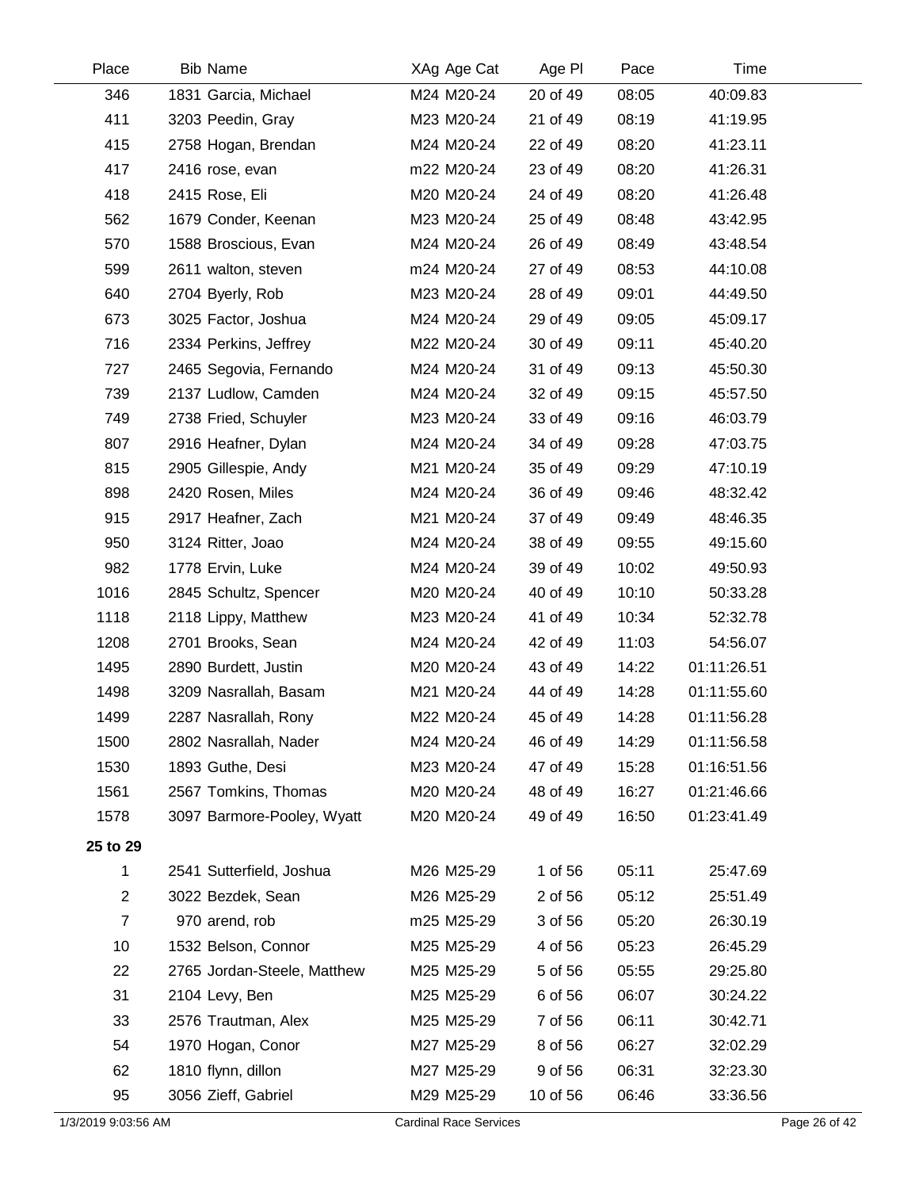| Place | Bib | Name | XAg | Age Cat | Age Pl | Pace | Time |
|---|---|---|---|---|---|---|---|
| 346 | 1831 | Garcia, Michael | M24 | M20-24 | 20 of 49 | 08:05 | 40:09.83 |
| 411 | 3203 | Peedin, Gray | M23 | M20-24 | 21 of 49 | 08:19 | 41:19.95 |
| 415 | 2758 | Hogan, Brendan | M24 | M20-24 | 22 of 49 | 08:20 | 41:23.11 |
| 417 | 2416 | rose, evan | m22 | M20-24 | 23 of 49 | 08:20 | 41:26.31 |
| 418 | 2415 | Rose, Eli | M20 | M20-24 | 24 of 49 | 08:20 | 41:26.48 |
| 562 | 1679 | Conder, Keenan | M23 | M20-24 | 25 of 49 | 08:48 | 43:42.95 |
| 570 | 1588 | Broscious, Evan | M24 | M20-24 | 26 of 49 | 08:49 | 43:48.54 |
| 599 | 2611 | walton, steven | m24 | M20-24 | 27 of 49 | 08:53 | 44:10.08 |
| 640 | 2704 | Byerly, Rob | M23 | M20-24 | 28 of 49 | 09:01 | 44:49.50 |
| 673 | 3025 | Factor, Joshua | M24 | M20-24 | 29 of 49 | 09:05 | 45:09.17 |
| 716 | 2334 | Perkins, Jeffrey | M22 | M20-24 | 30 of 49 | 09:11 | 45:40.20 |
| 727 | 2465 | Segovia, Fernando | M24 | M20-24 | 31 of 49 | 09:13 | 45:50.30 |
| 739 | 2137 | Ludlow, Camden | M24 | M20-24 | 32 of 49 | 09:15 | 45:57.50 |
| 749 | 2738 | Fried, Schuyler | M23 | M20-24 | 33 of 49 | 09:16 | 46:03.79 |
| 807 | 2916 | Heafner, Dylan | M24 | M20-24 | 34 of 49 | 09:28 | 47:03.75 |
| 815 | 2905 | Gillespie, Andy | M21 | M20-24 | 35 of 49 | 09:29 | 47:10.19 |
| 898 | 2420 | Rosen, Miles | M24 | M20-24 | 36 of 49 | 09:46 | 48:32.42 |
| 915 | 2917 | Heafner, Zach | M21 | M20-24 | 37 of 49 | 09:49 | 48:46.35 |
| 950 | 3124 | Ritter, Joao | M24 | M20-24 | 38 of 49 | 09:55 | 49:15.60 |
| 982 | 1778 | Ervin, Luke | M24 | M20-24 | 39 of 49 | 10:02 | 49:50.93 |
| 1016 | 2845 | Schultz, Spencer | M20 | M20-24 | 40 of 49 | 10:10 | 50:33.28 |
| 1118 | 2118 | Lippy, Matthew | M23 | M20-24 | 41 of 49 | 10:34 | 52:32.78 |
| 1208 | 2701 | Brooks, Sean | M24 | M20-24 | 42 of 49 | 11:03 | 54:56.07 |
| 1495 | 2890 | Burdett, Justin | M20 | M20-24 | 43 of 49 | 14:22 | 01:11:26.51 |
| 1498 | 3209 | Nasrallah, Basam | M21 | M20-24 | 44 of 49 | 14:28 | 01:11:55.60 |
| 1499 | 2287 | Nasrallah, Rony | M22 | M20-24 | 45 of 49 | 14:28 | 01:11:56.28 |
| 1500 | 2802 | Nasrallah, Nader | M24 | M20-24 | 46 of 49 | 14:29 | 01:11:56.58 |
| 1530 | 1893 | Guthe, Desi | M23 | M20-24 | 47 of 49 | 15:28 | 01:16:51.56 |
| 1561 | 2567 | Tomkins, Thomas | M20 | M20-24 | 48 of 49 | 16:27 | 01:21:46.66 |
| 1578 | 3097 | Barmore-Pooley, Wyatt | M20 | M20-24 | 49 of 49 | 16:50 | 01:23:41.49 |
| **25 to 29** | | | | | | | |
| 1 | 2541 | Sutterfield, Joshua | M26 | M25-29 | 1 of 56 | 05:11 | 25:47.69 |
| 2 | 3022 | Bezdek, Sean | M26 | M25-29 | 2 of 56 | 05:12 | 25:51.49 |
| 7 | 970 | arend, rob | m25 | M25-29 | 3 of 56 | 05:20 | 26:30.19 |
| 10 | 1532 | Belson, Connor | M25 | M25-29 | 4 of 56 | 05:23 | 26:45.29 |
| 22 | 2765 | Jordan-Steele, Matthew | M25 | M25-29 | 5 of 56 | 05:55 | 29:25.80 |
| 31 | 2104 | Levy, Ben | M25 | M25-29 | 6 of 56 | 06:07 | 30:24.22 |
| 33 | 2576 | Trautman, Alex | M25 | M25-29 | 7 of 56 | 06:11 | 30:42.71 |
| 54 | 1970 | Hogan, Conor | M27 | M25-29 | 8 of 56 | 06:27 | 32:02.29 |
| 62 | 1810 | flynn, dillon | M27 | M25-29 | 9 of 56 | 06:31 | 32:23.30 |
| 95 | 3056 | Zieff, Gabriel | M29 | M25-29 | 10 of 56 | 06:46 | 33:36.56 |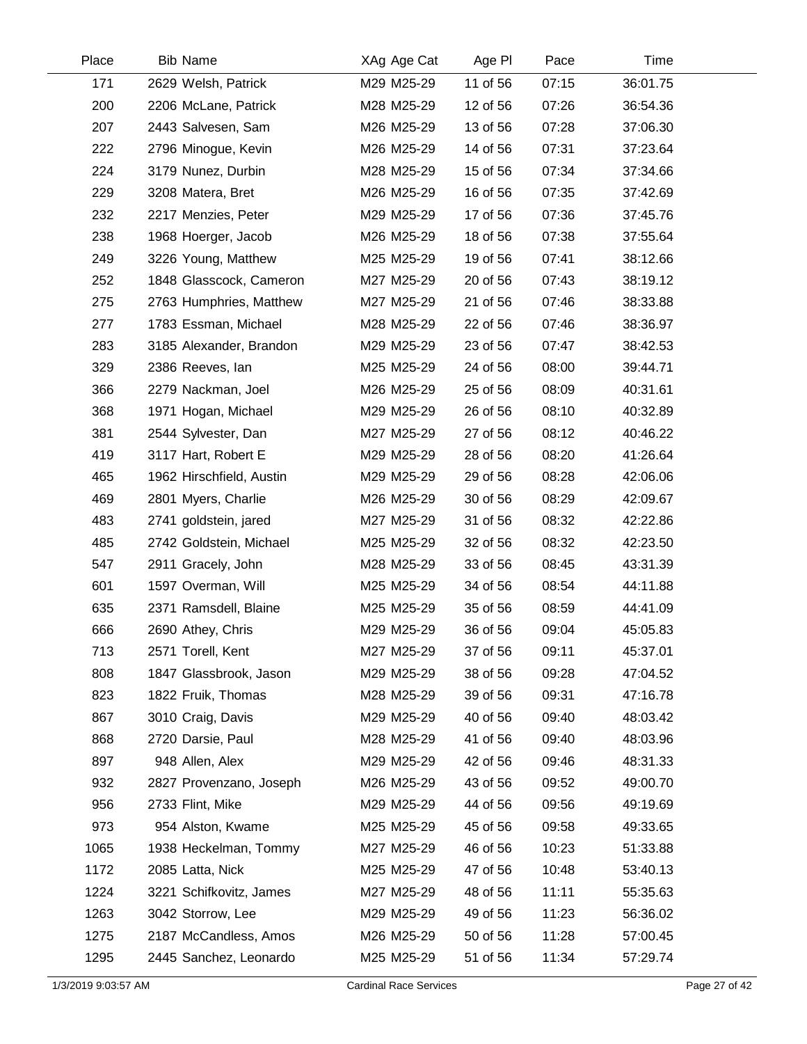| Place | Bib | Name | XAg | Age Cat | Age Pl | Pace | Time |
|---|---|---|---|---|---|---|---|
| 171 | 2629 | Welsh, Patrick | M29 | M25-29 | 11 of 56 | 07:15 | 36:01.75 |
| 200 | 2206 | McLane, Patrick | M28 | M25-29 | 12 of 56 | 07:26 | 36:54.36 |
| 207 | 2443 | Salvesen, Sam | M26 | M25-29 | 13 of 56 | 07:28 | 37:06.30 |
| 222 | 2796 | Minogue, Kevin | M26 | M25-29 | 14 of 56 | 07:31 | 37:23.64 |
| 224 | 3179 | Nunez, Durbin | M28 | M25-29 | 15 of 56 | 07:34 | 37:34.66 |
| 229 | 3208 | Matera, Bret | M26 | M25-29 | 16 of 56 | 07:35 | 37:42.69 |
| 232 | 2217 | Menzies, Peter | M29 | M25-29 | 17 of 56 | 07:36 | 37:45.76 |
| 238 | 1968 | Hoerger, Jacob | M26 | M25-29 | 18 of 56 | 07:38 | 37:55.64 |
| 249 | 3226 | Young, Matthew | M25 | M25-29 | 19 of 56 | 07:41 | 38:12.66 |
| 252 | 1848 | Glasscock, Cameron | M27 | M25-29 | 20 of 56 | 07:43 | 38:19.12 |
| 275 | 2763 | Humphries, Matthew | M27 | M25-29 | 21 of 56 | 07:46 | 38:33.88 |
| 277 | 1783 | Essman, Michael | M28 | M25-29 | 22 of 56 | 07:46 | 38:36.97 |
| 283 | 3185 | Alexander, Brandon | M29 | M25-29 | 23 of 56 | 07:47 | 38:42.53 |
| 329 | 2386 | Reeves, Ian | M25 | M25-29 | 24 of 56 | 08:00 | 39:44.71 |
| 366 | 2279 | Nackman, Joel | M26 | M25-29 | 25 of 56 | 08:09 | 40:31.61 |
| 368 | 1971 | Hogan, Michael | M29 | M25-29 | 26 of 56 | 08:10 | 40:32.89 |
| 381 | 2544 | Sylvester, Dan | M27 | M25-29 | 27 of 56 | 08:12 | 40:46.22 |
| 419 | 3117 | Hart, Robert E | M29 | M25-29 | 28 of 56 | 08:20 | 41:26.64 |
| 465 | 1962 | Hirschfield, Austin | M29 | M25-29 | 29 of 56 | 08:28 | 42:06.06 |
| 469 | 2801 | Myers, Charlie | M26 | M25-29 | 30 of 56 | 08:29 | 42:09.67 |
| 483 | 2741 | goldstein, jared | M27 | M25-29 | 31 of 56 | 08:32 | 42:22.86 |
| 485 | 2742 | Goldstein, Michael | M25 | M25-29 | 32 of 56 | 08:32 | 42:23.50 |
| 547 | 2911 | Gracely, John | M28 | M25-29 | 33 of 56 | 08:45 | 43:31.39 |
| 601 | 1597 | Overman, Will | M25 | M25-29 | 34 of 56 | 08:54 | 44:11.88 |
| 635 | 2371 | Ramsdell, Blaine | M25 | M25-29 | 35 of 56 | 08:59 | 44:41.09 |
| 666 | 2690 | Athey, Chris | M29 | M25-29 | 36 of 56 | 09:04 | 45:05.83 |
| 713 | 2571 | Torell, Kent | M27 | M25-29 | 37 of 56 | 09:11 | 45:37.01 |
| 808 | 1847 | Glassbrook, Jason | M29 | M25-29 | 38 of 56 | 09:28 | 47:04.52 |
| 823 | 1822 | Fruik, Thomas | M28 | M25-29 | 39 of 56 | 09:31 | 47:16.78 |
| 867 | 3010 | Craig, Davis | M29 | M25-29 | 40 of 56 | 09:40 | 48:03.42 |
| 868 | 2720 | Darsie, Paul | M28 | M25-29 | 41 of 56 | 09:40 | 48:03.96 |
| 897 | 948 | Allen, Alex | M29 | M25-29 | 42 of 56 | 09:46 | 48:31.33 |
| 932 | 2827 | Provenzano, Joseph | M26 | M25-29 | 43 of 56 | 09:52 | 49:00.70 |
| 956 | 2733 | Flint, Mike | M29 | M25-29 | 44 of 56 | 09:56 | 49:19.69 |
| 973 | 954 | Alston, Kwame | M25 | M25-29 | 45 of 56 | 09:58 | 49:33.65 |
| 1065 | 1938 | Heckelman, Tommy | M27 | M25-29 | 46 of 56 | 10:23 | 51:33.88 |
| 1172 | 2085 | Latta, Nick | M25 | M25-29 | 47 of 56 | 10:48 | 53:40.13 |
| 1224 | 3221 | Schifkovitz, James | M27 | M25-29 | 48 of 56 | 11:11 | 55:35.63 |
| 1263 | 3042 | Storrow, Lee | M29 | M25-29 | 49 of 56 | 11:23 | 56:36.02 |
| 1275 | 2187 | McCandless, Amos | M26 | M25-29 | 50 of 56 | 11:28 | 57:00.45 |
| 1295 | 2445 | Sanchez, Leonardo | M25 | M25-29 | 51 of 56 | 11:34 | 57:29.74 |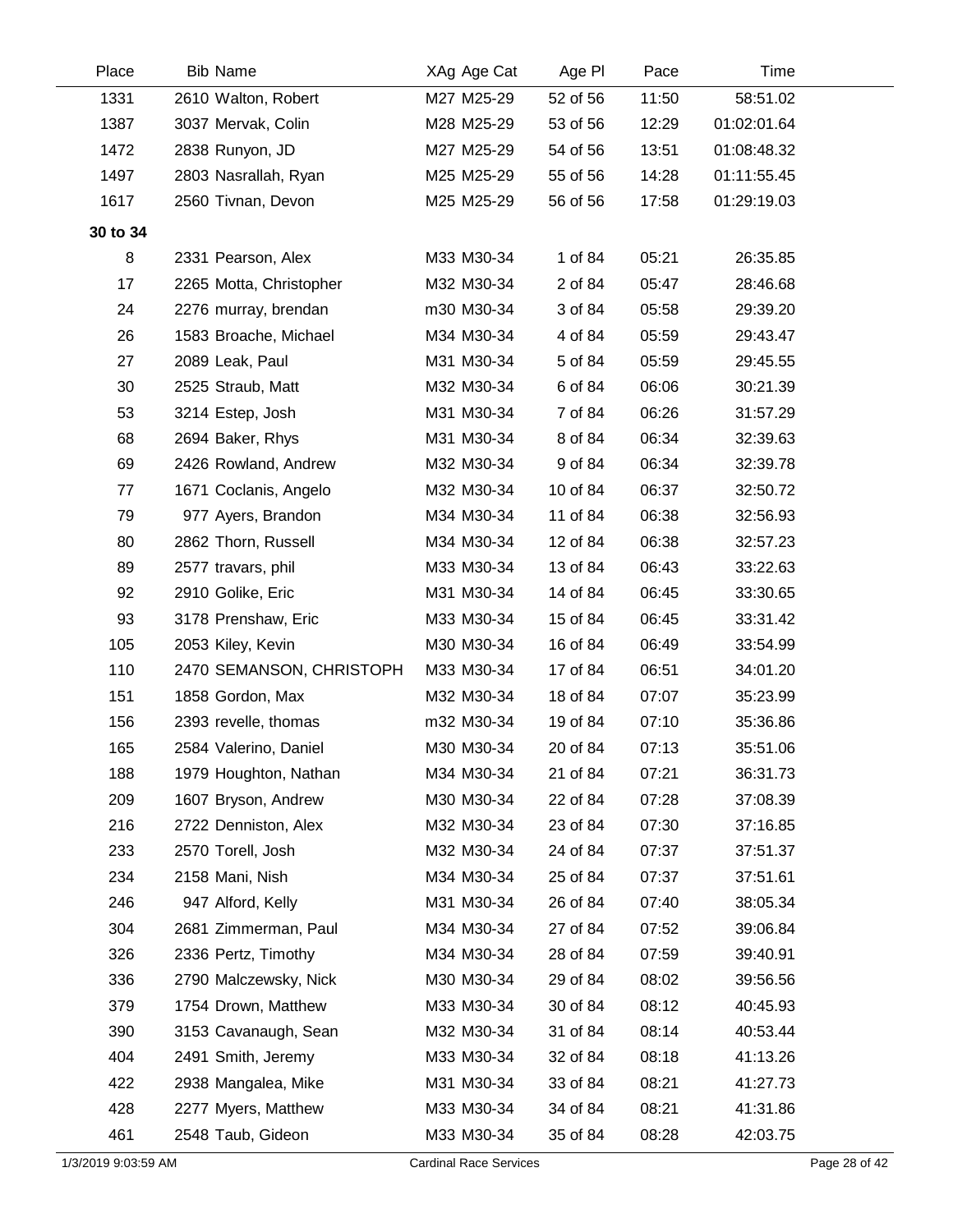| Place | Bib | Name | XAg | Age Cat | Age Pl | Pace | Time |
|---|---|---|---|---|---|---|---|
| 1331 | 2610 | Walton, Robert | M27 | M25-29 | 52 of 56 | 11:50 | 58:51.02 |
| 1387 | 3037 | Mervak, Colin | M28 | M25-29 | 53 of 56 | 12:29 | 01:02:01.64 |
| 1472 | 2838 | Runyon, JD | M27 | M25-29 | 54 of 56 | 13:51 | 01:08:48.32 |
| 1497 | 2803 | Nasrallah, Ryan | M25 | M25-29 | 55 of 56 | 14:28 | 01:11:55.45 |
| 1617 | 2560 | Tivnan, Devon | M25 | M25-29 | 56 of 56 | 17:58 | 01:29:19.03 |
| **30 to 34** | | | | | | | |
| 8 | 2331 | Pearson, Alex | M33 | M30-34 | 1 of 84 | 05:21 | 26:35.85 |
| 17 | 2265 | Motta, Christopher | M32 | M30-34 | 2 of 84 | 05:47 | 28:46.68 |
| 24 | 2276 | murray, brendan | m30 | M30-34 | 3 of 84 | 05:58 | 29:39.20 |
| 26 | 1583 | Broache, Michael | M34 | M30-34 | 4 of 84 | 05:59 | 29:43.47 |
| 27 | 2089 | Leak, Paul | M31 | M30-34 | 5 of 84 | 05:59 | 29:45.55 |
| 30 | 2525 | Straub, Matt | M32 | M30-34 | 6 of 84 | 06:06 | 30:21.39 |
| 53 | 3214 | Estep, Josh | M31 | M30-34 | 7 of 84 | 06:26 | 31:57.29 |
| 68 | 2694 | Baker, Rhys | M31 | M30-34 | 8 of 84 | 06:34 | 32:39.63 |
| 69 | 2426 | Rowland, Andrew | M32 | M30-34 | 9 of 84 | 06:34 | 32:39.78 |
| 77 | 1671 | Coclanis, Angelo | M32 | M30-34 | 10 of 84 | 06:37 | 32:50.72 |
| 79 | 977 | Ayers, Brandon | M34 | M30-34 | 11 of 84 | 06:38 | 32:56.93 |
| 80 | 2862 | Thorn, Russell | M34 | M30-34 | 12 of 84 | 06:38 | 32:57.23 |
| 89 | 2577 | travars, phil | M33 | M30-34 | 13 of 84 | 06:43 | 33:22.63 |
| 92 | 2910 | Golike, Eric | M31 | M30-34 | 14 of 84 | 06:45 | 33:30.65 |
| 93 | 3178 | Prenshaw, Eric | M33 | M30-34 | 15 of 84 | 06:45 | 33:31.42 |
| 105 | 2053 | Kiley, Kevin | M30 | M30-34 | 16 of 84 | 06:49 | 33:54.99 |
| 110 | 2470 | SEMANSON, CHRISTOPH | M33 | M30-34 | 17 of 84 | 06:51 | 34:01.20 |
| 151 | 1858 | Gordon, Max | M32 | M30-34 | 18 of 84 | 07:07 | 35:23.99 |
| 156 | 2393 | revelle, thomas | m32 | M30-34 | 19 of 84 | 07:10 | 35:36.86 |
| 165 | 2584 | Valerino, Daniel | M30 | M30-34 | 20 of 84 | 07:13 | 35:51.06 |
| 188 | 1979 | Houghton, Nathan | M34 | M30-34 | 21 of 84 | 07:21 | 36:31.73 |
| 209 | 1607 | Bryson, Andrew | M30 | M30-34 | 22 of 84 | 07:28 | 37:08.39 |
| 216 | 2722 | Denniston, Alex | M32 | M30-34 | 23 of 84 | 07:30 | 37:16.85 |
| 233 | 2570 | Torell, Josh | M32 | M30-34 | 24 of 84 | 07:37 | 37:51.37 |
| 234 | 2158 | Mani, Nish | M34 | M30-34 | 25 of 84 | 07:37 | 37:51.61 |
| 246 | 947 | Alford, Kelly | M31 | M30-34 | 26 of 84 | 07:40 | 38:05.34 |
| 304 | 2681 | Zimmerman, Paul | M34 | M30-34 | 27 of 84 | 07:52 | 39:06.84 |
| 326 | 2336 | Pertz, Timothy | M34 | M30-34 | 28 of 84 | 07:59 | 39:40.91 |
| 336 | 2790 | Malczewsky, Nick | M30 | M30-34 | 29 of 84 | 08:02 | 39:56.56 |
| 379 | 1754 | Drown, Matthew | M33 | M30-34 | 30 of 84 | 08:12 | 40:45.93 |
| 390 | 3153 | Cavanaugh, Sean | M32 | M30-34 | 31 of 84 | 08:14 | 40:53.44 |
| 404 | 2491 | Smith, Jeremy | M33 | M30-34 | 32 of 84 | 08:18 | 41:13.26 |
| 422 | 2938 | Mangalea, Mike | M31 | M30-34 | 33 of 84 | 08:21 | 41:27.73 |
| 428 | 2277 | Myers, Matthew | M33 | M30-34 | 34 of 84 | 08:21 | 41:31.86 |
| 461 | 2548 | Taub, Gideon | M33 | M30-34 | 35 of 84 | 08:28 | 42:03.75 |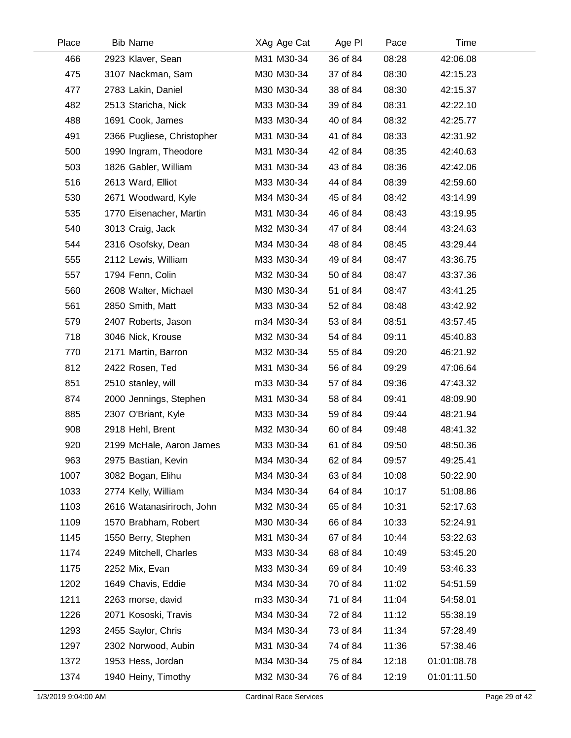| Place | Bib | Name | XAg | Age Cat | Age Pl | Pace | Time |
|---|---|---|---|---|---|---|---|
| 466 | 2923 | Klaver, Sean | M31 | M30-34 | 36 of 84 | 08:28 | 42:06.08 |
| 475 | 3107 | Nackman, Sam | M30 | M30-34 | 37 of 84 | 08:30 | 42:15.23 |
| 477 | 2783 | Lakin, Daniel | M30 | M30-34 | 38 of 84 | 08:30 | 42:15.37 |
| 482 | 2513 | Staricha, Nick | M33 | M30-34 | 39 of 84 | 08:31 | 42:22.10 |
| 488 | 1691 | Cook, James | M33 | M30-34 | 40 of 84 | 08:32 | 42:25.77 |
| 491 | 2366 | Pugliese, Christopher | M31 | M30-34 | 41 of 84 | 08:33 | 42:31.92 |
| 500 | 1990 | Ingram, Theodore | M31 | M30-34 | 42 of 84 | 08:35 | 42:40.63 |
| 503 | 1826 | Gabler, William | M31 | M30-34 | 43 of 84 | 08:36 | 42:42.06 |
| 516 | 2613 | Ward, Elliot | M33 | M30-34 | 44 of 84 | 08:39 | 42:59.60 |
| 530 | 2671 | Woodward, Kyle | M34 | M30-34 | 45 of 84 | 08:42 | 43:14.99 |
| 535 | 1770 | Eisenacher, Martin | M31 | M30-34 | 46 of 84 | 08:43 | 43:19.95 |
| 540 | 3013 | Craig, Jack | M32 | M30-34 | 47 of 84 | 08:44 | 43:24.63 |
| 544 | 2316 | Osofsky, Dean | M34 | M30-34 | 48 of 84 | 08:45 | 43:29.44 |
| 555 | 2112 | Lewis, William | M33 | M30-34 | 49 of 84 | 08:47 | 43:36.75 |
| 557 | 1794 | Fenn, Colin | M32 | M30-34 | 50 of 84 | 08:47 | 43:37.36 |
| 560 | 2608 | Walter, Michael | M30 | M30-34 | 51 of 84 | 08:47 | 43:41.25 |
| 561 | 2850 | Smith, Matt | M33 | M30-34 | 52 of 84 | 08:48 | 43:42.92 |
| 579 | 2407 | Roberts, Jason | m34 | M30-34 | 53 of 84 | 08:51 | 43:57.45 |
| 718 | 3046 | Nick, Krouse | M32 | M30-34 | 54 of 84 | 09:11 | 45:40.83 |
| 770 | 2171 | Martin, Barron | M32 | M30-34 | 55 of 84 | 09:20 | 46:21.92 |
| 812 | 2422 | Rosen, Ted | M31 | M30-34 | 56 of 84 | 09:29 | 47:06.64 |
| 851 | 2510 | stanley, will | m33 | M30-34 | 57 of 84 | 09:36 | 47:43.32 |
| 874 | 2000 | Jennings, Stephen | M31 | M30-34 | 58 of 84 | 09:41 | 48:09.90 |
| 885 | 2307 | O'Briant, Kyle | M33 | M30-34 | 59 of 84 | 09:44 | 48:21.94 |
| 908 | 2918 | Hehl, Brent | M32 | M30-34 | 60 of 84 | 09:48 | 48:41.32 |
| 920 | 2199 | McHale, Aaron James | M33 | M30-34 | 61 of 84 | 09:50 | 48:50.36 |
| 963 | 2975 | Bastian, Kevin | M34 | M30-34 | 62 of 84 | 09:57 | 49:25.41 |
| 1007 | 3082 | Bogan, Elihu | M34 | M30-34 | 63 of 84 | 10:08 | 50:22.90 |
| 1033 | 2774 | Kelly, William | M34 | M30-34 | 64 of 84 | 10:17 | 51:08.86 |
| 1103 | 2616 | Watanasiriroch, John | M32 | M30-34 | 65 of 84 | 10:31 | 52:17.63 |
| 1109 | 1570 | Brabham, Robert | M30 | M30-34 | 66 of 84 | 10:33 | 52:24.91 |
| 1145 | 1550 | Berry, Stephen | M31 | M30-34 | 67 of 84 | 10:44 | 53:22.63 |
| 1174 | 2249 | Mitchell, Charles | M33 | M30-34 | 68 of 84 | 10:49 | 53:45.20 |
| 1175 | 2252 | Mix, Evan | M33 | M30-34 | 69 of 84 | 10:49 | 53:46.33 |
| 1202 | 1649 | Chavis, Eddie | M34 | M30-34 | 70 of 84 | 11:02 | 54:51.59 |
| 1211 | 2263 | morse, david | m33 | M30-34 | 71 of 84 | 11:04 | 54:58.01 |
| 1226 | 2071 | Kososki, Travis | M34 | M30-34 | 72 of 84 | 11:12 | 55:38.19 |
| 1293 | 2455 | Saylor, Chris | M34 | M30-34 | 73 of 84 | 11:34 | 57:28.49 |
| 1297 | 2302 | Norwood, Aubin | M31 | M30-34 | 74 of 84 | 11:36 | 57:38.46 |
| 1372 | 1953 | Hess, Jordan | M34 | M30-34 | 75 of 84 | 12:18 | 01:01:08.78 |
| 1374 | 1940 | Heiny, Timothy | M32 | M30-34 | 76 of 84 | 12:19 | 01:01:11.50 |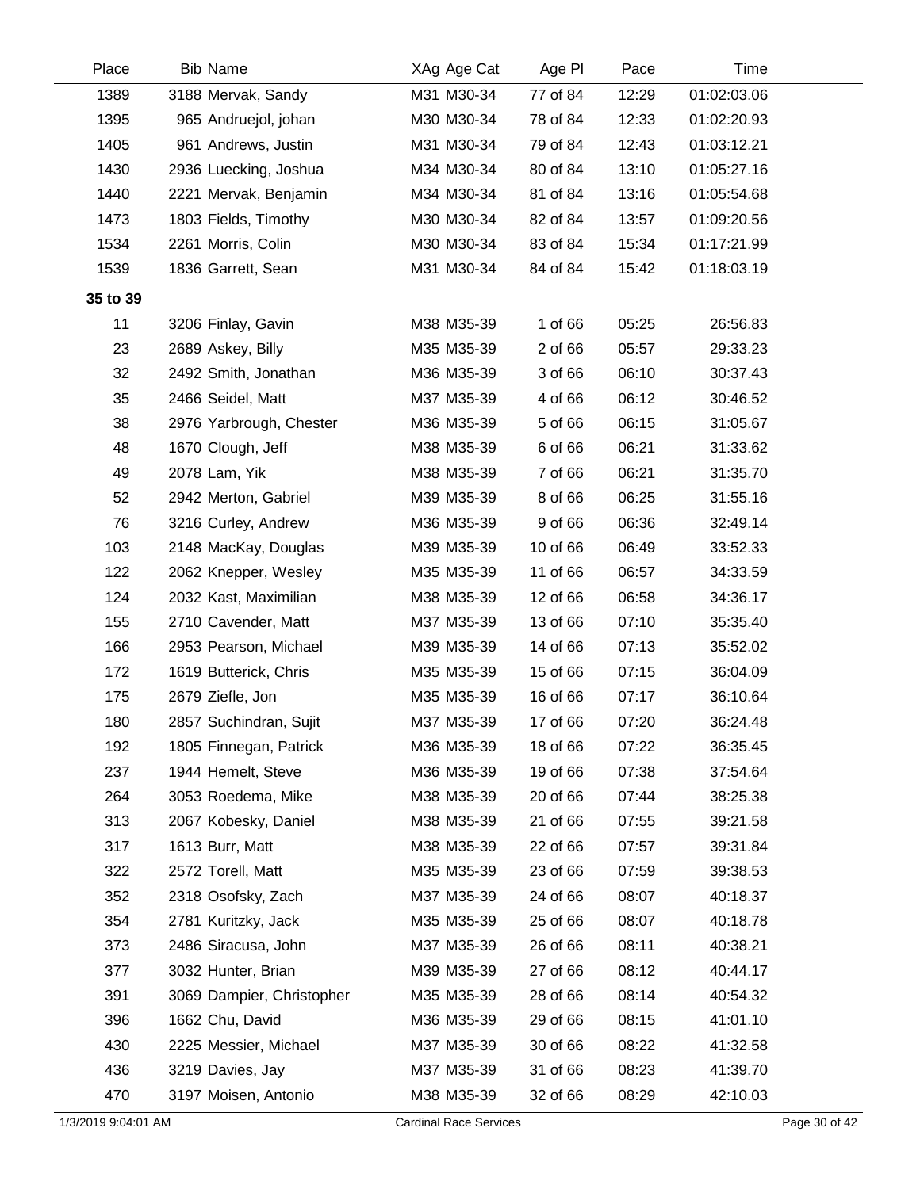| Place | Bib | Name | XAg | Age Cat | Age Pl | Pace | Time |
|---|---|---|---|---|---|---|---|
| 1389 | 3188 | Mervak, Sandy | M31 | M30-34 | 77 of 84 | 12:29 | 01:02:03.06 |
| 1395 | 965 | Andruejol, johan | M30 | M30-34 | 78 of 84 | 12:33 | 01:02:20.93 |
| 1405 | 961 | Andrews, Justin | M31 | M30-34 | 79 of 84 | 12:43 | 01:03:12.21 |
| 1430 | 2936 | Luecking, Joshua | M34 | M30-34 | 80 of 84 | 13:10 | 01:05:27.16 |
| 1440 | 2221 | Mervak, Benjamin | M34 | M30-34 | 81 of 84 | 13:16 | 01:05:54.68 |
| 1473 | 1803 | Fields, Timothy | M30 | M30-34 | 82 of 84 | 13:57 | 01:09:20.56 |
| 1534 | 2261 | Morris, Colin | M30 | M30-34 | 83 of 84 | 15:34 | 01:17:21.99 |
| 1539 | 1836 | Garrett, Sean | M31 | M30-34 | 84 of 84 | 15:42 | 01:18:03.19 |
| **35 to 39** | | | | | | | |
| 11 | 3206 | Finlay, Gavin | M38 | M35-39 | 1 of 66 | 05:25 | 26:56.83 |
| 23 | 2689 | Askey, Billy | M35 | M35-39 | 2 of 66 | 05:57 | 29:33.23 |
| 32 | 2492 | Smith, Jonathan | M36 | M35-39 | 3 of 66 | 06:10 | 30:37.43 |
| 35 | 2466 | Seidel, Matt | M37 | M35-39 | 4 of 66 | 06:12 | 30:46.52 |
| 38 | 2976 | Yarbrough, Chester | M36 | M35-39 | 5 of 66 | 06:15 | 31:05.67 |
| 48 | 1670 | Clough, Jeff | M38 | M35-39 | 6 of 66 | 06:21 | 31:33.62 |
| 49 | 2078 | Lam, Yik | M38 | M35-39 | 7 of 66 | 06:21 | 31:35.70 |
| 52 | 2942 | Merton, Gabriel | M39 | M35-39 | 8 of 66 | 06:25 | 31:55.16 |
| 76 | 3216 | Curley, Andrew | M36 | M35-39 | 9 of 66 | 06:36 | 32:49.14 |
| 103 | 2148 | MacKay, Douglas | M39 | M35-39 | 10 of 66 | 06:49 | 33:52.33 |
| 122 | 2062 | Knepper, Wesley | M35 | M35-39 | 11 of 66 | 06:57 | 34:33.59 |
| 124 | 2032 | Kast, Maximilian | M38 | M35-39 | 12 of 66 | 06:58 | 34:36.17 |
| 155 | 2710 | Cavender, Matt | M37 | M35-39 | 13 of 66 | 07:10 | 35:35.40 |
| 166 | 2953 | Pearson, Michael | M39 | M35-39 | 14 of 66 | 07:13 | 35:52.02 |
| 172 | 1619 | Butterick, Chris | M35 | M35-39 | 15 of 66 | 07:15 | 36:04.09 |
| 175 | 2679 | Ziefle, Jon | M35 | M35-39 | 16 of 66 | 07:17 | 36:10.64 |
| 180 | 2857 | Suchindran, Sujit | M37 | M35-39 | 17 of 66 | 07:20 | 36:24.48 |
| 192 | 1805 | Finnegan, Patrick | M36 | M35-39 | 18 of 66 | 07:22 | 36:35.45 |
| 237 | 1944 | Hemelt, Steve | M36 | M35-39 | 19 of 66 | 07:38 | 37:54.64 |
| 264 | 3053 | Roedema, Mike | M38 | M35-39 | 20 of 66 | 07:44 | 38:25.38 |
| 313 | 2067 | Kobesky, Daniel | M38 | M35-39 | 21 of 66 | 07:55 | 39:21.58 |
| 317 | 1613 | Burr, Matt | M38 | M35-39 | 22 of 66 | 07:57 | 39:31.84 |
| 322 | 2572 | Torell, Matt | M35 | M35-39 | 23 of 66 | 07:59 | 39:38.53 |
| 352 | 2318 | Osofsky, Zach | M37 | M35-39 | 24 of 66 | 08:07 | 40:18.37 |
| 354 | 2781 | Kuritzky, Jack | M35 | M35-39 | 25 of 66 | 08:07 | 40:18.78 |
| 373 | 2486 | Siracusa, John | M37 | M35-39 | 26 of 66 | 08:11 | 40:38.21 |
| 377 | 3032 | Hunter, Brian | M39 | M35-39 | 27 of 66 | 08:12 | 40:44.17 |
| 391 | 3069 | Dampier, Christopher | M35 | M35-39 | 28 of 66 | 08:14 | 40:54.32 |
| 396 | 1662 | Chu, David | M36 | M35-39 | 29 of 66 | 08:15 | 41:01.10 |
| 430 | 2225 | Messier, Michael | M37 | M35-39 | 30 of 66 | 08:22 | 41:32.58 |
| 436 | 3219 | Davies, Jay | M37 | M35-39 | 31 of 66 | 08:23 | 41:39.70 |
| 470 | 3197 | Moisen, Antonio | M38 | M35-39 | 32 of 66 | 08:29 | 42:10.03 |

1/3/2019 9:04:01 AM — Cardinal Race Services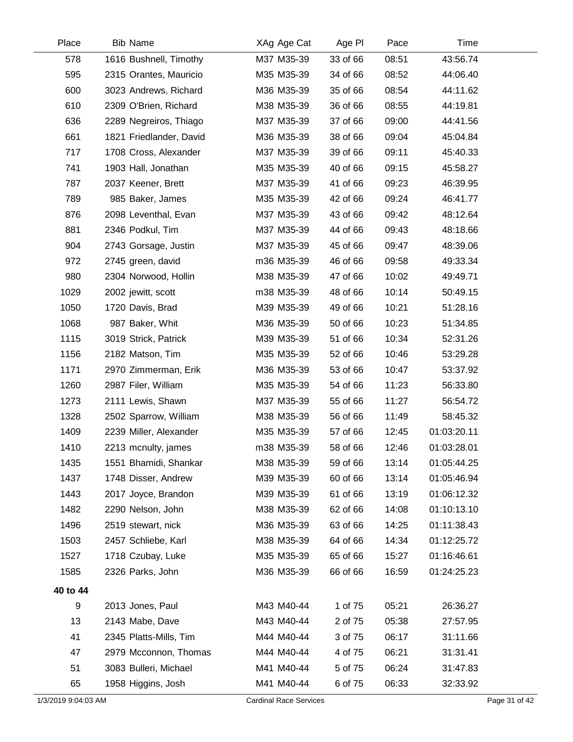| Place | Bib Name | XAg Age Cat | Age Pl | Pace | Time |
|---|---|---|---|---|---|
| 578 | 1616 Bushnell, Timothy | M37 M35-39 | 33 of 66 | 08:51 | 43:56.74 |
| 595 | 2315 Orantes, Mauricio | M35 M35-39 | 34 of 66 | 08:52 | 44:06.40 |
| 600 | 3023 Andrews, Richard | M36 M35-39 | 35 of 66 | 08:54 | 44:11.62 |
| 610 | 2309 O'Brien, Richard | M38 M35-39 | 36 of 66 | 08:55 | 44:19.81 |
| 636 | 2289 Negreiros, Thiago | M37 M35-39 | 37 of 66 | 09:00 | 44:41.56 |
| 661 | 1821 Friedlander, David | M36 M35-39 | 38 of 66 | 09:04 | 45:04.84 |
| 717 | 1708 Cross, Alexander | M37 M35-39 | 39 of 66 | 09:11 | 45:40.33 |
| 741 | 1903 Hall, Jonathan | M35 M35-39 | 40 of 66 | 09:15 | 45:58.27 |
| 787 | 2037 Keener, Brett | M37 M35-39 | 41 of 66 | 09:23 | 46:39.95 |
| 789 | 985 Baker, James | M35 M35-39 | 42 of 66 | 09:24 | 46:41.77 |
| 876 | 2098 Leventhal, Evan | M37 M35-39 | 43 of 66 | 09:42 | 48:12.64 |
| 881 | 2346 Podkul, Tim | M37 M35-39 | 44 of 66 | 09:43 | 48:18.66 |
| 904 | 2743 Gorsage, Justin | M37 M35-39 | 45 of 66 | 09:47 | 48:39.06 |
| 972 | 2745 green, david | m36 M35-39 | 46 of 66 | 09:58 | 49:33.34 |
| 980 | 2304 Norwood, Hollin | M38 M35-39 | 47 of 66 | 10:02 | 49:49.71 |
| 1029 | 2002 jewitt, scott | m38 M35-39 | 48 of 66 | 10:14 | 50:49.15 |
| 1050 | 1720 Davis, Brad | M39 M35-39 | 49 of 66 | 10:21 | 51:28.16 |
| 1068 | 987 Baker, Whit | M36 M35-39 | 50 of 66 | 10:23 | 51:34.85 |
| 1115 | 3019 Strick, Patrick | M39 M35-39 | 51 of 66 | 10:34 | 52:31.26 |
| 1156 | 2182 Matson, Tim | M35 M35-39 | 52 of 66 | 10:46 | 53:29.28 |
| 1171 | 2970 Zimmerman, Erik | M36 M35-39 | 53 of 66 | 10:47 | 53:37.92 |
| 1260 | 2987 Filer, William | M35 M35-39 | 54 of 66 | 11:23 | 56:33.80 |
| 1273 | 2111 Lewis, Shawn | M37 M35-39 | 55 of 66 | 11:27 | 56:54.72 |
| 1328 | 2502 Sparrow, William | M38 M35-39 | 56 of 66 | 11:49 | 58:45.32 |
| 1409 | 2239 Miller, Alexander | M35 M35-39 | 57 of 66 | 12:45 | 01:03:20.11 |
| 1410 | 2213 mcnulty, james | m38 M35-39 | 58 of 66 | 12:46 | 01:03:28.01 |
| 1435 | 1551 Bhamidi, Shankar | M38 M35-39 | 59 of 66 | 13:14 | 01:05:44.25 |
| 1437 | 1748 Disser, Andrew | M39 M35-39 | 60 of 66 | 13:14 | 01:05:46.94 |
| 1443 | 2017 Joyce, Brandon | M39 M35-39 | 61 of 66 | 13:19 | 01:06:12.32 |
| 1482 | 2290 Nelson, John | M38 M35-39 | 62 of 66 | 14:08 | 01:10:13.10 |
| 1496 | 2519 stewart, nick | M36 M35-39 | 63 of 66 | 14:25 | 01:11:38.43 |
| 1503 | 2457 Schliebe, Karl | M38 M35-39 | 64 of 66 | 14:34 | 01:12:25.72 |
| 1527 | 1718 Czubay, Luke | M35 M35-39 | 65 of 66 | 15:27 | 01:16:46.61 |
| 1585 | 2326 Parks, John | M36 M35-39 | 66 of 66 | 16:59 | 01:24:25.23 |
| **40 to 44** | | | | | |
| 9 | 2013 Jones, Paul | M43 M40-44 | 1 of 75 | 05:21 | 26:36.27 |
| 13 | 2143 Mabe, Dave | M43 M40-44 | 2 of 75 | 05:38 | 27:57.95 |
| 41 | 2345 Platts-Mills, Tim | M44 M40-44 | 3 of 75 | 06:17 | 31:11.66 |
| 47 | 2979 Mcconnon, Thomas | M44 M40-44 | 4 of 75 | 06:21 | 31:31.41 |
| 51 | 3083 Bulleri, Michael | M41 M40-44 | 5 of 75 | 06:24 | 31:47.83 |
| 65 | 1958 Higgins, Josh | M41 M40-44 | 6 of 75 | 06:33 | 32:33.92 |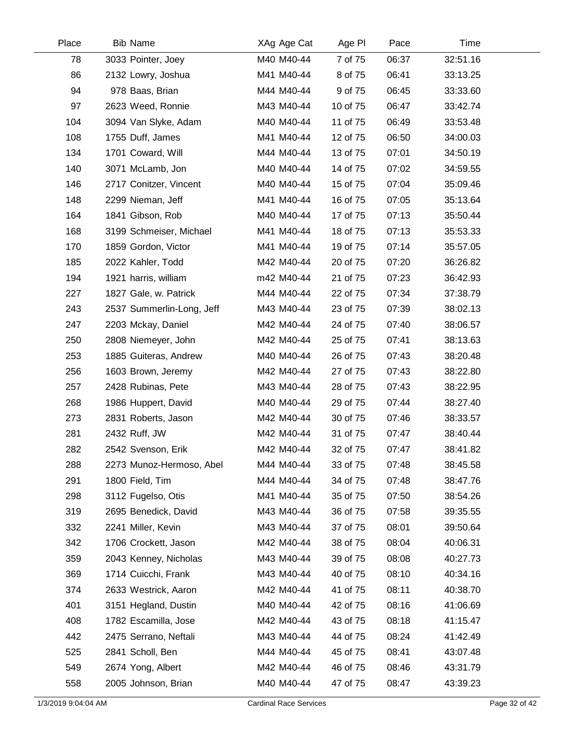| Place | Bib | Name | XAg | Age Cat | Age Pl | Pace | Time |
|---|---|---|---|---|---|---|---|
| 78 | 3033 | Pointer, Joey | M40 | M40-44 | 7 of 75 | 06:37 | 32:51.16 |
| 86 | 2132 | Lowry, Joshua | M41 | M40-44 | 8 of 75 | 06:41 | 33:13.25 |
| 94 | 978 | Baas, Brian | M44 | M40-44 | 9 of 75 | 06:45 | 33:33.60 |
| 97 | 2623 | Weed, Ronnie | M43 | M40-44 | 10 of 75 | 06:47 | 33:42.74 |
| 104 | 3094 | Van Slyke, Adam | M40 | M40-44 | 11 of 75 | 06:49 | 33:53.48 |
| 108 | 1755 | Duff, James | M41 | M40-44 | 12 of 75 | 06:50 | 34:00.03 |
| 134 | 1701 | Coward, Will | M44 | M40-44 | 13 of 75 | 07:01 | 34:50.19 |
| 140 | 3071 | McLamb, Jon | M40 | M40-44 | 14 of 75 | 07:02 | 34:59.55 |
| 146 | 2717 | Conitzer, Vincent | M40 | M40-44 | 15 of 75 | 07:04 | 35:09.46 |
| 148 | 2299 | Nieman, Jeff | M41 | M40-44 | 16 of 75 | 07:05 | 35:13.64 |
| 164 | 1841 | Gibson, Rob | M40 | M40-44 | 17 of 75 | 07:13 | 35:50.44 |
| 168 | 3199 | Schmeiser, Michael | M41 | M40-44 | 18 of 75 | 07:13 | 35:53.33 |
| 170 | 1859 | Gordon, Victor | M41 | M40-44 | 19 of 75 | 07:14 | 35:57.05 |
| 185 | 2022 | Kahler, Todd | M42 | M40-44 | 20 of 75 | 07:20 | 36:26.82 |
| 194 | 1921 | harris, william | m42 | M40-44 | 21 of 75 | 07:23 | 36:42.93 |
| 227 | 1827 | Gale, w. Patrick | M44 | M40-44 | 22 of 75 | 07:34 | 37:38.79 |
| 243 | 2537 | Summerlin-Long, Jeff | M43 | M40-44 | 23 of 75 | 07:39 | 38:02.13 |
| 247 | 2203 | Mckay, Daniel | M42 | M40-44 | 24 of 75 | 07:40 | 38:06.57 |
| 250 | 2808 | Niemeyer, John | M42 | M40-44 | 25 of 75 | 07:41 | 38:13.63 |
| 253 | 1885 | Guiteras, Andrew | M40 | M40-44 | 26 of 75 | 07:43 | 38:20.48 |
| 256 | 1603 | Brown, Jeremy | M42 | M40-44 | 27 of 75 | 07:43 | 38:22.80 |
| 257 | 2428 | Rubinas, Pete | M43 | M40-44 | 28 of 75 | 07:43 | 38:22.95 |
| 268 | 1986 | Huppert, David | M40 | M40-44 | 29 of 75 | 07:44 | 38:27.40 |
| 273 | 2831 | Roberts, Jason | M42 | M40-44 | 30 of 75 | 07:46 | 38:33.57 |
| 281 | 2432 | Ruff, JW | M42 | M40-44 | 31 of 75 | 07:47 | 38:40.44 |
| 282 | 2542 | Svenson, Erik | M42 | M40-44 | 32 of 75 | 07:47 | 38:41.82 |
| 288 | 2273 | Munoz-Hermoso, Abel | M44 | M40-44 | 33 of 75 | 07:48 | 38:45.58 |
| 291 | 1800 | Field, Tim | M44 | M40-44 | 34 of 75 | 07:48 | 38:47.76 |
| 298 | 3112 | Fugelso, Otis | M41 | M40-44 | 35 of 75 | 07:50 | 38:54.26 |
| 319 | 2695 | Benedick, David | M43 | M40-44 | 36 of 75 | 07:58 | 39:35.55 |
| 332 | 2241 | Miller, Kevin | M43 | M40-44 | 37 of 75 | 08:01 | 39:50.64 |
| 342 | 1706 | Crockett, Jason | M42 | M40-44 | 38 of 75 | 08:04 | 40:06.31 |
| 359 | 2043 | Kenney, Nicholas | M43 | M40-44 | 39 of 75 | 08:08 | 40:27.73 |
| 369 | 1714 | Cuicchi, Frank | M43 | M40-44 | 40 of 75 | 08:10 | 40:34.16 |
| 374 | 2633 | Westrick, Aaron | M42 | M40-44 | 41 of 75 | 08:11 | 40:38.70 |
| 401 | 3151 | Hegland, Dustin | M40 | M40-44 | 42 of 75 | 08:16 | 41:06.69 |
| 408 | 1782 | Escamilla, Jose | M42 | M40-44 | 43 of 75 | 08:18 | 41:15.47 |
| 442 | 2475 | Serrano, Neftali | M43 | M40-44 | 44 of 75 | 08:24 | 41:42.49 |
| 525 | 2841 | Scholl, Ben | M44 | M40-44 | 45 of 75 | 08:41 | 43:07.48 |
| 549 | 2674 | Yong, Albert | M42 | M40-44 | 46 of 75 | 08:46 | 43:31.79 |
| 558 | 2005 | Johnson, Brian | M40 | M40-44 | 47 of 75 | 08:47 | 43:39.23 |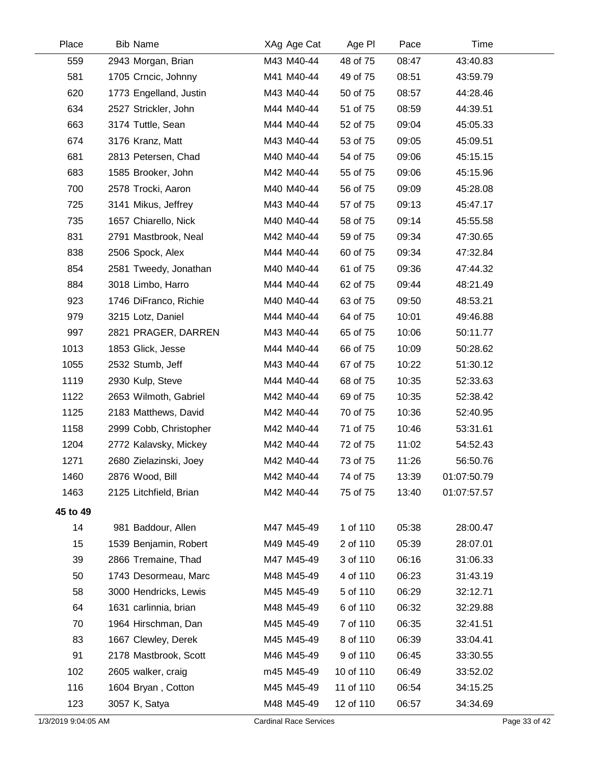| Place | Bib | Name | XAg | Age Cat | Age Pl | Pace | Time |
|---|---|---|---|---|---|---|---|
| 559 | 2943 | Morgan, Brian | M43 | M40-44 | 48 of 75 | 08:47 | 43:40.83 |
| 581 | 1705 | Crncic, Johnny | M41 | M40-44 | 49 of 75 | 08:51 | 43:59.79 |
| 620 | 1773 | Engelland, Justin | M43 | M40-44 | 50 of 75 | 08:57 | 44:28.46 |
| 634 | 2527 | Strickler, John | M44 | M40-44 | 51 of 75 | 08:59 | 44:39.51 |
| 663 | 3174 | Tuttle, Sean | M44 | M40-44 | 52 of 75 | 09:04 | 45:05.33 |
| 674 | 3176 | Kranz, Matt | M43 | M40-44 | 53 of 75 | 09:05 | 45:09.51 |
| 681 | 2813 | Petersen, Chad | M40 | M40-44 | 54 of 75 | 09:06 | 45:15.15 |
| 683 | 1585 | Brooker, John | M42 | M40-44 | 55 of 75 | 09:06 | 45:15.96 |
| 700 | 2578 | Trocki, Aaron | M40 | M40-44 | 56 of 75 | 09:09 | 45:28.08 |
| 725 | 3141 | Mikus, Jeffrey | M43 | M40-44 | 57 of 75 | 09:13 | 45:47.17 |
| 735 | 1657 | Chiarello, Nick | M40 | M40-44 | 58 of 75 | 09:14 | 45:55.58 |
| 831 | 2791 | Mastbrook, Neal | M42 | M40-44 | 59 of 75 | 09:34 | 47:30.65 |
| 838 | 2506 | Spock, Alex | M44 | M40-44 | 60 of 75 | 09:34 | 47:32.84 |
| 854 | 2581 | Tweedy, Jonathan | M40 | M40-44 | 61 of 75 | 09:36 | 47:44.32 |
| 884 | 3018 | Limbo, Harro | M44 | M40-44 | 62 of 75 | 09:44 | 48:21.49 |
| 923 | 1746 | DiFranco, Richie | M40 | M40-44 | 63 of 75 | 09:50 | 48:53.21 |
| 979 | 3215 | Lotz, Daniel | M44 | M40-44 | 64 of 75 | 10:01 | 49:46.88 |
| 997 | 2821 | PRAGER, DARREN | M43 | M40-44 | 65 of 75 | 10:06 | 50:11.77 |
| 1013 | 1853 | Glick, Jesse | M44 | M40-44 | 66 of 75 | 10:09 | 50:28.62 |
| 1055 | 2532 | Stumb, Jeff | M43 | M40-44 | 67 of 75 | 10:22 | 51:30.12 |
| 1119 | 2930 | Kulp, Steve | M44 | M40-44 | 68 of 75 | 10:35 | 52:33.63 |
| 1122 | 2653 | Wilmoth, Gabriel | M42 | M40-44 | 69 of 75 | 10:35 | 52:38.42 |
| 1125 | 2183 | Matthews, David | M42 | M40-44 | 70 of 75 | 10:36 | 52:40.95 |
| 1158 | 2999 | Cobb, Christopher | M42 | M40-44 | 71 of 75 | 10:46 | 53:31.61 |
| 1204 | 2772 | Kalavsky, Mickey | M42 | M40-44 | 72 of 75 | 11:02 | 54:52.43 |
| 1271 | 2680 | Zielazinski, Joey | M42 | M40-44 | 73 of 75 | 11:26 | 56:50.76 |
| 1460 | 2876 | Wood, Bill | M42 | M40-44 | 74 of 75 | 13:39 | 01:07:50.79 |
| 1463 | 2125 | Litchfield, Brian | M42 | M40-44 | 75 of 75 | 13:40 | 01:07:57.57 |
| **45 to 49** | | | | | | | |
| 14 | 981 | Baddour, Allen | M47 | M45-49 | 1 of 110 | 05:38 | 28:00.47 |
| 15 | 1539 | Benjamin, Robert | M49 | M45-49 | 2 of 110 | 05:39 | 28:07.01 |
| 39 | 2866 | Tremaine, Thad | M47 | M45-49 | 3 of 110 | 06:16 | 31:06.33 |
| 50 | 1743 | Desormeau, Marc | M48 | M45-49 | 4 of 110 | 06:23 | 31:43.19 |
| 58 | 3000 | Hendricks, Lewis | M45 | M45-49 | 5 of 110 | 06:29 | 32:12.71 |
| 64 | 1631 | carlinnia, brian | M48 | M45-49 | 6 of 110 | 06:32 | 32:29.88 |
| 70 | 1964 | Hirschman, Dan | M45 | M45-49 | 7 of 110 | 06:35 | 32:41.51 |
| 83 | 1667 | Clewley, Derek | M45 | M45-49 | 8 of 110 | 06:39 | 33:04.41 |
| 91 | 2178 | Mastbrook, Scott | M46 | M45-49 | 9 of 110 | 06:45 | 33:30.55 |
| 102 | 2605 | walker, craig | m45 | M45-49 | 10 of 110 | 06:49 | 33:52.02 |
| 116 | 1604 | Bryan , Cotton | M45 | M45-49 | 11 of 110 | 06:54 | 34:15.25 |
| 123 | 3057 | K, Satya | M48 | M45-49 | 12 of 110 | 06:57 | 34:34.69 |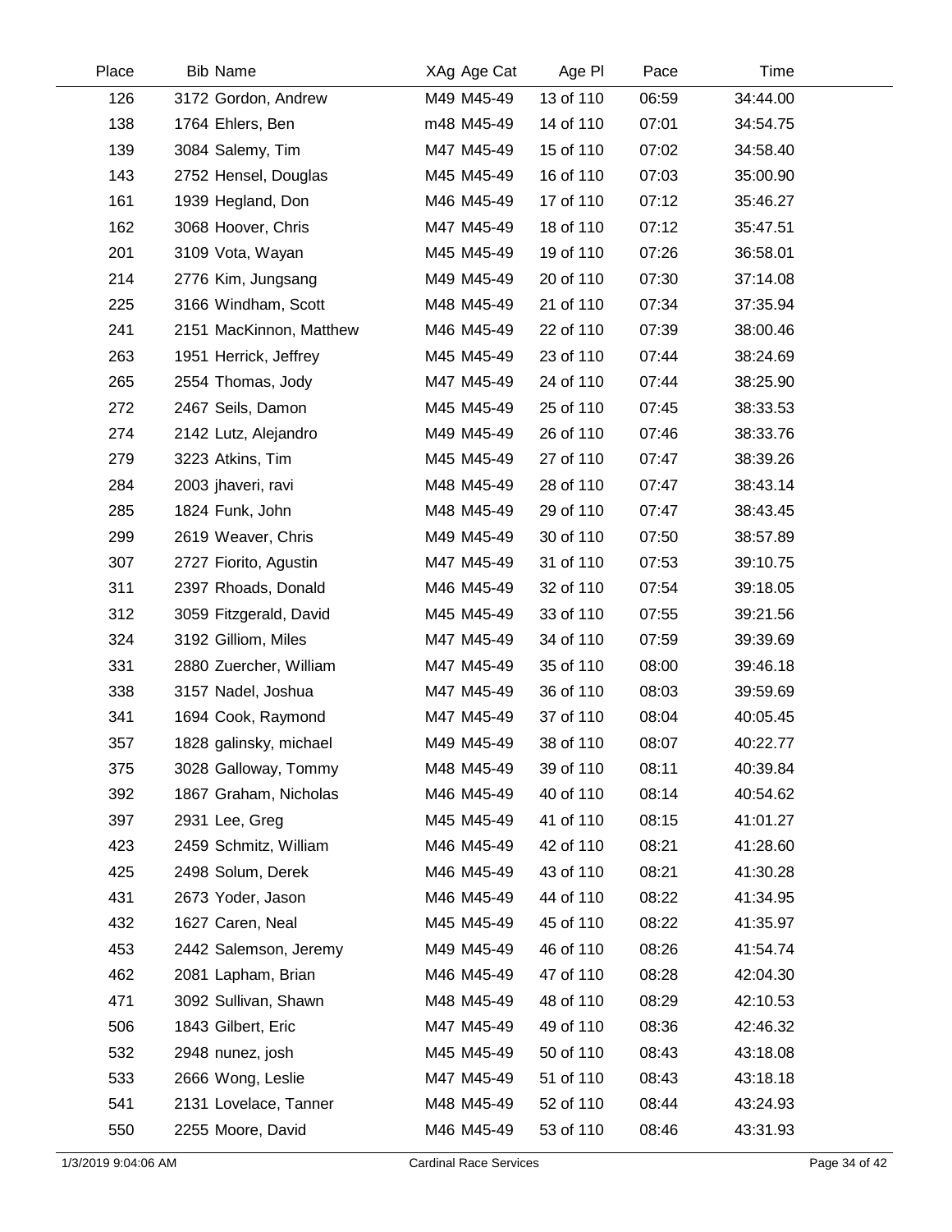| Place | Bib | Name | XAg | Age Cat | Age Pl | Pace | Time |
|---|---|---|---|---|---|---|---|
| 126 | 3172 | Gordon, Andrew | M49 | M45-49 | 13 of 110 | 06:59 | 34:44.00 |
| 138 | 1764 | Ehlers, Ben | m48 | M45-49 | 14 of 110 | 07:01 | 34:54.75 |
| 139 | 3084 | Salemy, Tim | M47 | M45-49 | 15 of 110 | 07:02 | 34:58.40 |
| 143 | 2752 | Hensel, Douglas | M45 | M45-49 | 16 of 110 | 07:03 | 35:00.90 |
| 161 | 1939 | Hegland, Don | M46 | M45-49 | 17 of 110 | 07:12 | 35:46.27 |
| 162 | 3068 | Hoover, Chris | M47 | M45-49 | 18 of 110 | 07:12 | 35:47.51 |
| 201 | 3109 | Vota, Wayan | M45 | M45-49 | 19 of 110 | 07:26 | 36:58.01 |
| 214 | 2776 | Kim, Jungsang | M49 | M45-49 | 20 of 110 | 07:30 | 37:14.08 |
| 225 | 3166 | Windham, Scott | M48 | M45-49 | 21 of 110 | 07:34 | 37:35.94 |
| 241 | 2151 | MacKinnon, Matthew | M46 | M45-49 | 22 of 110 | 07:39 | 38:00.46 |
| 263 | 1951 | Herrick, Jeffrey | M45 | M45-49 | 23 of 110 | 07:44 | 38:24.69 |
| 265 | 2554 | Thomas, Jody | M47 | M45-49 | 24 of 110 | 07:44 | 38:25.90 |
| 272 | 2467 | Seils, Damon | M45 | M45-49 | 25 of 110 | 07:45 | 38:33.53 |
| 274 | 2142 | Lutz, Alejandro | M49 | M45-49 | 26 of 110 | 07:46 | 38:33.76 |
| 279 | 3223 | Atkins, Tim | M45 | M45-49 | 27 of 110 | 07:47 | 38:39.26 |
| 284 | 2003 | jhaveri, ravi | M48 | M45-49 | 28 of 110 | 07:47 | 38:43.14 |
| 285 | 1824 | Funk, John | M48 | M45-49 | 29 of 110 | 07:47 | 38:43.45 |
| 299 | 2619 | Weaver, Chris | M49 | M45-49 | 30 of 110 | 07:50 | 38:57.89 |
| 307 | 2727 | Fiorito, Agustin | M47 | M45-49 | 31 of 110 | 07:53 | 39:10.75 |
| 311 | 2397 | Rhoads, Donald | M46 | M45-49 | 32 of 110 | 07:54 | 39:18.05 |
| 312 | 3059 | Fitzgerald, David | M45 | M45-49 | 33 of 110 | 07:55 | 39:21.56 |
| 324 | 3192 | Gilliom, Miles | M47 | M45-49 | 34 of 110 | 07:59 | 39:39.69 |
| 331 | 2880 | Zuercher, William | M47 | M45-49 | 35 of 110 | 08:00 | 39:46.18 |
| 338 | 3157 | Nadel, Joshua | M47 | M45-49 | 36 of 110 | 08:03 | 39:59.69 |
| 341 | 1694 | Cook, Raymond | M47 | M45-49 | 37 of 110 | 08:04 | 40:05.45 |
| 357 | 1828 | galinsky, michael | M49 | M45-49 | 38 of 110 | 08:07 | 40:22.77 |
| 375 | 3028 | Galloway, Tommy | M48 | M45-49 | 39 of 110 | 08:11 | 40:39.84 |
| 392 | 1867 | Graham, Nicholas | M46 | M45-49 | 40 of 110 | 08:14 | 40:54.62 |
| 397 | 2931 | Lee, Greg | M45 | M45-49 | 41 of 110 | 08:15 | 41:01.27 |
| 423 | 2459 | Schmitz, William | M46 | M45-49 | 42 of 110 | 08:21 | 41:28.60 |
| 425 | 2498 | Solum, Derek | M46 | M45-49 | 43 of 110 | 08:21 | 41:30.28 |
| 431 | 2673 | Yoder, Jason | M46 | M45-49 | 44 of 110 | 08:22 | 41:34.95 |
| 432 | 1627 | Caren, Neal | M45 | M45-49 | 45 of 110 | 08:22 | 41:35.97 |
| 453 | 2442 | Salemson, Jeremy | M49 | M45-49 | 46 of 110 | 08:26 | 41:54.74 |
| 462 | 2081 | Lapham, Brian | M46 | M45-49 | 47 of 110 | 08:28 | 42:04.30 |
| 471 | 3092 | Sullivan, Shawn | M48 | M45-49 | 48 of 110 | 08:29 | 42:10.53 |
| 506 | 1843 | Gilbert, Eric | M47 | M45-49 | 49 of 110 | 08:36 | 42:46.32 |
| 532 | 2948 | nunez, josh | M45 | M45-49 | 50 of 110 | 08:43 | 43:18.08 |
| 533 | 2666 | Wong, Leslie | M47 | M45-49 | 51 of 110 | 08:43 | 43:18.18 |
| 541 | 2131 | Lovelace, Tanner | M48 | M45-49 | 52 of 110 | 08:44 | 43:24.93 |
| 550 | 2255 | Moore, David | M46 | M45-49 | 53 of 110 | 08:46 | 43:31.93 |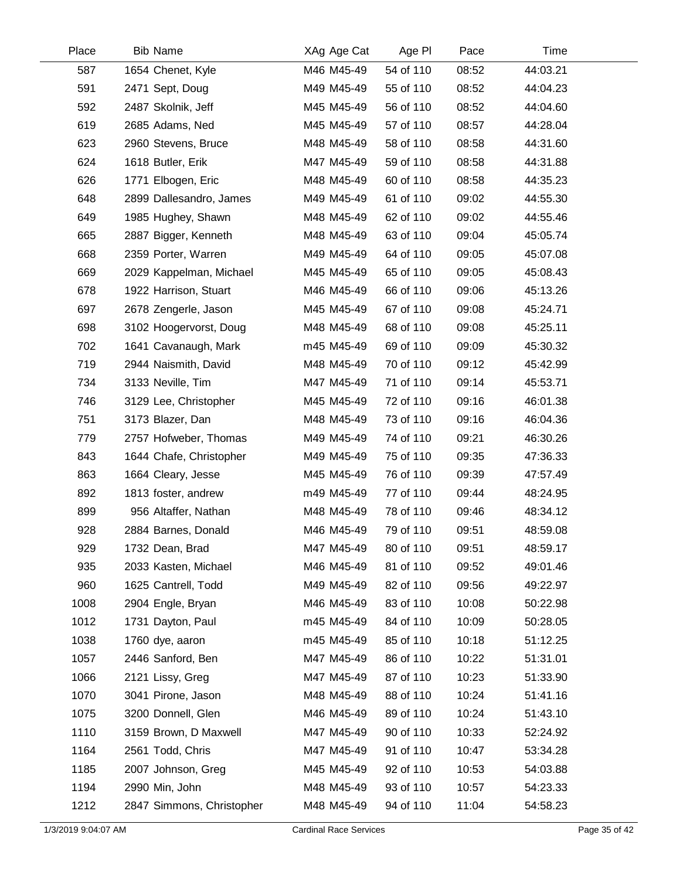| Place | Bib | Name | XAg | Age Cat | Age Pl | Pace | Time |
|---|---|---|---|---|---|---|---|
| 587 | 1654 | Chenet, Kyle | M46 | M45-49 | 54 of 110 | 08:52 | 44:03.21 |
| 591 | 2471 | Sept, Doug | M49 | M45-49 | 55 of 110 | 08:52 | 44:04.23 |
| 592 | 2487 | Skolnik, Jeff | M45 | M45-49 | 56 of 110 | 08:52 | 44:04.60 |
| 619 | 2685 | Adams, Ned | M45 | M45-49 | 57 of 110 | 08:57 | 44:28.04 |
| 623 | 2960 | Stevens, Bruce | M48 | M45-49 | 58 of 110 | 08:58 | 44:31.60 |
| 624 | 1618 | Butler, Erik | M47 | M45-49 | 59 of 110 | 08:58 | 44:31.88 |
| 626 | 1771 | Elbogen, Eric | M48 | M45-49 | 60 of 110 | 08:58 | 44:35.23 |
| 648 | 2899 | Dallesandro, James | M49 | M45-49 | 61 of 110 | 09:02 | 44:55.30 |
| 649 | 1985 | Hughey, Shawn | M48 | M45-49 | 62 of 110 | 09:02 | 44:55.46 |
| 665 | 2887 | Bigger, Kenneth | M48 | M45-49 | 63 of 110 | 09:04 | 45:05.74 |
| 668 | 2359 | Porter, Warren | M49 | M45-49 | 64 of 110 | 09:05 | 45:07.08 |
| 669 | 2029 | Kappelman, Michael | M45 | M45-49 | 65 of 110 | 09:05 | 45:08.43 |
| 678 | 1922 | Harrison, Stuart | M46 | M45-49 | 66 of 110 | 09:06 | 45:13.26 |
| 697 | 2678 | Zengerle, Jason | M45 | M45-49 | 67 of 110 | 09:08 | 45:24.71 |
| 698 | 3102 | Hoogervorst, Doug | M48 | M45-49 | 68 of 110 | 09:08 | 45:25.11 |
| 702 | 1641 | Cavanaugh, Mark | m45 | M45-49 | 69 of 110 | 09:09 | 45:30.32 |
| 719 | 2944 | Naismith, David | M48 | M45-49 | 70 of 110 | 09:12 | 45:42.99 |
| 734 | 3133 | Neville, Tim | M47 | M45-49 | 71 of 110 | 09:14 | 45:53.71 |
| 746 | 3129 | Lee, Christopher | M45 | M45-49 | 72 of 110 | 09:16 | 46:01.38 |
| 751 | 3173 | Blazer, Dan | M48 | M45-49 | 73 of 110 | 09:16 | 46:04.36 |
| 779 | 2757 | Hofweber, Thomas | M49 | M45-49 | 74 of 110 | 09:21 | 46:30.26 |
| 843 | 1644 | Chafe, Christopher | M49 | M45-49 | 75 of 110 | 09:35 | 47:36.33 |
| 863 | 1664 | Cleary, Jesse | M45 | M45-49 | 76 of 110 | 09:39 | 47:57.49 |
| 892 | 1813 | foster, andrew | m49 | M45-49 | 77 of 110 | 09:44 | 48:24.95 |
| 899 | 956 | Altaffer, Nathan | M48 | M45-49 | 78 of 110 | 09:46 | 48:34.12 |
| 928 | 2884 | Barnes, Donald | M46 | M45-49 | 79 of 110 | 09:51 | 48:59.08 |
| 929 | 1732 | Dean, Brad | M47 | M45-49 | 80 of 110 | 09:51 | 48:59.17 |
| 935 | 2033 | Kasten, Michael | M46 | M45-49 | 81 of 110 | 09:52 | 49:01.46 |
| 960 | 1625 | Cantrell, Todd | M49 | M45-49 | 82 of 110 | 09:56 | 49:22.97 |
| 1008 | 2904 | Engle, Bryan | M46 | M45-49 | 83 of 110 | 10:08 | 50:22.98 |
| 1012 | 1731 | Dayton, Paul | m45 | M45-49 | 84 of 110 | 10:09 | 50:28.05 |
| 1038 | 1760 | dye, aaron | m45 | M45-49 | 85 of 110 | 10:18 | 51:12.25 |
| 1057 | 2446 | Sanford, Ben | M47 | M45-49 | 86 of 110 | 10:22 | 51:31.01 |
| 1066 | 2121 | Lissy, Greg | M47 | M45-49 | 87 of 110 | 10:23 | 51:33.90 |
| 1070 | 3041 | Pirone, Jason | M48 | M45-49 | 88 of 110 | 10:24 | 51:41.16 |
| 1075 | 3200 | Donnell, Glen | M46 | M45-49 | 89 of 110 | 10:24 | 51:43.10 |
| 1110 | 3159 | Brown, D Maxwell | M47 | M45-49 | 90 of 110 | 10:33 | 52:24.92 |
| 1164 | 2561 | Todd, Chris | M47 | M45-49 | 91 of 110 | 10:47 | 53:34.28 |
| 1185 | 2007 | Johnson, Greg | M45 | M45-49 | 92 of 110 | 10:53 | 54:03.88 |
| 1194 | 2990 | Min, John | M48 | M45-49 | 93 of 110 | 10:57 | 54:23.33 |
| 1212 | 2847 | Simmons, Christopher | M48 | M45-49 | 94 of 110 | 11:04 | 54:58.23 |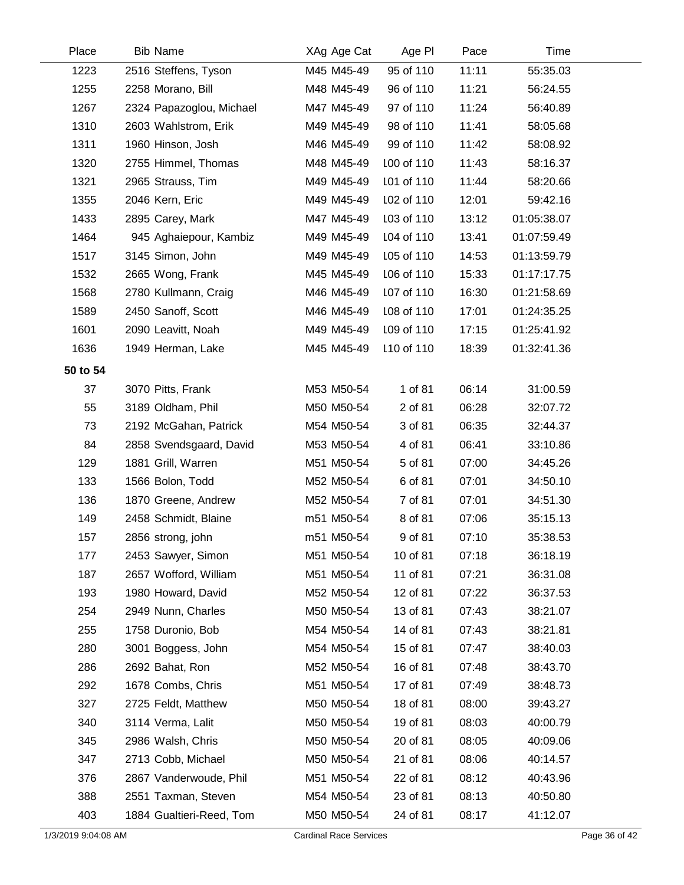| Place | Bib | Name | XAg | Age Cat | Age Pl | Pace | Time |
|---|---|---|---|---|---|---|---|
| 1223 | 2516 | Steffens, Tyson | M45 | M45-49 | 95 of 110 | 11:11 | 55:35.03 |
| 1255 | 2258 | Morano, Bill | M48 | M45-49 | 96 of 110 | 11:21 | 56:24.55 |
| 1267 | 2324 | Papazoglou, Michael | M47 | M45-49 | 97 of 110 | 11:24 | 56:40.89 |
| 1310 | 2603 | Wahlstrom, Erik | M49 | M45-49 | 98 of 110 | 11:41 | 58:05.68 |
| 1311 | 1960 | Hinson, Josh | M46 | M45-49 | 99 of 110 | 11:42 | 58:08.92 |
| 1320 | 2755 | Himmel, Thomas | M48 | M45-49 | 100 of 110 | 11:43 | 58:16.37 |
| 1321 | 2965 | Strauss, Tim | M49 | M45-49 | 101 of 110 | 11:44 | 58:20.66 |
| 1355 | 2046 | Kern, Eric | M49 | M45-49 | 102 of 110 | 12:01 | 59:42.16 |
| 1433 | 2895 | Carey, Mark | M47 | M45-49 | 103 of 110 | 13:12 | 01:05:38.07 |
| 1464 | 945 | Aghaiepour, Kambiz | M49 | M45-49 | 104 of 110 | 13:41 | 01:07:59.49 |
| 1517 | 3145 | Simon, John | M49 | M45-49 | 105 of 110 | 14:53 | 01:13:59.79 |
| 1532 | 2665 | Wong, Frank | M45 | M45-49 | 106 of 110 | 15:33 | 01:17:17.75 |
| 1568 | 2780 | Kullmann, Craig | M46 | M45-49 | 107 of 110 | 16:30 | 01:21:58.69 |
| 1589 | 2450 | Sanoff, Scott | M46 | M45-49 | 108 of 110 | 17:01 | 01:24:35.25 |
| 1601 | 2090 | Leavitt, Noah | M49 | M45-49 | 109 of 110 | 17:15 | 01:25:41.92 |
| 1636 | 1949 | Herman, Lake | M45 | M45-49 | 110 of 110 | 18:39 | 01:32:41.36 |
| **50 to 54** | | | | | | | |
| 37 | 3070 | Pitts, Frank | M53 | M50-54 | 1 of 81 | 06:14 | 31:00.59 |
| 55 | 3189 | Oldham, Phil | M50 | M50-54 | 2 of 81 | 06:28 | 32:07.72 |
| 73 | 2192 | McGahan, Patrick | M54 | M50-54 | 3 of 81 | 06:35 | 32:44.37 |
| 84 | 2858 | Svendsgaard, David | M53 | M50-54 | 4 of 81 | 06:41 | 33:10.86 |
| 129 | 1881 | Grill, Warren | M51 | M50-54 | 5 of 81 | 07:00 | 34:45.26 |
| 133 | 1566 | Bolon, Todd | M52 | M50-54 | 6 of 81 | 07:01 | 34:50.10 |
| 136 | 1870 | Greene, Andrew | M52 | M50-54 | 7 of 81 | 07:01 | 34:51.30 |
| 149 | 2458 | Schmidt, Blaine | m51 | M50-54 | 8 of 81 | 07:06 | 35:15.13 |
| 157 | 2856 | strong, john | m51 | M50-54 | 9 of 81 | 07:10 | 35:38.53 |
| 177 | 2453 | Sawyer, Simon | M51 | M50-54 | 10 of 81 | 07:18 | 36:18.19 |
| 187 | 2657 | Wofford, William | M51 | M50-54 | 11 of 81 | 07:21 | 36:31.08 |
| 193 | 1980 | Howard, David | M52 | M50-54 | 12 of 81 | 07:22 | 36:37.53 |
| 254 | 2949 | Nunn, Charles | M50 | M50-54 | 13 of 81 | 07:43 | 38:21.07 |
| 255 | 1758 | Duronio, Bob | M54 | M50-54 | 14 of 81 | 07:43 | 38:21.81 |
| 280 | 3001 | Boggess, John | M54 | M50-54 | 15 of 81 | 07:47 | 38:40.03 |
| 286 | 2692 | Bahat, Ron | M52 | M50-54 | 16 of 81 | 07:48 | 38:43.70 |
| 292 | 1678 | Combs, Chris | M51 | M50-54 | 17 of 81 | 07:49 | 38:48.73 |
| 327 | 2725 | Feldt, Matthew | M50 | M50-54 | 18 of 81 | 08:00 | 39:43.27 |
| 340 | 3114 | Verma, Lalit | M50 | M50-54 | 19 of 81 | 08:03 | 40:00.79 |
| 345 | 2986 | Walsh, Chris | M50 | M50-54 | 20 of 81 | 08:05 | 40:09.06 |
| 347 | 2713 | Cobb, Michael | M50 | M50-54 | 21 of 81 | 08:06 | 40:14.57 |
| 376 | 2867 | Vanderwoude, Phil | M51 | M50-54 | 22 of 81 | 08:12 | 40:43.96 |
| 388 | 2551 | Taxman, Steven | M54 | M50-54 | 23 of 81 | 08:13 | 40:50.80 |
| 403 | 1884 | Gualtieri-Reed, Tom | M50 | M50-54 | 24 of 81 | 08:17 | 41:12.07 |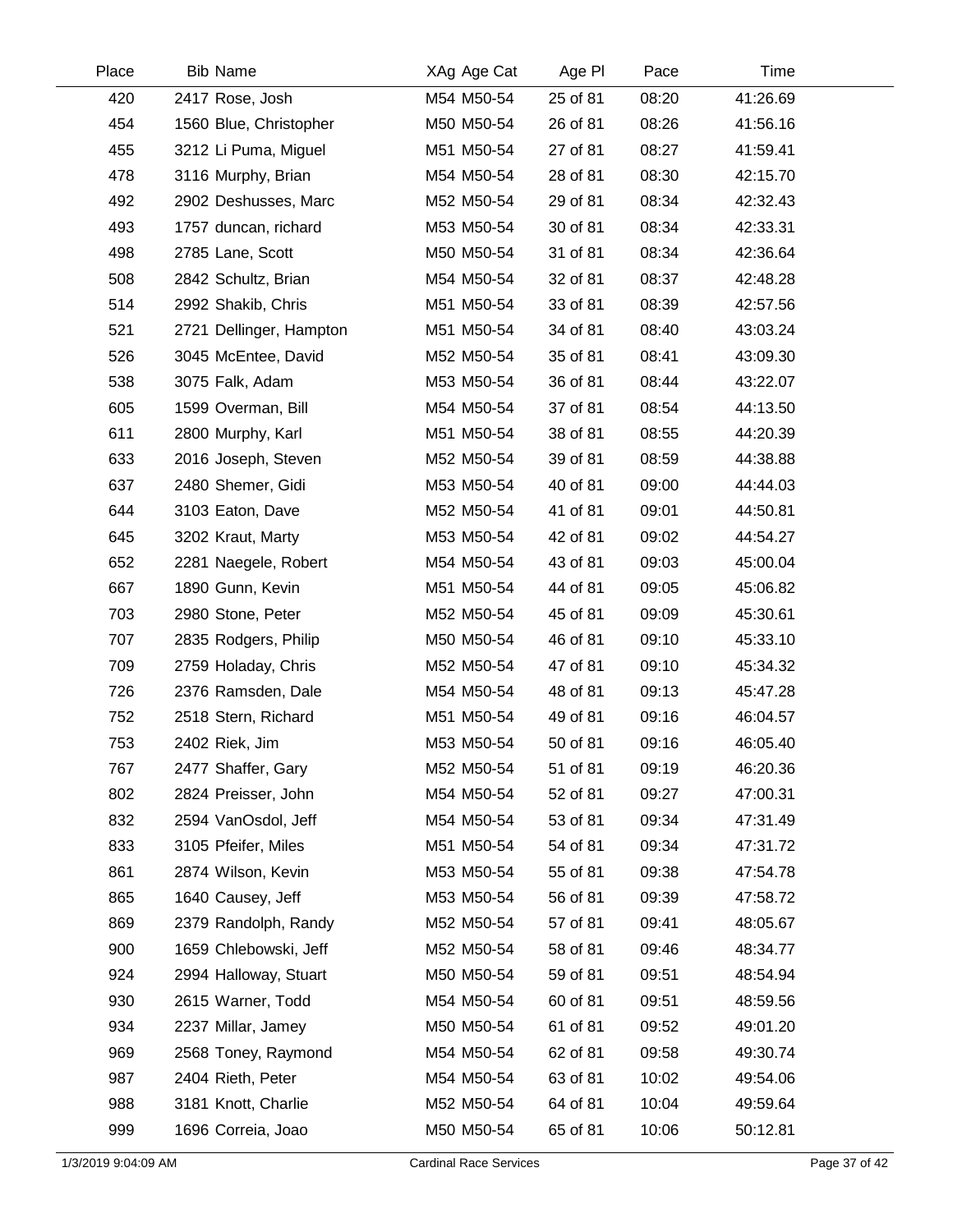| Place | Bib | Name | XAg | Age Cat | Age Pl | Pace | Time |
|---|---|---|---|---|---|---|---|
| 420 | 2417 | Rose, Josh | M54 | M50-54 | 25 of 81 | 08:20 | 41:26.69 |
| 454 | 1560 | Blue, Christopher | M50 | M50-54 | 26 of 81 | 08:26 | 41:56.16 |
| 455 | 3212 | Li Puma, Miguel | M51 | M50-54 | 27 of 81 | 08:27 | 41:59.41 |
| 478 | 3116 | Murphy, Brian | M54 | M50-54 | 28 of 81 | 08:30 | 42:15.70 |
| 492 | 2902 | Deshusses, Marc | M52 | M50-54 | 29 of 81 | 08:34 | 42:32.43 |
| 493 | 1757 | duncan, richard | M53 | M50-54 | 30 of 81 | 08:34 | 42:33.31 |
| 498 | 2785 | Lane, Scott | M50 | M50-54 | 31 of 81 | 08:34 | 42:36.64 |
| 508 | 2842 | Schultz, Brian | M54 | M50-54 | 32 of 81 | 08:37 | 42:48.28 |
| 514 | 2992 | Shakib, Chris | M51 | M50-54 | 33 of 81 | 08:39 | 42:57.56 |
| 521 | 2721 | Dellinger, Hampton | M51 | M50-54 | 34 of 81 | 08:40 | 43:03.24 |
| 526 | 3045 | McEntee, David | M52 | M50-54 | 35 of 81 | 08:41 | 43:09.30 |
| 538 | 3075 | Falk, Adam | M53 | M50-54 | 36 of 81 | 08:44 | 43:22.07 |
| 605 | 1599 | Overman, Bill | M54 | M50-54 | 37 of 81 | 08:54 | 44:13.50 |
| 611 | 2800 | Murphy, Karl | M51 | M50-54 | 38 of 81 | 08:55 | 44:20.39 |
| 633 | 2016 | Joseph, Steven | M52 | M50-54 | 39 of 81 | 08:59 | 44:38.88 |
| 637 | 2480 | Shemer, Gidi | M53 | M50-54 | 40 of 81 | 09:00 | 44:44.03 |
| 644 | 3103 | Eaton, Dave | M52 | M50-54 | 41 of 81 | 09:01 | 44:50.81 |
| 645 | 3202 | Kraut, Marty | M53 | M50-54 | 42 of 81 | 09:02 | 44:54.27 |
| 652 | 2281 | Naegele, Robert | M54 | M50-54 | 43 of 81 | 09:03 | 45:00.04 |
| 667 | 1890 | Gunn, Kevin | M51 | M50-54 | 44 of 81 | 09:05 | 45:06.82 |
| 703 | 2980 | Stone, Peter | M52 | M50-54 | 45 of 81 | 09:09 | 45:30.61 |
| 707 | 2835 | Rodgers, Philip | M50 | M50-54 | 46 of 81 | 09:10 | 45:33.10 |
| 709 | 2759 | Holaday, Chris | M52 | M50-54 | 47 of 81 | 09:10 | 45:34.32 |
| 726 | 2376 | Ramsden, Dale | M54 | M50-54 | 48 of 81 | 09:13 | 45:47.28 |
| 752 | 2518 | Stern, Richard | M51 | M50-54 | 49 of 81 | 09:16 | 46:04.57 |
| 753 | 2402 | Riek, Jim | M53 | M50-54 | 50 of 81 | 09:16 | 46:05.40 |
| 767 | 2477 | Shaffer, Gary | M52 | M50-54 | 51 of 81 | 09:19 | 46:20.36 |
| 802 | 2824 | Preisser, John | M54 | M50-54 | 52 of 81 | 09:27 | 47:00.31 |
| 832 | 2594 | VanOsdol, Jeff | M54 | M50-54 | 53 of 81 | 09:34 | 47:31.49 |
| 833 | 3105 | Pfeifer, Miles | M51 | M50-54 | 54 of 81 | 09:34 | 47:31.72 |
| 861 | 2874 | Wilson, Kevin | M53 | M50-54 | 55 of 81 | 09:38 | 47:54.78 |
| 865 | 1640 | Causey, Jeff | M53 | M50-54 | 56 of 81 | 09:39 | 47:58.72 |
| 869 | 2379 | Randolph, Randy | M52 | M50-54 | 57 of 81 | 09:41 | 48:05.67 |
| 900 | 1659 | Chlebowski, Jeff | M52 | M50-54 | 58 of 81 | 09:46 | 48:34.77 |
| 924 | 2994 | Halloway, Stuart | M50 | M50-54 | 59 of 81 | 09:51 | 48:54.94 |
| 930 | 2615 | Warner, Todd | M54 | M50-54 | 60 of 81 | 09:51 | 48:59.56 |
| 934 | 2237 | Millar, Jamey | M50 | M50-54 | 61 of 81 | 09:52 | 49:01.20 |
| 969 | 2568 | Toney, Raymond | M54 | M50-54 | 62 of 81 | 09:58 | 49:30.74 |
| 987 | 2404 | Rieth, Peter | M54 | M50-54 | 63 of 81 | 10:02 | 49:54.06 |
| 988 | 3181 | Knott, Charlie | M52 | M50-54 | 64 of 81 | 10:04 | 49:59.64 |
| 999 | 1696 | Correia, Joao | M50 | M50-54 | 65 of 81 | 10:06 | 50:12.81 |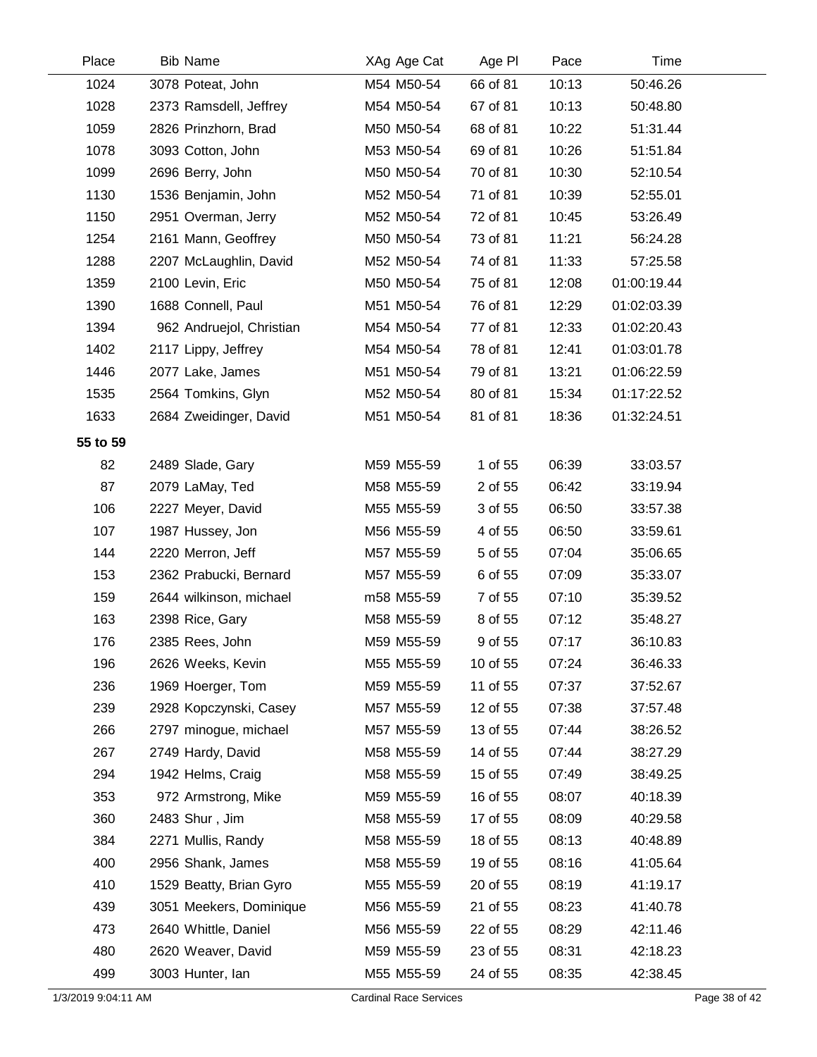| Place | Bib | Name | XAg | Age Cat | Age Pl | Pace | Time |
|---|---|---|---|---|---|---|---|
| 1024 | 3078 | Poteat, John | M54 | M50-54 | 66 of 81 | 10:13 | 50:46.26 |
| 1028 | 2373 | Ramsdell, Jeffrey | M54 | M50-54 | 67 of 81 | 10:13 | 50:48.80 |
| 1059 | 2826 | Prinzhorn, Brad | M50 | M50-54 | 68 of 81 | 10:22 | 51:31.44 |
| 1078 | 3093 | Cotton, John | M53 | M50-54 | 69 of 81 | 10:26 | 51:51.84 |
| 1099 | 2696 | Berry, John | M50 | M50-54 | 70 of 81 | 10:30 | 52:10.54 |
| 1130 | 1536 | Benjamin, John | M52 | M50-54 | 71 of 81 | 10:39 | 52:55.01 |
| 1150 | 2951 | Overman, Jerry | M52 | M50-54 | 72 of 81 | 10:45 | 53:26.49 |
| 1254 | 2161 | Mann, Geoffrey | M50 | M50-54 | 73 of 81 | 11:21 | 56:24.28 |
| 1288 | 2207 | McLaughlin, David | M52 | M50-54 | 74 of 81 | 11:33 | 57:25.58 |
| 1359 | 2100 | Levin, Eric | M50 | M50-54 | 75 of 81 | 12:08 | 01:00:19.44 |
| 1390 | 1688 | Connell, Paul | M51 | M50-54 | 76 of 81 | 12:29 | 01:02:03.39 |
| 1394 | 962 | Andruejol, Christian | M54 | M50-54 | 77 of 81 | 12:33 | 01:02:20.43 |
| 1402 | 2117 | Lippy, Jeffrey | M54 | M50-54 | 78 of 81 | 12:41 | 01:03:01.78 |
| 1446 | 2077 | Lake, James | M51 | M50-54 | 79 of 81 | 13:21 | 01:06:22.59 |
| 1535 | 2564 | Tomkins, Glyn | M52 | M50-54 | 80 of 81 | 15:34 | 01:17:22.52 |
| 1633 | 2684 | Zweidinger, David | M51 | M50-54 | 81 of 81 | 18:36 | 01:32:24.51 |
| **55 to 59** | | | | | | | |
| 82 | 2489 | Slade, Gary | M59 | M55-59 | 1 of 55 | 06:39 | 33:03.57 |
| 87 | 2079 | LaMay, Ted | M58 | M55-59 | 2 of 55 | 06:42 | 33:19.94 |
| 106 | 2227 | Meyer, David | M55 | M55-59 | 3 of 55 | 06:50 | 33:57.38 |
| 107 | 1987 | Hussey, Jon | M56 | M55-59 | 4 of 55 | 06:50 | 33:59.61 |
| 144 | 2220 | Merron, Jeff | M57 | M55-59 | 5 of 55 | 07:04 | 35:06.65 |
| 153 | 2362 | Prabucki, Bernard | M57 | M55-59 | 6 of 55 | 07:09 | 35:33.07 |
| 159 | 2644 | wilkinson, michael | m58 | M55-59 | 7 of 55 | 07:10 | 35:39.52 |
| 163 | 2398 | Rice, Gary | M58 | M55-59 | 8 of 55 | 07:12 | 35:48.27 |
| 176 | 2385 | Rees, John | M59 | M55-59 | 9 of 55 | 07:17 | 36:10.83 |
| 196 | 2626 | Weeks, Kevin | M55 | M55-59 | 10 of 55 | 07:24 | 36:46.33 |
| 236 | 1969 | Hoerger, Tom | M59 | M55-59 | 11 of 55 | 07:37 | 37:52.67 |
| 239 | 2928 | Kopczynski, Casey | M57 | M55-59 | 12 of 55 | 07:38 | 37:57.48 |
| 266 | 2797 | minogue, michael | M57 | M55-59 | 13 of 55 | 07:44 | 38:26.52 |
| 267 | 2749 | Hardy, David | M58 | M55-59 | 14 of 55 | 07:44 | 38:27.29 |
| 294 | 1942 | Helms, Craig | M58 | M55-59 | 15 of 55 | 07:49 | 38:49.25 |
| 353 | 972 | Armstrong, Mike | M59 | M55-59 | 16 of 55 | 08:07 | 40:18.39 |
| 360 | 2483 | Shur , Jim | M58 | M55-59 | 17 of 55 | 08:09 | 40:29.58 |
| 384 | 2271 | Mullis, Randy | M58 | M55-59 | 18 of 55 | 08:13 | 40:48.89 |
| 400 | 2956 | Shank, James | M58 | M55-59 | 19 of 55 | 08:16 | 41:05.64 |
| 410 | 1529 | Beatty, Brian Gyro | M55 | M55-59 | 20 of 55 | 08:19 | 41:19.17 |
| 439 | 3051 | Meekers, Dominique | M56 | M55-59 | 21 of 55 | 08:23 | 41:40.78 |
| 473 | 2640 | Whittle, Daniel | M56 | M55-59 | 22 of 55 | 08:29 | 42:11.46 |
| 480 | 2620 | Weaver, David | M59 | M55-59 | 23 of 55 | 08:31 | 42:18.23 |
| 499 | 3003 | Hunter, Ian | M55 | M55-59 | 24 of 55 | 08:35 | 42:38.45 |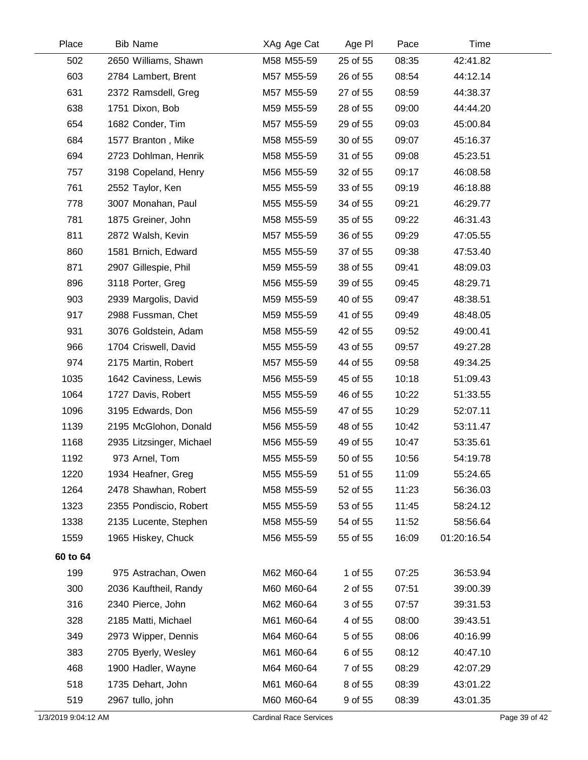| Place | Bib | Name | XAg | Age Cat | Age Pl | Pace | Time |
|---|---|---|---|---|---|---|---|
| 502 | 2650 | Williams, Shawn | M58 | M55-59 | 25 of 55 | 08:35 | 42:41.82 |
| 603 | 2784 | Lambert, Brent | M57 | M55-59 | 26 of 55 | 08:54 | 44:12.14 |
| 631 | 2372 | Ramsdell, Greg | M57 | M55-59 | 27 of 55 | 08:59 | 44:38.37 |
| 638 | 1751 | Dixon, Bob | M59 | M55-59 | 28 of 55 | 09:00 | 44:44.20 |
| 654 | 1682 | Conder, Tim | M57 | M55-59 | 29 of 55 | 09:03 | 45:00.84 |
| 684 | 1577 | Branton , Mike | M58 | M55-59 | 30 of 55 | 09:07 | 45:16.37 |
| 694 | 2723 | Dohlman, Henrik | M58 | M55-59 | 31 of 55 | 09:08 | 45:23.51 |
| 757 | 3198 | Copeland, Henry | M56 | M55-59 | 32 of 55 | 09:17 | 46:08.58 |
| 761 | 2552 | Taylor, Ken | M55 | M55-59 | 33 of 55 | 09:19 | 46:18.88 |
| 778 | 3007 | Monahan, Paul | M55 | M55-59 | 34 of 55 | 09:21 | 46:29.77 |
| 781 | 1875 | Greiner, John | M58 | M55-59 | 35 of 55 | 09:22 | 46:31.43 |
| 811 | 2872 | Walsh, Kevin | M57 | M55-59 | 36 of 55 | 09:29 | 47:05.55 |
| 860 | 1581 | Brnich, Edward | M55 | M55-59 | 37 of 55 | 09:38 | 47:53.40 |
| 871 | 2907 | Gillespie, Phil | M59 | M55-59 | 38 of 55 | 09:41 | 48:09.03 |
| 896 | 3118 | Porter, Greg | M56 | M55-59 | 39 of 55 | 09:45 | 48:29.71 |
| 903 | 2939 | Margolis, David | M59 | M55-59 | 40 of 55 | 09:47 | 48:38.51 |
| 917 | 2988 | Fussman, Chet | M59 | M55-59 | 41 of 55 | 09:49 | 48:48.05 |
| 931 | 3076 | Goldstein, Adam | M58 | M55-59 | 42 of 55 | 09:52 | 49:00.41 |
| 966 | 1704 | Criswell, David | M55 | M55-59 | 43 of 55 | 09:57 | 49:27.28 |
| 974 | 2175 | Martin, Robert | M57 | M55-59 | 44 of 55 | 09:58 | 49:34.25 |
| 1035 | 1642 | Caviness, Lewis | M56 | M55-59 | 45 of 55 | 10:18 | 51:09.43 |
| 1064 | 1727 | Davis, Robert | M55 | M55-59 | 46 of 55 | 10:22 | 51:33.55 |
| 1096 | 3195 | Edwards, Don | M56 | M55-59 | 47 of 55 | 10:29 | 52:07.11 |
| 1139 | 2195 | McGlohon, Donald | M56 | M55-59 | 48 of 55 | 10:42 | 53:11.47 |
| 1168 | 2935 | Litzsinger, Michael | M56 | M55-59 | 49 of 55 | 10:47 | 53:35.61 |
| 1192 | 973 | Arnel, Tom | M55 | M55-59 | 50 of 55 | 10:56 | 54:19.78 |
| 1220 | 1934 | Heafner, Greg | M55 | M55-59 | 51 of 55 | 11:09 | 55:24.65 |
| 1264 | 2478 | Shawhan, Robert | M58 | M55-59 | 52 of 55 | 11:23 | 56:36.03 |
| 1323 | 2355 | Pondiscio, Robert | M55 | M55-59 | 53 of 55 | 11:45 | 58:24.12 |
| 1338 | 2135 | Lucente, Stephen | M58 | M55-59 | 54 of 55 | 11:52 | 58:56.64 |
| 1559 | 1965 | Hiskey, Chuck | M56 | M55-59 | 55 of 55 | 16:09 | 01:20:16.54 |
| **60 to 64** | | | | | | | |
| 199 | 975 | Astrachan, Owen | M62 | M60-64 | 1 of 55 | 07:25 | 36:53.94 |
| 300 | 2036 | Kauftheil, Randy | M60 | M60-64 | 2 of 55 | 07:51 | 39:00.39 |
| 316 | 2340 | Pierce, John | M62 | M60-64 | 3 of 55 | 07:57 | 39:31.53 |
| 328 | 2185 | Matti, Michael | M61 | M60-64 | 4 of 55 | 08:00 | 39:43.51 |
| 349 | 2973 | Wipper, Dennis | M64 | M60-64 | 5 of 55 | 08:06 | 40:16.99 |
| 383 | 2705 | Byerly, Wesley | M61 | M60-64 | 6 of 55 | 08:12 | 40:47.10 |
| 468 | 1900 | Hadler, Wayne | M64 | M60-64 | 7 of 55 | 08:29 | 42:07.29 |
| 518 | 1735 | Dehart, John | M61 | M60-64 | 8 of 55 | 08:39 | 43:01.22 |
| 519 | 2967 | tullo, john | M60 | M60-64 | 9 of 55 | 08:39 | 43:01.35 |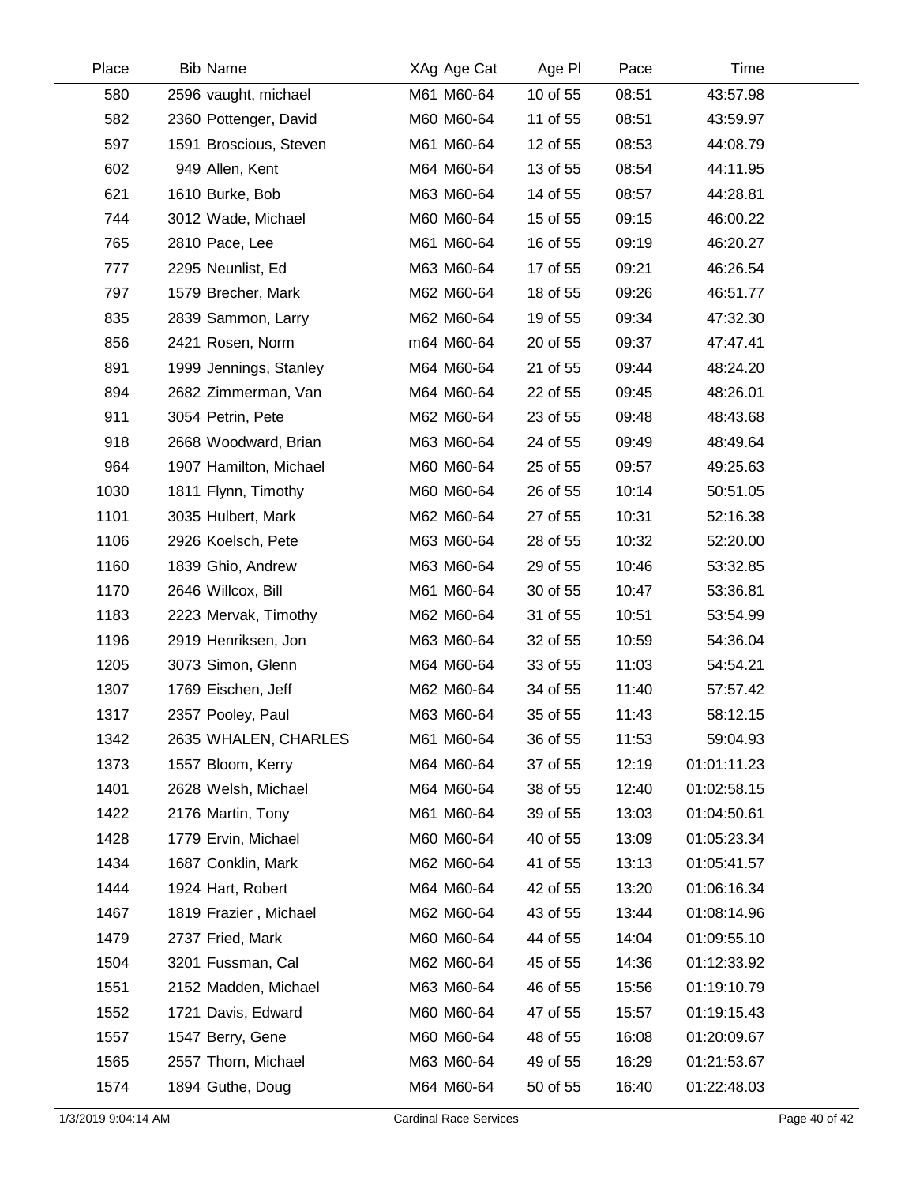| Place | Bib | Name | XAg | Age Cat | Age Pl | Pace | Time |
|---|---|---|---|---|---|---|---|
| 580 | 2596 | vaught, michael | M61 | M60-64 | 10 of 55 | 08:51 | 43:57.98 |
| 582 | 2360 | Pottenger, David | M60 | M60-64 | 11 of 55 | 08:51 | 43:59.97 |
| 597 | 1591 | Broscious, Steven | M61 | M60-64 | 12 of 55 | 08:53 | 44:08.79 |
| 602 | 949 | Allen, Kent | M64 | M60-64 | 13 of 55 | 08:54 | 44:11.95 |
| 621 | 1610 | Burke, Bob | M63 | M60-64 | 14 of 55 | 08:57 | 44:28.81 |
| 744 | 3012 | Wade, Michael | M60 | M60-64 | 15 of 55 | 09:15 | 46:00.22 |
| 765 | 2810 | Pace, Lee | M61 | M60-64 | 16 of 55 | 09:19 | 46:20.27 |
| 777 | 2295 | Neunlist, Ed | M63 | M60-64 | 17 of 55 | 09:21 | 46:26.54 |
| 797 | 1579 | Brecher, Mark | M62 | M60-64 | 18 of 55 | 09:26 | 46:51.77 |
| 835 | 2839 | Sammon, Larry | M62 | M60-64 | 19 of 55 | 09:34 | 47:32.30 |
| 856 | 2421 | Rosen, Norm | m64 | M60-64 | 20 of 55 | 09:37 | 47:47.41 |
| 891 | 1999 | Jennings, Stanley | M64 | M60-64 | 21 of 55 | 09:44 | 48:24.20 |
| 894 | 2682 | Zimmerman, Van | M64 | M60-64 | 22 of 55 | 09:45 | 48:26.01 |
| 911 | 3054 | Petrin, Pete | M62 | M60-64 | 23 of 55 | 09:48 | 48:43.68 |
| 918 | 2668 | Woodward, Brian | M63 | M60-64 | 24 of 55 | 09:49 | 48:49.64 |
| 964 | 1907 | Hamilton, Michael | M60 | M60-64 | 25 of 55 | 09:57 | 49:25.63 |
| 1030 | 1811 | Flynn, Timothy | M60 | M60-64 | 26 of 55 | 10:14 | 50:51.05 |
| 1101 | 3035 | Hulbert, Mark | M62 | M60-64 | 27 of 55 | 10:31 | 52:16.38 |
| 1106 | 2926 | Koelsch, Pete | M63 | M60-64 | 28 of 55 | 10:32 | 52:20.00 |
| 1160 | 1839 | Ghio, Andrew | M63 | M60-64 | 29 of 55 | 10:46 | 53:32.85 |
| 1170 | 2646 | Willcox, Bill | M61 | M60-64 | 30 of 55 | 10:47 | 53:36.81 |
| 1183 | 2223 | Mervak, Timothy | M62 | M60-64 | 31 of 55 | 10:51 | 53:54.99 |
| 1196 | 2919 | Henriksen, Jon | M63 | M60-64 | 32 of 55 | 10:59 | 54:36.04 |
| 1205 | 3073 | Simon, Glenn | M64 | M60-64 | 33 of 55 | 11:03 | 54:54.21 |
| 1307 | 1769 | Eischen, Jeff | M62 | M60-64 | 34 of 55 | 11:40 | 57:57.42 |
| 1317 | 2357 | Pooley, Paul | M63 | M60-64 | 35 of 55 | 11:43 | 58:12.15 |
| 1342 | 2635 | WHALEN, CHARLES | M61 | M60-64 | 36 of 55 | 11:53 | 59:04.93 |
| 1373 | 1557 | Bloom, Kerry | M64 | M60-64 | 37 of 55 | 12:19 | 01:01:11.23 |
| 1401 | 2628 | Welsh, Michael | M64 | M60-64 | 38 of 55 | 12:40 | 01:02:58.15 |
| 1422 | 2176 | Martin, Tony | M61 | M60-64 | 39 of 55 | 13:03 | 01:04:50.61 |
| 1428 | 1779 | Ervin, Michael | M60 | M60-64 | 40 of 55 | 13:09 | 01:05:23.34 |
| 1434 | 1687 | Conklin, Mark | M62 | M60-64 | 41 of 55 | 13:13 | 01:05:41.57 |
| 1444 | 1924 | Hart, Robert | M64 | M60-64 | 42 of 55 | 13:20 | 01:06:16.34 |
| 1467 | 1819 | Frazier , Michael | M62 | M60-64 | 43 of 55 | 13:44 | 01:08:14.96 |
| 1479 | 2737 | Fried, Mark | M60 | M60-64 | 44 of 55 | 14:04 | 01:09:55.10 |
| 1504 | 3201 | Fussman, Cal | M62 | M60-64 | 45 of 55 | 14:36 | 01:12:33.92 |
| 1551 | 2152 | Madden, Michael | M63 | M60-64 | 46 of 55 | 15:56 | 01:19:10.79 |
| 1552 | 1721 | Davis, Edward | M60 | M60-64 | 47 of 55 | 15:57 | 01:19:15.43 |
| 1557 | 1547 | Berry, Gene | M60 | M60-64 | 48 of 55 | 16:08 | 01:20:09.67 |
| 1565 | 2557 | Thorn, Michael | M63 | M60-64 | 49 of 55 | 16:29 | 01:21:53.67 |
| 1574 | 1894 | Guthe, Doug | M64 | M60-64 | 50 of 55 | 16:40 | 01:22:48.03 |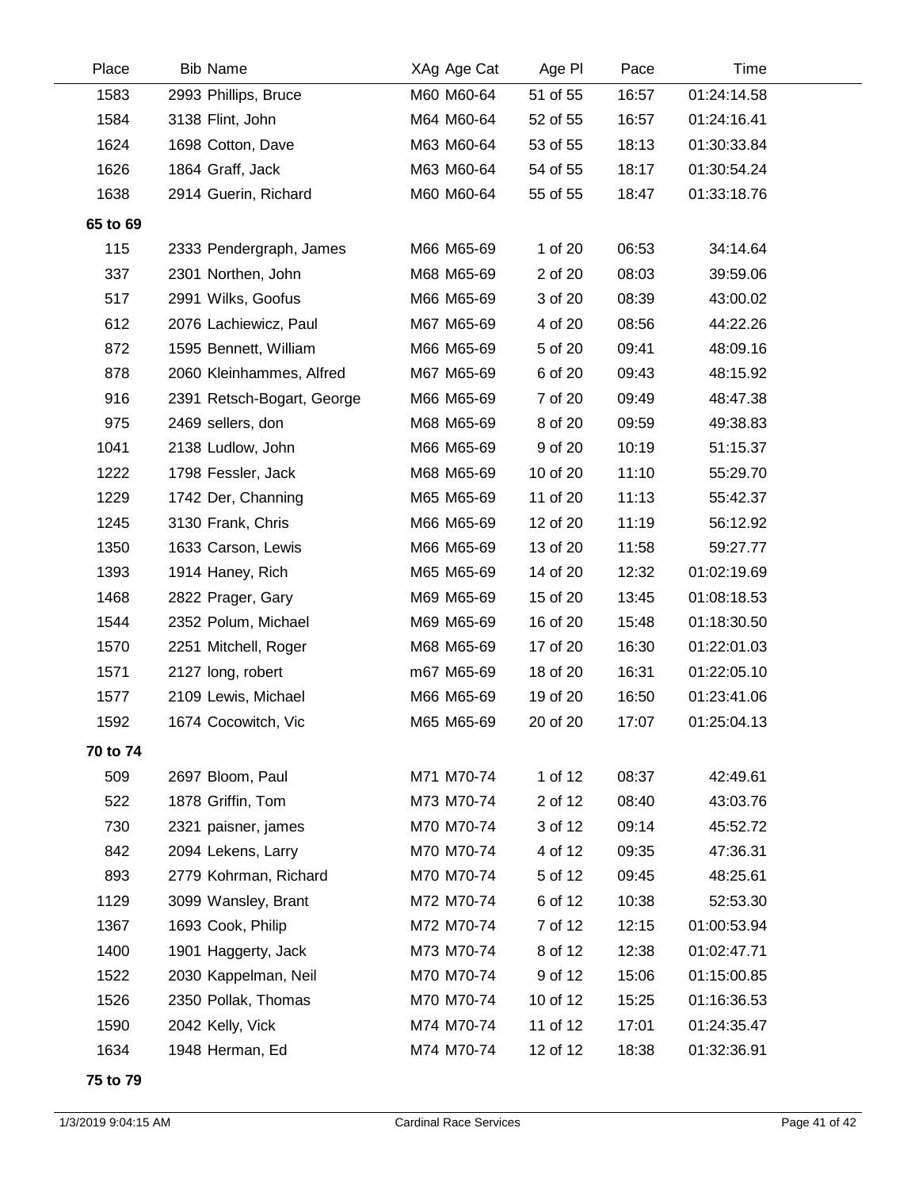| Place | Bib | Name | XAg | Age Cat | Age Pl | Pace | Time |
|---|---|---|---|---|---|---|---|
| 1583 | 2993 | Phillips, Bruce | M60 | M60-64 | 51 of 55 | 16:57 | 01:24:14.58 |
| 1584 | 3138 | Flint, John | M64 | M60-64 | 52 of 55 | 16:57 | 01:24:16.41 |
| 1624 | 1698 | Cotton, Dave | M63 | M60-64 | 53 of 55 | 18:13 | 01:30:33.84 |
| 1626 | 1864 | Graff, Jack | M63 | M60-64 | 54 of 55 | 18:17 | 01:30:54.24 |
| 1638 | 2914 | Guerin, Richard | M60 | M60-64 | 55 of 55 | 18:47 | 01:33:18.76 |
| **65 to 69** | | | | | | | |
| 115 | 2333 | Pendergraph, James | M66 | M65-69 | 1 of 20 | 06:53 | 34:14.64 |
| 337 | 2301 | Northen, John | M68 | M65-69 | 2 of 20 | 08:03 | 39:59.06 |
| 517 | 2991 | Wilks, Goofus | M66 | M65-69 | 3 of 20 | 08:39 | 43:00.02 |
| 612 | 2076 | Lachiewicz, Paul | M67 | M65-69 | 4 of 20 | 08:56 | 44:22.26 |
| 872 | 1595 | Bennett, William | M66 | M65-69 | 5 of 20 | 09:41 | 48:09.16 |
| 878 | 2060 | Kleinhammes, Alfred | M67 | M65-69 | 6 of 20 | 09:43 | 48:15.92 |
| 916 | 2391 | Retsch-Bogart, George | M66 | M65-69 | 7 of 20 | 09:49 | 48:47.38 |
| 975 | 2469 | sellers, don | M68 | M65-69 | 8 of 20 | 09:59 | 49:38.83 |
| 1041 | 2138 | Ludlow, John | M66 | M65-69 | 9 of 20 | 10:19 | 51:15.37 |
| 1222 | 1798 | Fessler, Jack | M68 | M65-69 | 10 of 20 | 11:10 | 55:29.70 |
| 1229 | 1742 | Der, Channing | M65 | M65-69 | 11 of 20 | 11:13 | 55:42.37 |
| 1245 | 3130 | Frank, Chris | M66 | M65-69 | 12 of 20 | 11:19 | 56:12.92 |
| 1350 | 1633 | Carson, Lewis | M66 | M65-69 | 13 of 20 | 11:58 | 59:27.77 |
| 1393 | 1914 | Haney, Rich | M65 | M65-69 | 14 of 20 | 12:32 | 01:02:19.69 |
| 1468 | 2822 | Prager, Gary | M69 | M65-69 | 15 of 20 | 13:45 | 01:08:18.53 |
| 1544 | 2352 | Polum, Michael | M69 | M65-69 | 16 of 20 | 15:48 | 01:18:30.50 |
| 1570 | 2251 | Mitchell, Roger | M68 | M65-69 | 17 of 20 | 16:30 | 01:22:01.03 |
| 1571 | 2127 | long, robert | m67 | M65-69 | 18 of 20 | 16:31 | 01:22:05.10 |
| 1577 | 2109 | Lewis, Michael | M66 | M65-69 | 19 of 20 | 16:50 | 01:23:41.06 |
| 1592 | 1674 | Cocowitch, Vic | M65 | M65-69 | 20 of 20 | 17:07 | 01:25:04.13 |
| **70 to 74** | | | | | | | |
| 509 | 2697 | Bloom, Paul | M71 | M70-74 | 1 of 12 | 08:37 | 42:49.61 |
| 522 | 1878 | Griffin, Tom | M73 | M70-74 | 2 of 12 | 08:40 | 43:03.76 |
| 730 | 2321 | paisner, james | M70 | M70-74 | 3 of 12 | 09:14 | 45:52.72 |
| 842 | 2094 | Lekens, Larry | M70 | M70-74 | 4 of 12 | 09:35 | 47:36.31 |
| 893 | 2779 | Kohrman, Richard | M70 | M70-74 | 5 of 12 | 09:45 | 48:25.61 |
| 1129 | 3099 | Wansley, Brant | M72 | M70-74 | 6 of 12 | 10:38 | 52:53.30 |
| 1367 | 1693 | Cook, Philip | M72 | M70-74 | 7 of 12 | 12:15 | 01:00:53.94 |
| 1400 | 1901 | Haggerty, Jack | M73 | M70-74 | 8 of 12 | 12:38 | 01:02:47.71 |
| 1522 | 2030 | Kappelman, Neil | M70 | M70-74 | 9 of 12 | 15:06 | 01:15:00.85 |
| 1526 | 2350 | Pollak, Thomas | M70 | M70-74 | 10 of 12 | 15:25 | 01:16:36.53 |
| 1590 | 2042 | Kelly, Vick | M74 | M70-74 | 11 of 12 | 17:01 | 01:24:35.47 |
| 1634 | 1948 | Herman, Ed | M74 | M70-74 | 12 of 12 | 18:38 | 01:32:36.91 |
| **75 to 79** | | | | | | | |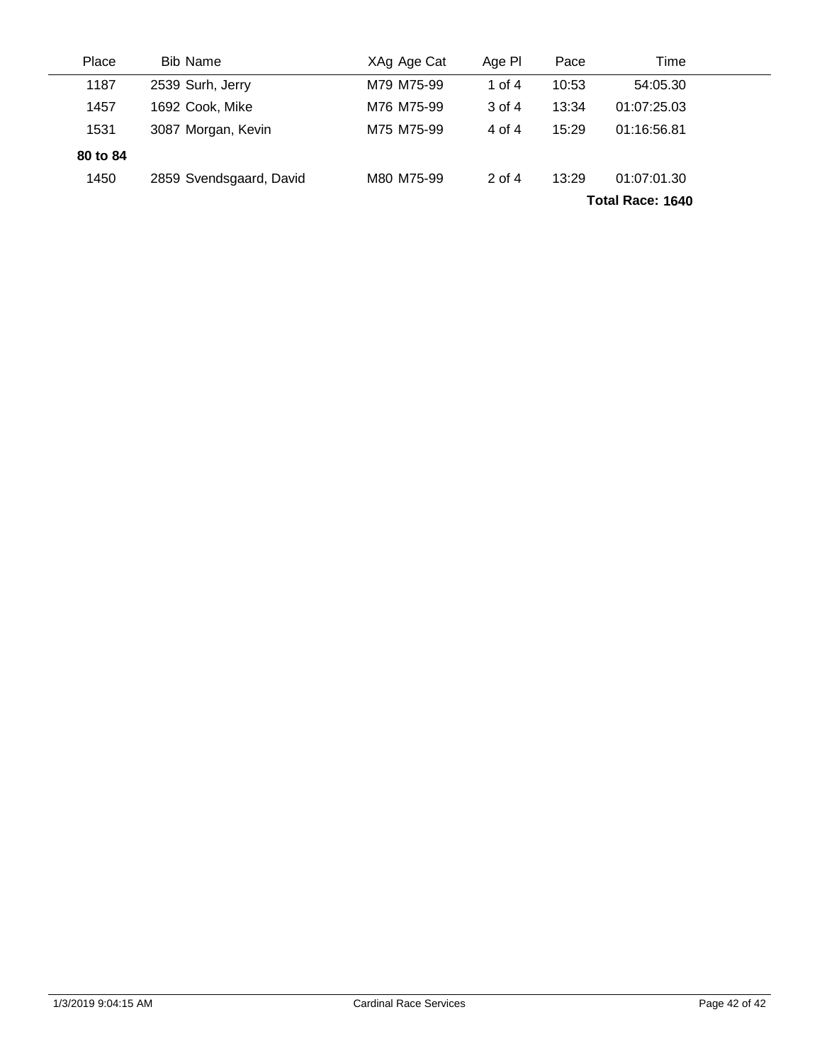| Place | Bib | Name | XAg | Age Cat | Age Pl | Pace | Time |
|---|---|---|---|---|---|---|---|
| 1187 | 2539 | Surh, Jerry | M79 | M75-99 | 1 of 4 | 10:53 | 54:05.30 |
| 1457 | 1692 | Cook, Mike | M76 | M75-99 | 3 of 4 | 13:34 | 01:07:25.03 |
| 1531 | 3087 | Morgan, Kevin | M75 | M75-99 | 4 of 4 | 15:29 | 01:16:56.81 |
| **80 to 84** | | | | | | | |
| 1450 | 2859 | Svendsgaard, David | M80 | M75-99 | 2 of 4 | 13:29 | 01:07:01.30 |

**Total Race: 1640**